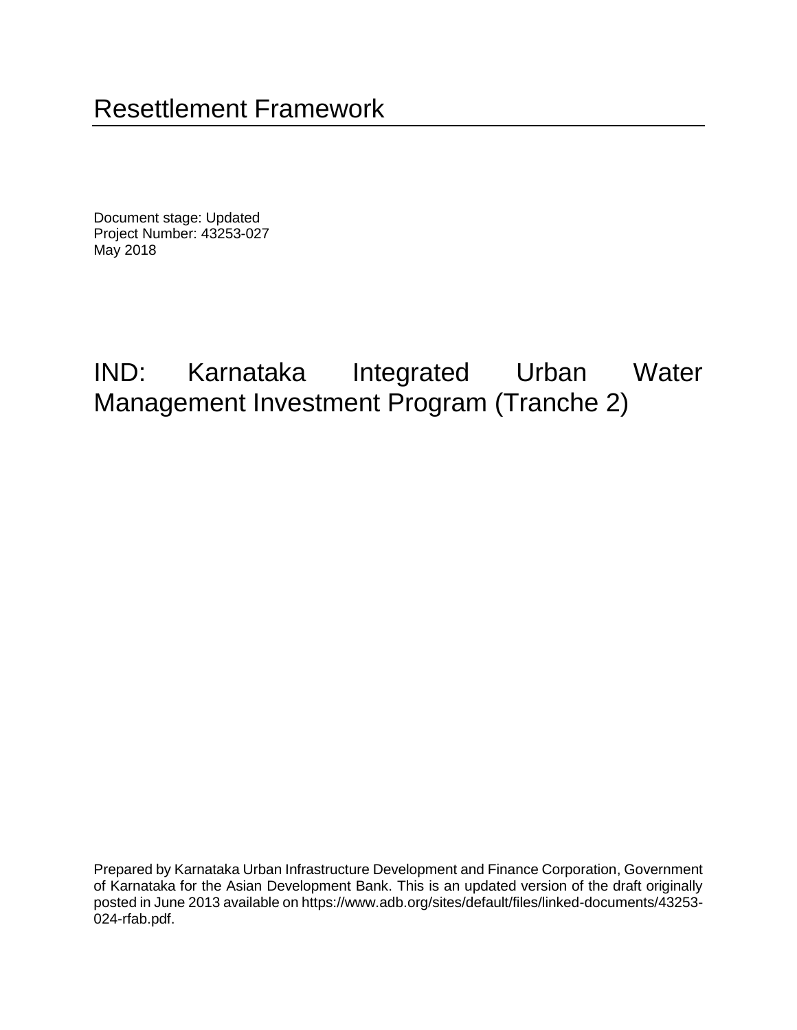# Resettlement Framework

Document stage: Updated
Project Number: 43253-027
May 2018

# IND: Karnataka Integrated Urban Water Management Investment Program (Tranche 2)

Prepared by Karnataka Urban Infrastructure Development and Finance Corporation, Government of Karnataka for the Asian Development Bank. This is an updated version of the draft originally posted in June 2013 available on https://www.adb.org/sites/default/files/linked-documents/43253-024-rfab.pdf.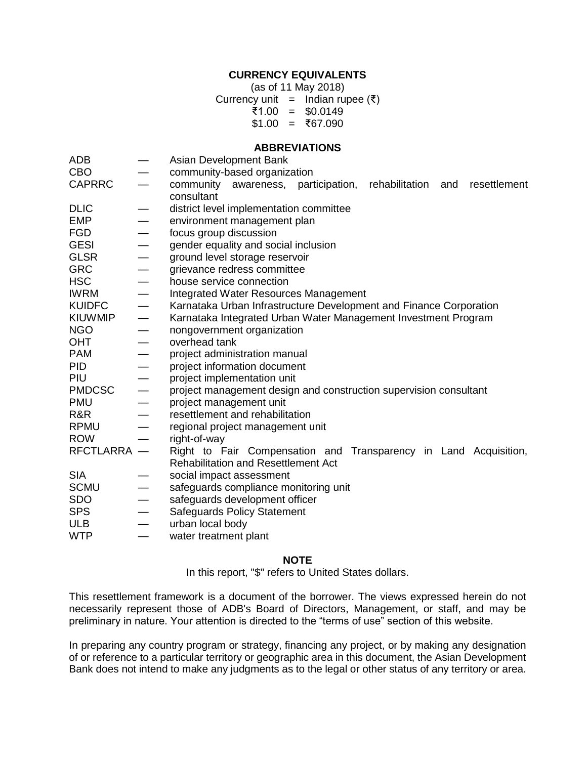**CURRENCY EQUIVALENTS**

(as of 11 May 2018)

Currency unit = Indian rupee (₹)

₹1.00 = $0.0149

$1.00 = ₹67.090

**ABBREVIATIONS**

| | | |
|---|---|---|
| ADB | — | Asian Development Bank |
| CBO | — | community-based organization |
| CAPRRC | — | community awareness, participation, rehabilitation and resettlement consultant |
| DLIC | — | district level implementation committee |
| EMP | — | environment management plan |
| FGD | — | focus group discussion |
| GESI | — | gender equality and social inclusion |
| GLSR | — | ground level storage reservoir |
| GRC | — | grievance redress committee |
| HSC | — | house service connection |
| IWRM | — | Integrated Water Resources Management |
| KUIDFC | — | Karnataka Urban Infrastructure Development and Finance Corporation |
| KIUWMIP | — | Karnataka Integrated Urban Water Management Investment Program |
| NGO | — | nongovernment organization |
| OHT | — | overhead tank |
| PAM | — | project administration manual |
| PID | — | project information document |
| PIU | — | project implementation unit |
| PMDCSC | — | project management design and construction supervision consultant |
| PMU | — | project management unit |
| R&R | — | resettlement and rehabilitation |
| RPMU | — | regional project management unit |
| ROW | — | right-of-way |
| RFCTLARRA | — | Right to Fair Compensation and Transparency in Land Acquisition, Rehabilitation and Resettlement Act |
| SIA | — | social impact assessment |
| SCMU | — | safeguards compliance monitoring unit |
| SDO | — | safeguards development officer |
| SPS | — | Safeguards Policy Statement |
| ULB | — | urban local body |
| WTP | — | water treatment plant |

**NOTE**

In this report, "$" refers to United States dollars.

This resettlement framework is a document of the borrower. The views expressed herein do not necessarily represent those of ADB's Board of Directors, Management, or staff, and may be preliminary in nature. Your attention is directed to the "terms of use" section of this website.

In preparing any country program or strategy, financing any project, or by making any designation of or reference to a particular territory or geographic area in this document, the Asian Development Bank does not intend to make any judgments as to the legal or other status of any territory or area.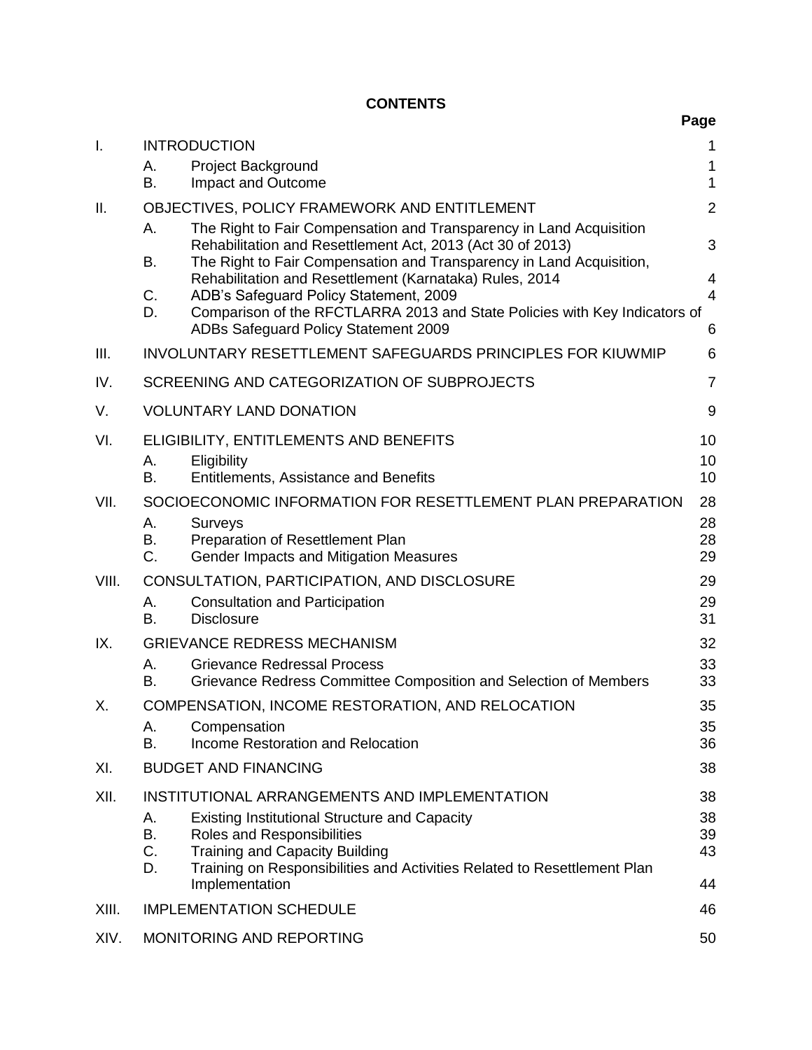# CONTENTS

| | | Page |
|---|---|---|
| I. | INTRODUCTION | 1 |
| | A. Project Background | 1 |
| | B. Impact and Outcome | 1 |
| II. | OBJECTIVES, POLICY FRAMEWORK AND ENTITLEMENT | 2 |
| | A. The Right to Fair Compensation and Transparency in Land Acquisition Rehabilitation and Resettlement Act, 2013 (Act 30 of 2013) | 3 |
| | B. The Right to Fair Compensation and Transparency in Land Acquisition, Rehabilitation and Resettlement (Karnataka) Rules, 2014 | 4 |
| | C. ADB's Safeguard Policy Statement, 2009 | 4 |
| | D. Comparison of the RFCTLARRA 2013 and State Policies with Key Indicators of ADBs Safeguard Policy Statement 2009 | 6 |
| III. | INVOLUNTARY RESETTLEMENT SAFEGUARDS PRINCIPLES FOR KIUWMIP | 6 |
| IV. | SCREENING AND CATEGORIZATION OF SUBPROJECTS | 7 |
| V. | VOLUNTARY LAND DONATION | 9 |
| VI. | ELIGIBILITY, ENTITLEMENTS AND BENEFITS | 10 |
| | A. Eligibility | 10 |
| | B. Entitlements, Assistance and Benefits | 10 |
| VII. | SOCIOECONOMIC INFORMATION FOR RESETTLEMENT PLAN PREPARATION | 28 |
| | A. Surveys | 28 |
| | B. Preparation of Resettlement Plan | 28 |
| | C. Gender Impacts and Mitigation Measures | 29 |
| VIII. | CONSULTATION, PARTICIPATION, AND DISCLOSURE | 29 |
| | A. Consultation and Participation | 29 |
| | B. Disclosure | 31 |
| IX. | GRIEVANCE REDRESS MECHANISM | 32 |
| | A. Grievance Redressal Process | 33 |
| | B. Grievance Redress Committee Composition and Selection of Members | 33 |
| X. | COMPENSATION, INCOME RESTORATION, AND RELOCATION | 35 |
| | A. Compensation | 35 |
| | B. Income Restoration and Relocation | 36 |
| XI. | BUDGET AND FINANCING | 38 |
| XII. | INSTITUTIONAL ARRANGEMENTS AND IMPLEMENTATION | 38 |
| | A. Existing Institutional Structure and Capacity | 38 |
| | B. Roles and Responsibilities | 39 |
| | C. Training and Capacity Building | 43 |
| | D. Training on Responsibilities and Activities Related to Resettlement Plan Implementation | 44 |
| XIII. | IMPLEMENTATION SCHEDULE | 46 |
| XIV. | MONITORING AND REPORTING | 50 |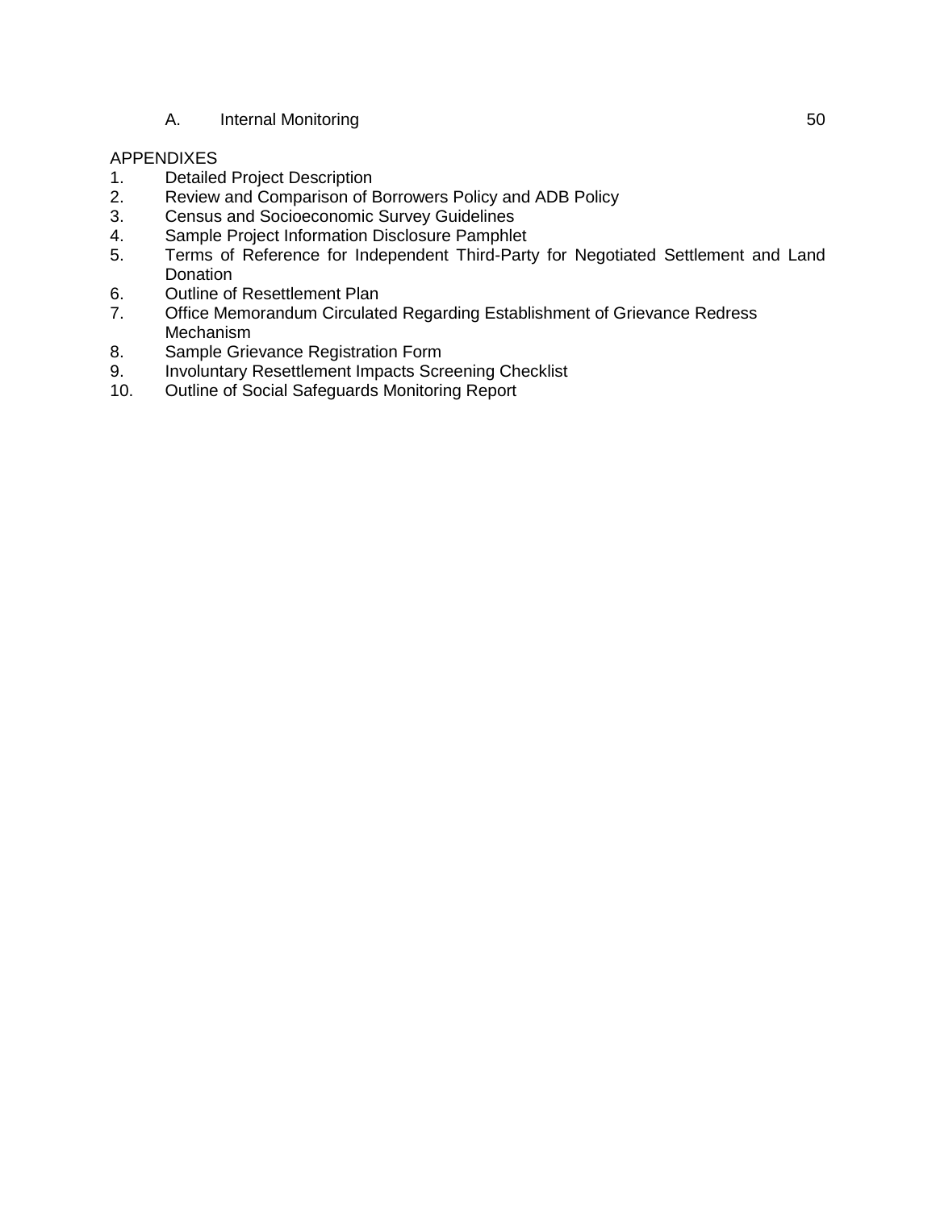A. Internal Monitoring 50

APPENDIXES

1. Detailed Project Description
2. Review and Comparison of Borrowers Policy and ADB Policy
3. Census and Socioeconomic Survey Guidelines
4. Sample Project Information Disclosure Pamphlet
5. Terms of Reference for Independent Third-Party for Negotiated Settlement and Land Donation
6. Outline of Resettlement Plan
7. Office Memorandum Circulated Regarding Establishment of Grievance Redress Mechanism
8. Sample Grievance Registration Form
9. Involuntary Resettlement Impacts Screening Checklist
10. Outline of Social Safeguards Monitoring Report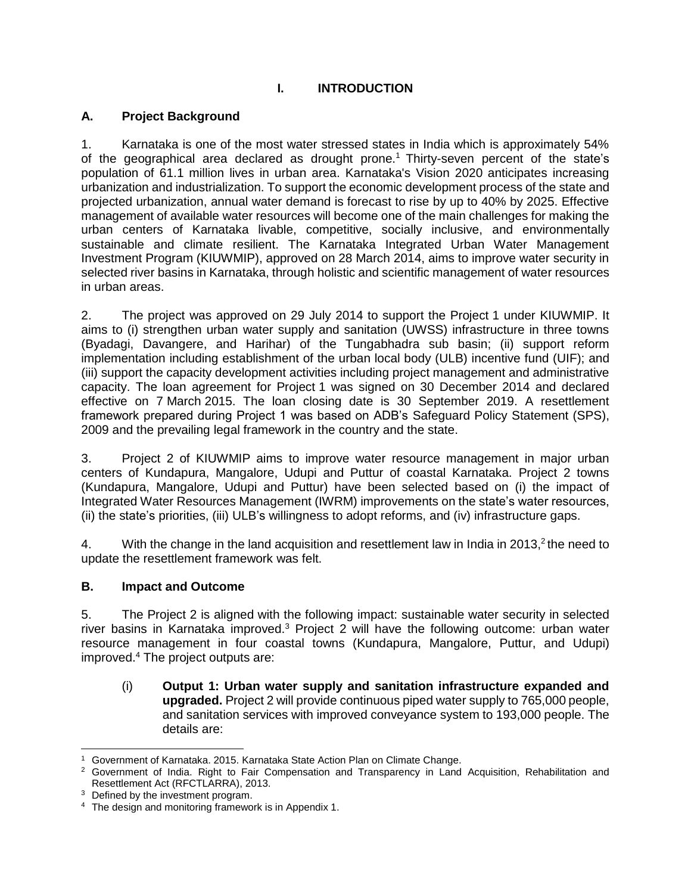# I. INTRODUCTION

## A. Project Background

1. Karnataka is one of the most water stressed states in India which is approximately 54% of the geographical area declared as drought prone.[1] Thirty-seven percent of the state's population of 61.1 million lives in urban area. Karnataka's Vision 2020 anticipates increasing urbanization and industrialization. To support the economic development process of the state and projected urbanization, annual water demand is forecast to rise by up to 40% by 2025. Effective management of available water resources will become one of the main challenges for making the urban centers of Karnataka livable, competitive, socially inclusive, and environmentally sustainable and climate resilient. The Karnataka Integrated Urban Water Management Investment Program (KIUWMIP), approved on 28 March 2014, aims to improve water security in selected river basins in Karnataka, through holistic and scientific management of water resources in urban areas.

2. The project was approved on 29 July 2014 to support the Project 1 under KIUWMIP. It aims to (i) strengthen urban water supply and sanitation (UWSS) infrastructure in three towns (Byadagi, Davangere, and Harihar) of the Tungabhadra sub basin; (ii) support reform implementation including establishment of the urban local body (ULB) incentive fund (UIF); and (iii) support the capacity development activities including project management and administrative capacity. The loan agreement for Project 1 was signed on 30 December 2014 and declared effective on 7 March 2015. The loan closing date is 30 September 2019. A resettlement framework prepared during Project 1 was based on ADB's Safeguard Policy Statement (SPS), 2009 and the prevailing legal framework in the country and the state.

3. Project 2 of KIUWMIP aims to improve water resource management in major urban centers of Kundapura, Mangalore, Udupi and Puttur of coastal Karnataka. Project 2 towns (Kundapura, Mangalore, Udupi and Puttur) have been selected based on (i) the impact of Integrated Water Resources Management (IWRM) improvements on the state's water resources, (ii) the state's priorities, (iii) ULB's willingness to adopt reforms, and (iv) infrastructure gaps.

4. With the change in the land acquisition and resettlement law in India in 2013,[2] the need to update the resettlement framework was felt.

## B. Impact and Outcome

5. The Project 2 is aligned with the following impact: sustainable water security in selected river basins in Karnataka improved.[3] Project 2 will have the following outcome: urban water resource management in four coastal towns (Kundapura, Mangalore, Puttur, and Udupi) improved.[4] The project outputs are:

(i) **Output 1: Urban water supply and sanitation infrastructure expanded and upgraded.** Project 2 will provide continuous piped water supply to 765,000 people, and sanitation services with improved conveyance system to 193,000 people. The details are:

---

[1] Government of Karnataka. 2015. Karnataka State Action Plan on Climate Change.

[2] Government of India. Right to Fair Compensation and Transparency in Land Acquisition, Rehabilitation and Resettlement Act (RFCTLARRA), 2013.

[3] Defined by the investment program.

[4] The design and monitoring framework is in Appendix 1.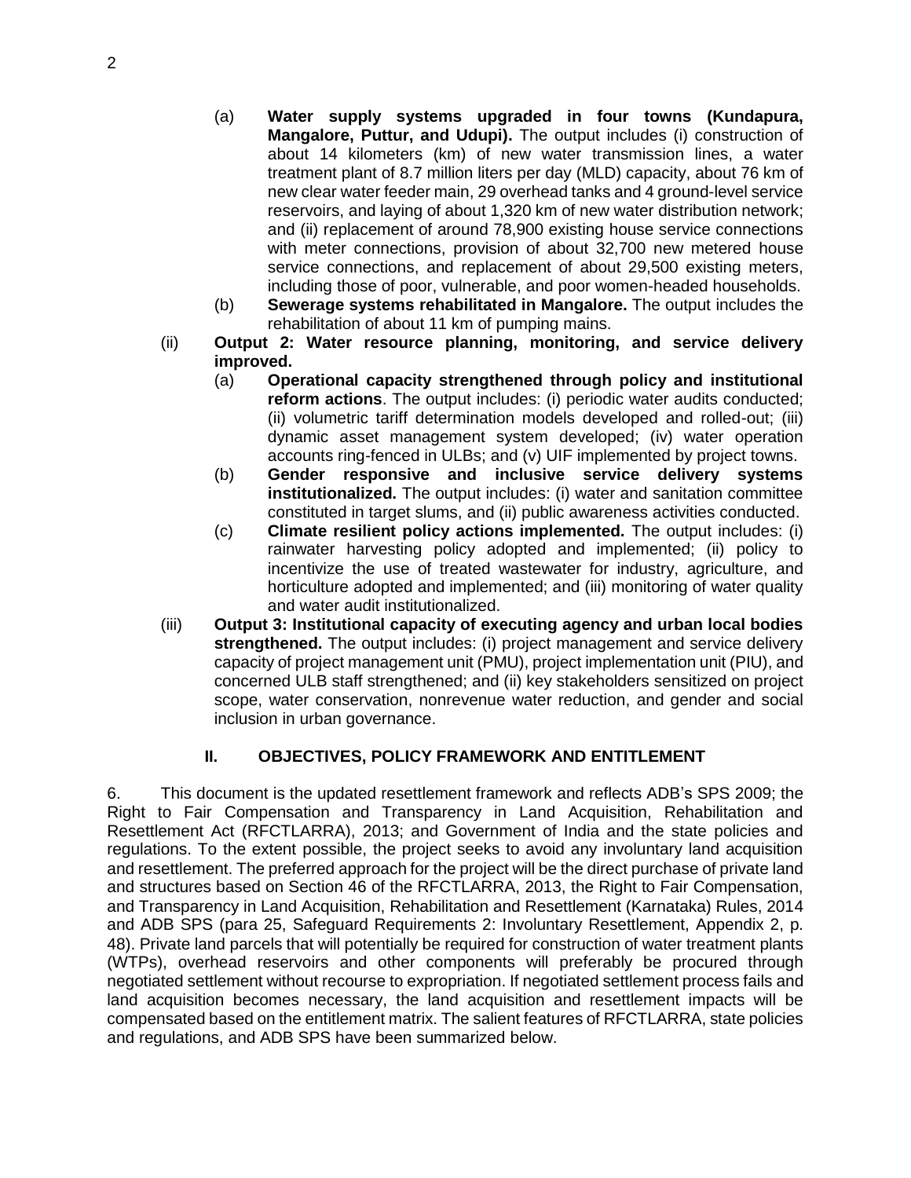(a) **Water supply systems upgraded in four towns (Kundapura, Mangalore, Puttur, and Udupi).** The output includes (i) construction of about 14 kilometers (km) of new water transmission lines, a water treatment plant of 8.7 million liters per day (MLD) capacity, about 76 km of new clear water feeder main, 29 overhead tanks and 4 ground-level service reservoirs, and laying of about 1,320 km of new water distribution network; and (ii) replacement of around 78,900 existing house service connections with meter connections, provision of about 32,700 new metered house service connections, and replacement of about 29,500 existing meters, including those of poor, vulnerable, and poor women-headed households.

(b) **Sewerage systems rehabilitated in Mangalore.** The output includes the rehabilitation of about 11 km of pumping mains.

(ii) **Output 2: Water resource planning, monitoring, and service delivery improved.**

(a) **Operational capacity strengthened through policy and institutional reform actions**. The output includes: (i) periodic water audits conducted; (ii) volumetric tariff determination models developed and rolled-out; (iii) dynamic asset management system developed; (iv) water operation accounts ring-fenced in ULBs; and (v) UIF implemented by project towns.

(b) **Gender responsive and inclusive service delivery systems institutionalized.** The output includes: (i) water and sanitation committee constituted in target slums, and (ii) public awareness activities conducted.

(c) **Climate resilient policy actions implemented.** The output includes: (i) rainwater harvesting policy adopted and implemented; (ii) policy to incentivize the use of treated wastewater for industry, agriculture, and horticulture adopted and implemented; and (iii) monitoring of water quality and water audit institutionalized.

(iii) **Output 3: Institutional capacity of executing agency and urban local bodies strengthened.** The output includes: (i) project management and service delivery capacity of project management unit (PMU), project implementation unit (PIU), and concerned ULB staff strengthened; and (ii) key stakeholders sensitized on project scope, water conservation, nonrevenue water reduction, and gender and social inclusion in urban governance.

## II. OBJECTIVES, POLICY FRAMEWORK AND ENTITLEMENT

6. This document is the updated resettlement framework and reflects ADB's SPS 2009; the Right to Fair Compensation and Transparency in Land Acquisition, Rehabilitation and Resettlement Act (RFCTLARRA), 2013; and Government of India and the state policies and regulations. To the extent possible, the project seeks to avoid any involuntary land acquisition and resettlement. The preferred approach for the project will be the direct purchase of private land and structures based on Section 46 of the RFCTLARRA, 2013, the Right to Fair Compensation, and Transparency in Land Acquisition, Rehabilitation and Resettlement (Karnataka) Rules, 2014 and ADB SPS (para 25, Safeguard Requirements 2: Involuntary Resettlement, Appendix 2, p. 48). Private land parcels that will potentially be required for construction of water treatment plants (WTPs), overhead reservoirs and other components will preferably be procured through negotiated settlement without recourse to expropriation. If negotiated settlement process fails and land acquisition becomes necessary, the land acquisition and resettlement impacts will be compensated based on the entitlement matrix. The salient features of RFCTLARRA, state policies and regulations, and ADB SPS have been summarized below.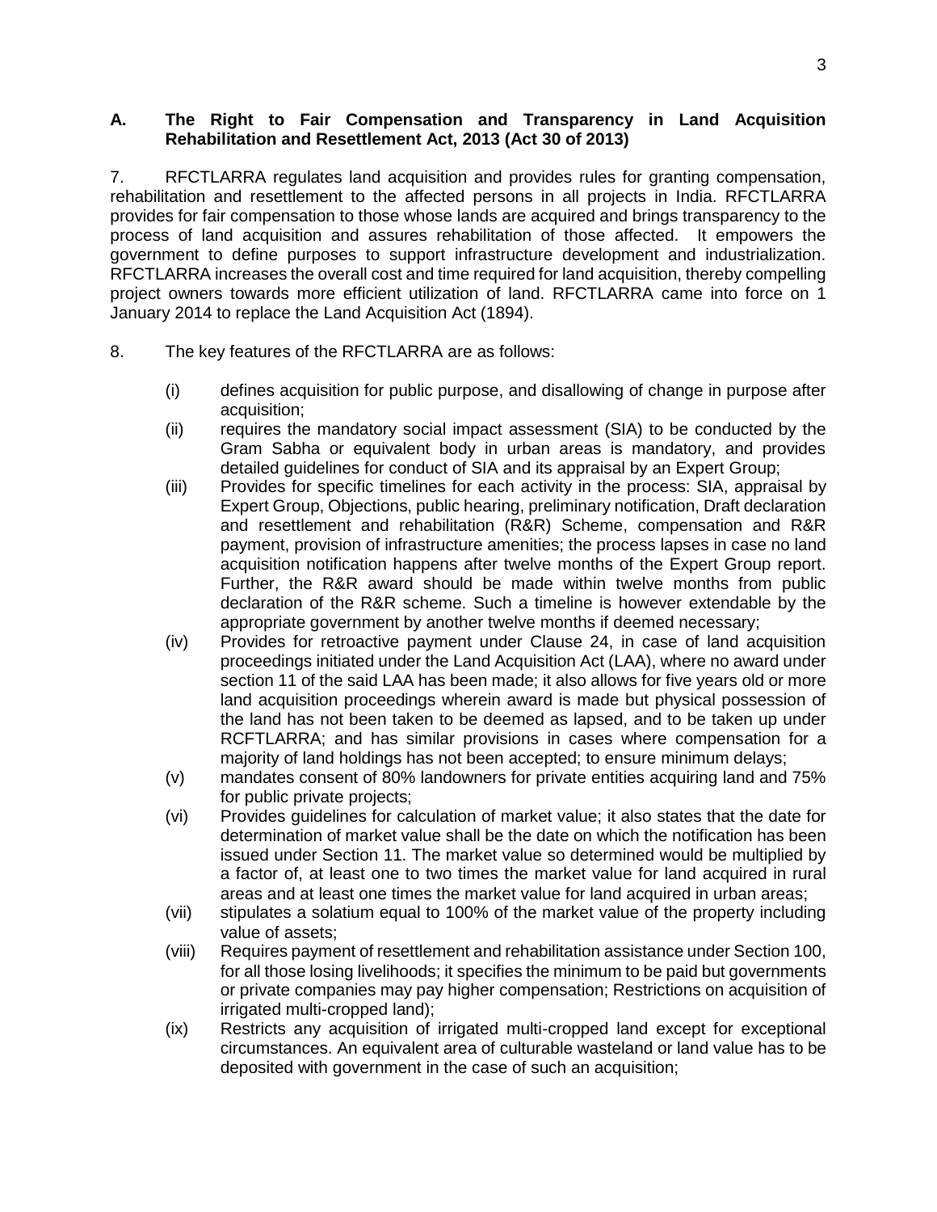### A. The Right to Fair Compensation and Transparency in Land Acquisition Rehabilitation and Resettlement Act, 2013 (Act 30 of 2013)

7. RFCTLARRA regulates land acquisition and provides rules for granting compensation, rehabilitation and resettlement to the affected persons in all projects in India. RFCTLARRA provides for fair compensation to those whose lands are acquired and brings transparency to the process of land acquisition and assures rehabilitation of those affected. It empowers the government to define purposes to support infrastructure development and industrialization. RFCTLARRA increases the overall cost and time required for land acquisition, thereby compelling project owners towards more efficient utilization of land. RFCTLARRA came into force on 1 January 2014 to replace the Land Acquisition Act (1894).

8. The key features of the RFCTLARRA are as follows:

(i) defines acquisition for public purpose, and disallowing of change in purpose after acquisition;

(ii) requires the mandatory social impact assessment (SIA) to be conducted by the Gram Sabha or equivalent body in urban areas is mandatory, and provides detailed guidelines for conduct of SIA and its appraisal by an Expert Group;

(iii) Provides for specific timelines for each activity in the process: SIA, appraisal by Expert Group, Objections, public hearing, preliminary notification, Draft declaration and resettlement and rehabilitation (R&R) Scheme, compensation and R&R payment, provision of infrastructure amenities; the process lapses in case no land acquisition notification happens after twelve months of the Expert Group report. Further, the R&R award should be made within twelve months from public declaration of the R&R scheme. Such a timeline is however extendable by the appropriate government by another twelve months if deemed necessary;

(iv) Provides for retroactive payment under Clause 24, in case of land acquisition proceedings initiated under the Land Acquisition Act (LAA), where no award under section 11 of the said LAA has been made; it also allows for five years old or more land acquisition proceedings wherein award is made but physical possession of the land has not been taken to be deemed as lapsed, and to be taken up under RCFTLARRA; and has similar provisions in cases where compensation for a majority of land holdings has not been accepted; to ensure minimum delays;

(v) mandates consent of 80% landowners for private entities acquiring land and 75% for public private projects;

(vi) Provides guidelines for calculation of market value; it also states that the date for determination of market value shall be the date on which the notification has been issued under Section 11. The market value so determined would be multiplied by a factor of, at least one to two times the market value for land acquired in rural areas and at least one times the market value for land acquired in urban areas;

(vii) stipulates a solatium equal to 100% of the market value of the property including value of assets;

(viii) Requires payment of resettlement and rehabilitation assistance under Section 100, for all those losing livelihoods; it specifies the minimum to be paid but governments or private companies may pay higher compensation; Restrictions on acquisition of irrigated multi-cropped land);

(ix) Restricts any acquisition of irrigated multi-cropped land except for exceptional circumstances. An equivalent area of culturable wasteland or land value has to be deposited with government in the case of such an acquisition;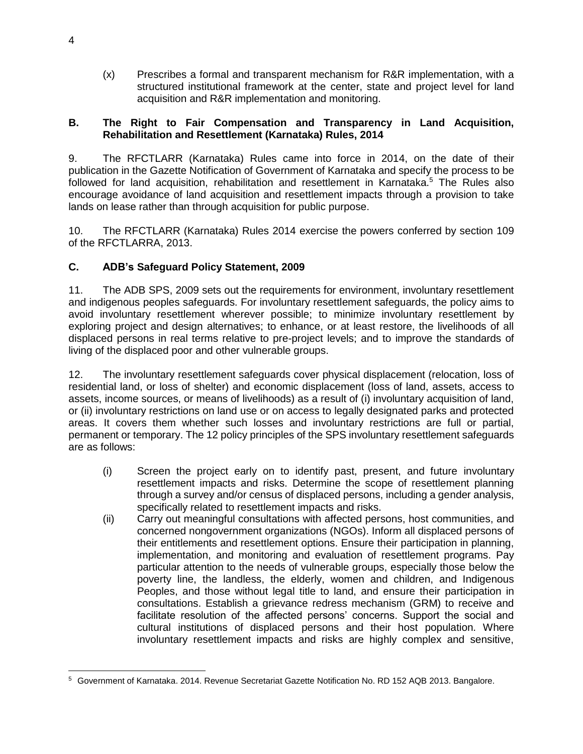(x) Prescribes a formal and transparent mechanism for R&R implementation, with a structured institutional framework at the center, state and project level for land acquisition and R&R implementation and monitoring.

### B. The Right to Fair Compensation and Transparency in Land Acquisition, Rehabilitation and Resettlement (Karnataka) Rules, 2014

9. The RFCTLARR (Karnataka) Rules came into force in 2014, on the date of their publication in the Gazette Notification of Government of Karnataka and specify the process to be followed for land acquisition, rehabilitation and resettlement in Karnataka.[5] The Rules also encourage avoidance of land acquisition and resettlement impacts through a provision to take lands on lease rather than through acquisition for public purpose.

10. The RFCTLARR (Karnataka) Rules 2014 exercise the powers conferred by section 109 of the RFCTLARRA, 2013.

### C. ADB's Safeguard Policy Statement, 2009

11. The ADB SPS, 2009 sets out the requirements for environment, involuntary resettlement and indigenous peoples safeguards. For involuntary resettlement safeguards, the policy aims to avoid involuntary resettlement wherever possible; to minimize involuntary resettlement by exploring project and design alternatives; to enhance, or at least restore, the livelihoods of all displaced persons in real terms relative to pre-project levels; and to improve the standards of living of the displaced poor and other vulnerable groups.

12. The involuntary resettlement safeguards cover physical displacement (relocation, loss of residential land, or loss of shelter) and economic displacement (loss of land, assets, access to assets, income sources, or means of livelihoods) as a result of (i) involuntary acquisition of land, or (ii) involuntary restrictions on land use or on access to legally designated parks and protected areas. It covers them whether such losses and involuntary restrictions are full or partial, permanent or temporary. The 12 policy principles of the SPS involuntary resettlement safeguards are as follows:

(i) Screen the project early on to identify past, present, and future involuntary resettlement impacts and risks. Determine the scope of resettlement planning through a survey and/or census of displaced persons, including a gender analysis, specifically related to resettlement impacts and risks.

(ii) Carry out meaningful consultations with affected persons, host communities, and concerned nongovernment organizations (NGOs). Inform all displaced persons of their entitlements and resettlement options. Ensure their participation in planning, implementation, and monitoring and evaluation of resettlement programs. Pay particular attention to the needs of vulnerable groups, especially those below the poverty line, the landless, the elderly, women and children, and Indigenous Peoples, and those without legal title to land, and ensure their participation in consultations. Establish a grievance redress mechanism (GRM) to receive and facilitate resolution of the affected persons' concerns. Support the social and cultural institutions of displaced persons and their host population. Where involuntary resettlement impacts and risks are highly complex and sensitive,

---

[5] Government of Karnataka. 2014. Revenue Secretariat Gazette Notification No. RD 152 AQB 2013. Bangalore.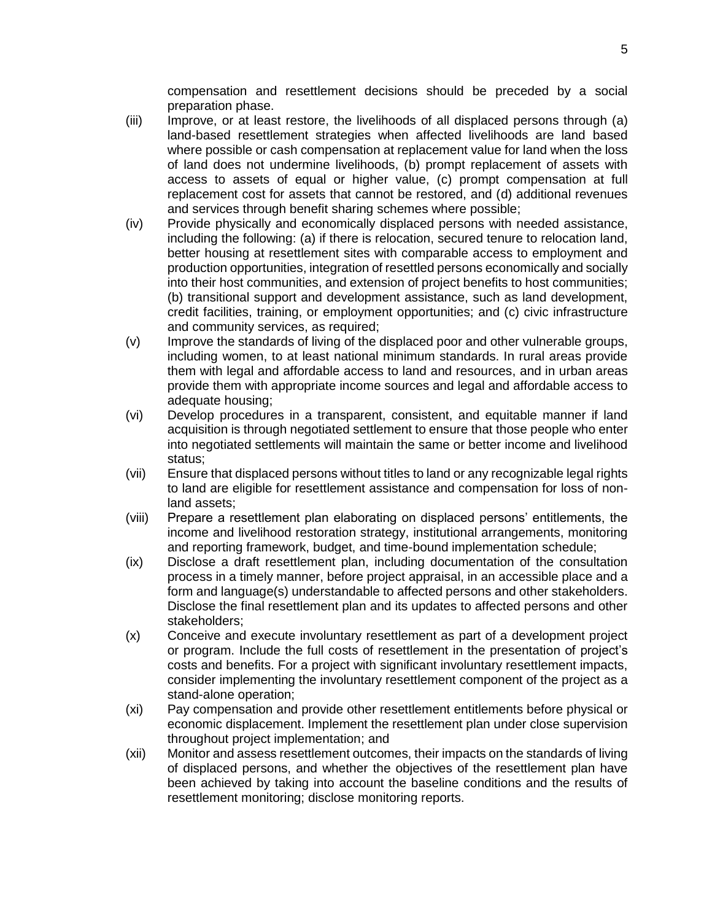compensation and resettlement decisions should be preceded by a social preparation phase.

(iii) Improve, or at least restore, the livelihoods of all displaced persons through (a) land-based resettlement strategies when affected livelihoods are land based where possible or cash compensation at replacement value for land when the loss of land does not undermine livelihoods, (b) prompt replacement of assets with access to assets of equal or higher value, (c) prompt compensation at full replacement cost for assets that cannot be restored, and (d) additional revenues and services through benefit sharing schemes where possible;

(iv) Provide physically and economically displaced persons with needed assistance, including the following: (a) if there is relocation, secured tenure to relocation land, better housing at resettlement sites with comparable access to employment and production opportunities, integration of resettled persons economically and socially into their host communities, and extension of project benefits to host communities; (b) transitional support and development assistance, such as land development, credit facilities, training, or employment opportunities; and (c) civic infrastructure and community services, as required;

(v) Improve the standards of living of the displaced poor and other vulnerable groups, including women, to at least national minimum standards. In rural areas provide them with legal and affordable access to land and resources, and in urban areas provide them with appropriate income sources and legal and affordable access to adequate housing;

(vi) Develop procedures in a transparent, consistent, and equitable manner if land acquisition is through negotiated settlement to ensure that those people who enter into negotiated settlements will maintain the same or better income and livelihood status;

(vii) Ensure that displaced persons without titles to land or any recognizable legal rights to land are eligible for resettlement assistance and compensation for loss of non-land assets;

(viii) Prepare a resettlement plan elaborating on displaced persons' entitlements, the income and livelihood restoration strategy, institutional arrangements, monitoring and reporting framework, budget, and time-bound implementation schedule;

(ix) Disclose a draft resettlement plan, including documentation of the consultation process in a timely manner, before project appraisal, in an accessible place and a form and language(s) understandable to affected persons and other stakeholders. Disclose the final resettlement plan and its updates to affected persons and other stakeholders;

(x) Conceive and execute involuntary resettlement as part of a development project or program. Include the full costs of resettlement in the presentation of project's costs and benefits. For a project with significant involuntary resettlement impacts, consider implementing the involuntary resettlement component of the project as a stand-alone operation;

(xi) Pay compensation and provide other resettlement entitlements before physical or economic displacement. Implement the resettlement plan under close supervision throughout project implementation; and

(xii) Monitor and assess resettlement outcomes, their impacts on the standards of living of displaced persons, and whether the objectives of the resettlement plan have been achieved by taking into account the baseline conditions and the results of resettlement monitoring; disclose monitoring reports.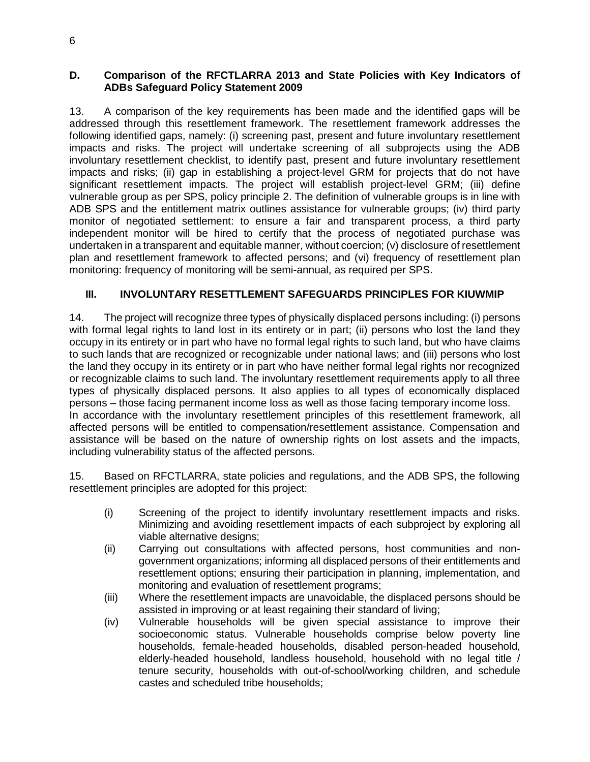### D. Comparison of the RFCTLARRA 2013 and State Policies with Key Indicators of ADBs Safeguard Policy Statement 2009

13. A comparison of the key requirements has been made and the identified gaps will be addressed through this resettlement framework. The resettlement framework addresses the following identified gaps, namely: (i) screening past, present and future involuntary resettlement impacts and risks. The project will undertake screening of all subprojects using the ADB involuntary resettlement checklist, to identify past, present and future involuntary resettlement impacts and risks; (ii) gap in establishing a project-level GRM for projects that do not have significant resettlement impacts. The project will establish project-level GRM; (iii) define vulnerable group as per SPS, policy principle 2. The definition of vulnerable groups is in line with ADB SPS and the entitlement matrix outlines assistance for vulnerable groups; (iv) third party monitor of negotiated settlement: to ensure a fair and transparent process, a third party independent monitor will be hired to certify that the process of negotiated purchase was undertaken in a transparent and equitable manner, without coercion; (v) disclosure of resettlement plan and resettlement framework to affected persons; and (vi) frequency of resettlement plan monitoring: frequency of monitoring will be semi-annual, as required per SPS.

## III. INVOLUNTARY RESETTLEMENT SAFEGUARDS PRINCIPLES FOR KIUWMIP

14. The project will recognize three types of physically displaced persons including: (i) persons with formal legal rights to land lost in its entirety or in part; (ii) persons who lost the land they occupy in its entirety or in part who have no formal legal rights to such land, but who have claims to such lands that are recognized or recognizable under national laws; and (iii) persons who lost the land they occupy in its entirety or in part who have neither formal legal rights nor recognized or recognizable claims to such land. The involuntary resettlement requirements apply to all three types of physically displaced persons. It also applies to all types of economically displaced persons – those facing permanent income loss as well as those facing temporary income loss. In accordance with the involuntary resettlement principles of this resettlement framework, all affected persons will be entitled to compensation/resettlement assistance. Compensation and assistance will be based on the nature of ownership rights on lost assets and the impacts, including vulnerability status of the affected persons.

15. Based on RFCTLARRA, state policies and regulations, and the ADB SPS, the following resettlement principles are adopted for this project:

(i) Screening of the project to identify involuntary resettlement impacts and risks. Minimizing and avoiding resettlement impacts of each subproject by exploring all viable alternative designs;

(ii) Carrying out consultations with affected persons, host communities and non-government organizations; informing all displaced persons of their entitlements and resettlement options; ensuring their participation in planning, implementation, and monitoring and evaluation of resettlement programs;

(iii) Where the resettlement impacts are unavoidable, the displaced persons should be assisted in improving or at least regaining their standard of living;

(iv) Vulnerable households will be given special assistance to improve their socioeconomic status. Vulnerable households comprise below poverty line households, female-headed households, disabled person-headed household, elderly-headed household, landless household, household with no legal title / tenure security, households with out-of-school/working children, and schedule castes and scheduled tribe households;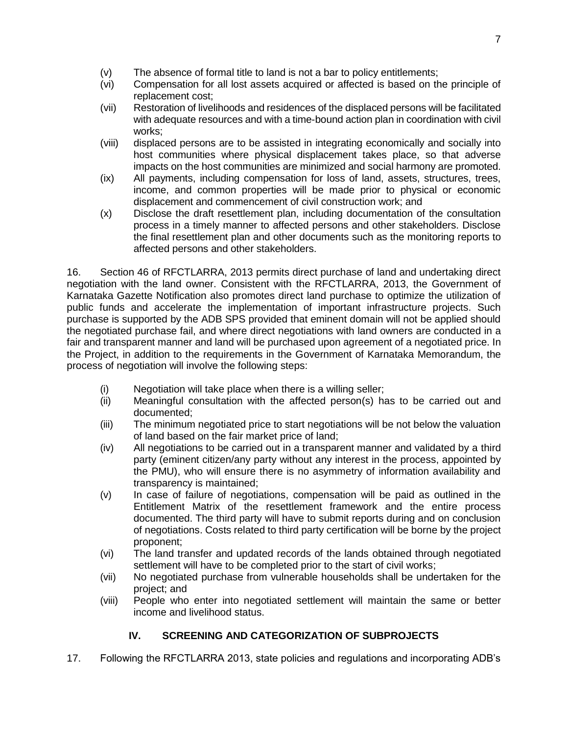(v) The absence of formal title to land is not a bar to policy entitlements;
(vi) Compensation for all lost assets acquired or affected is based on the principle of replacement cost;
(vii) Restoration of livelihoods and residences of the displaced persons will be facilitated with adequate resources and with a time-bound action plan in coordination with civil works;
(viii) displaced persons are to be assisted in integrating economically and socially into host communities where physical displacement takes place, so that adverse impacts on the host communities are minimized and social harmony are promoted.
(ix) All payments, including compensation for loss of land, assets, structures, trees, income, and common properties will be made prior to physical or economic displacement and commencement of civil construction work; and
(x) Disclose the draft resettlement plan, including documentation of the consultation process in a timely manner to affected persons and other stakeholders. Disclose the final resettlement plan and other documents such as the monitoring reports to affected persons and other stakeholders.

16. Section 46 of RFCTLARRA, 2013 permits direct purchase of land and undertaking direct negotiation with the land owner. Consistent with the RFCTLARRA, 2013, the Government of Karnataka Gazette Notification also promotes direct land purchase to optimize the utilization of public funds and accelerate the implementation of important infrastructure projects. Such purchase is supported by the ADB SPS provided that eminent domain will not be applied should the negotiated purchase fail, and where direct negotiations with land owners are conducted in a fair and transparent manner and land will be purchased upon agreement of a negotiated price. In the Project, in addition to the requirements in the Government of Karnataka Memorandum, the process of negotiation will involve the following steps:

(i) Negotiation will take place when there is a willing seller;
(ii) Meaningful consultation with the affected person(s) has to be carried out and documented;
(iii) The minimum negotiated price to start negotiations will be not below the valuation of land based on the fair market price of land;
(iv) All negotiations to be carried out in a transparent manner and validated by a third party (eminent citizen/any party without any interest in the process, appointed by the PMU), who will ensure there is no asymmetry of information availability and transparency is maintained;
(v) In case of failure of negotiations, compensation will be paid as outlined in the Entitlement Matrix of the resettlement framework and the entire process documented. The third party will have to submit reports during and on conclusion of negotiations. Costs related to third party certification will be borne by the project proponent;
(vi) The land transfer and updated records of the lands obtained through negotiated settlement will have to be completed prior to the start of civil works;
(vii) No negotiated purchase from vulnerable households shall be undertaken for the project; and
(viii) People who enter into negotiated settlement will maintain the same or better income and livelihood status.

## IV. SCREENING AND CATEGORIZATION OF SUBPROJECTS

17. Following the RFCTLARRA 2013, state policies and regulations and incorporating ADB's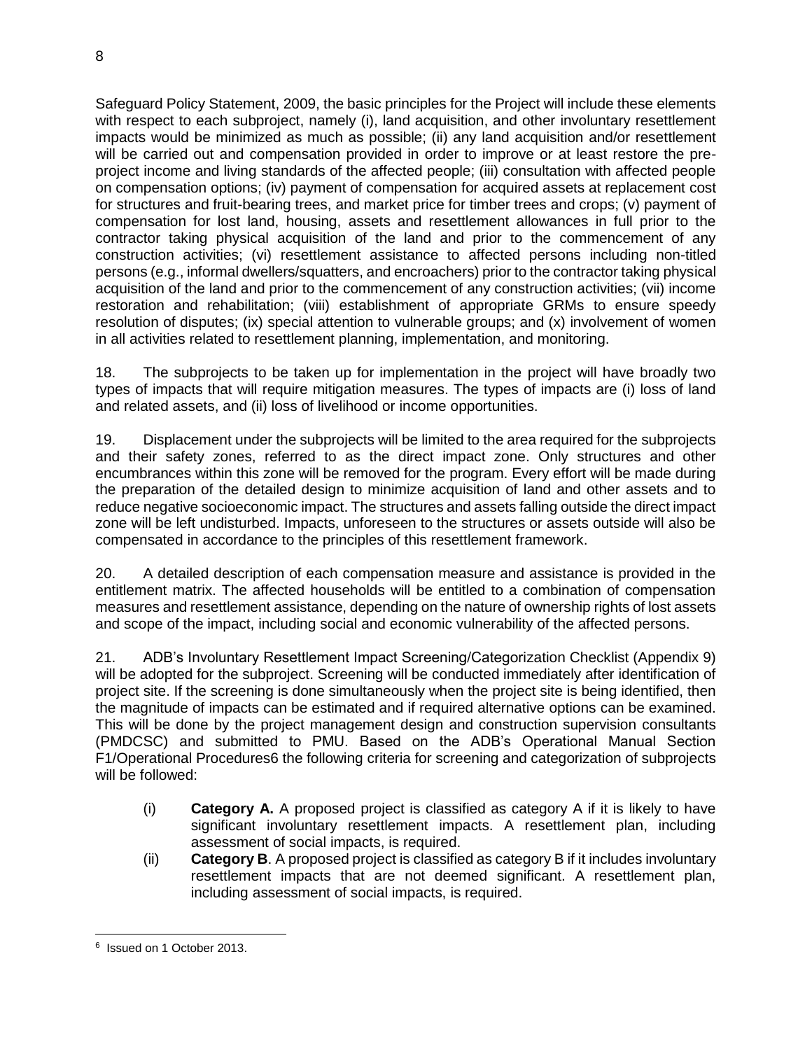Safeguard Policy Statement, 2009, the basic principles for the Project will include these elements with respect to each subproject, namely (i), land acquisition, and other involuntary resettlement impacts would be minimized as much as possible; (ii) any land acquisition and/or resettlement will be carried out and compensation provided in order to improve or at least restore the pre-project income and living standards of the affected people; (iii) consultation with affected people on compensation options; (iv) payment of compensation for acquired assets at replacement cost for structures and fruit-bearing trees, and market price for timber trees and crops; (v) payment of compensation for lost land, housing, assets and resettlement allowances in full prior to the contractor taking physical acquisition of the land and prior to the commencement of any construction activities; (vi) resettlement assistance to affected persons including non-titled persons (e.g., informal dwellers/squatters, and encroachers) prior to the contractor taking physical acquisition of the land and prior to the commencement of any construction activities; (vii) income restoration and rehabilitation; (viii) establishment of appropriate GRMs to ensure speedy resolution of disputes; (ix) special attention to vulnerable groups; and (x) involvement of women in all activities related to resettlement planning, implementation, and monitoring.

18. The subprojects to be taken up for implementation in the project will have broadly two types of impacts that will require mitigation measures. The types of impacts are (i) loss of land and related assets, and (ii) loss of livelihood or income opportunities.

19. Displacement under the subprojects will be limited to the area required for the subprojects and their safety zones, referred to as the direct impact zone. Only structures and other encumbrances within this zone will be removed for the program. Every effort will be made during the preparation of the detailed design to minimize acquisition of land and other assets and to reduce negative socioeconomic impact. The structures and assets falling outside the direct impact zone will be left undisturbed. Impacts, unforeseen to the structures or assets outside will also be compensated in accordance to the principles of this resettlement framework.

20. A detailed description of each compensation measure and assistance is provided in the entitlement matrix. The affected households will be entitled to a combination of compensation measures and resettlement assistance, depending on the nature of ownership rights of lost assets and scope of the impact, including social and economic vulnerability of the affected persons.

21. ADB's Involuntary Resettlement Impact Screening/Categorization Checklist (Appendix 9) will be adopted for the subproject. Screening will be conducted immediately after identification of project site. If the screening is done simultaneously when the project site is being identified, then the magnitude of impacts can be estimated and if required alternative options can be examined. This will be done by the project management design and construction supervision consultants (PMDCSC) and submitted to PMU. Based on the ADB's Operational Manual Section F1/Operational Procedures[6] the following criteria for screening and categorization of subprojects will be followed:

(i) **Category A.** A proposed project is classified as category A if it is likely to have significant involuntary resettlement impacts. A resettlement plan, including assessment of social impacts, is required.

(ii) **Category B**. A proposed project is classified as category B if it includes involuntary resettlement impacts that are not deemed significant. A resettlement plan, including assessment of social impacts, is required.

---

[6] Issued on 1 October 2013.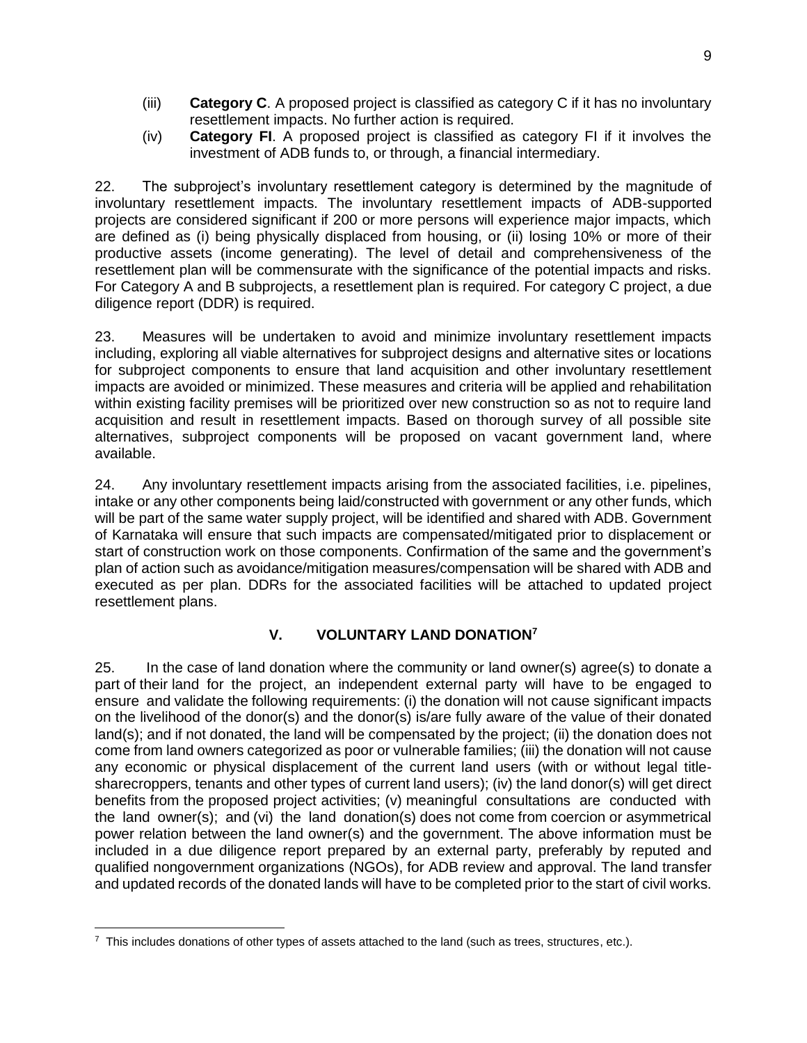(iii) **Category C**. A proposed project is classified as category C if it has no involuntary resettlement impacts. No further action is required.

(iv) **Category FI**. A proposed project is classified as category FI if it involves the investment of ADB funds to, or through, a financial intermediary.

22. The subproject's involuntary resettlement category is determined by the magnitude of involuntary resettlement impacts. The involuntary resettlement impacts of ADB-supported projects are considered significant if 200 or more persons will experience major impacts, which are defined as (i) being physically displaced from housing, or (ii) losing 10% or more of their productive assets (income generating). The level of detail and comprehensiveness of the resettlement plan will be commensurate with the significance of the potential impacts and risks. For Category A and B subprojects, a resettlement plan is required. For category C project, a due diligence report (DDR) is required.

23. Measures will be undertaken to avoid and minimize involuntary resettlement impacts including, exploring all viable alternatives for subproject designs and alternative sites or locations for subproject components to ensure that land acquisition and other involuntary resettlement impacts are avoided or minimized. These measures and criteria will be applied and rehabilitation within existing facility premises will be prioritized over new construction so as not to require land acquisition and result in resettlement impacts. Based on thorough survey of all possible site alternatives, subproject components will be proposed on vacant government land, where available.

24. Any involuntary resettlement impacts arising from the associated facilities, i.e. pipelines, intake or any other components being laid/constructed with government or any other funds, which will be part of the same water supply project, will be identified and shared with ADB. Government of Karnataka will ensure that such impacts are compensated/mitigated prior to displacement or start of construction work on those components. Confirmation of the same and the government's plan of action such as avoidance/mitigation measures/compensation will be shared with ADB and executed as per plan. DDRs for the associated facilities will be attached to updated project resettlement plans.

## V. VOLUNTARY LAND DONATION[7]

25. In the case of land donation where the community or land owner(s) agree(s) to donate a part of their land for the project, an independent external party will have to be engaged to ensure and validate the following requirements: (i) the donation will not cause significant impacts on the livelihood of the donor(s) and the donor(s) is/are fully aware of the value of their donated land(s); and if not donated, the land will be compensated by the project; (ii) the donation does not come from land owners categorized as poor or vulnerable families; (iii) the donation will not cause any economic or physical displacement of the current land users (with or without legal title- sharecroppers, tenants and other types of current land users); (iv) the land donor(s) will get direct benefits from the proposed project activities; (v) meaningful consultations are conducted with the land owner(s); and (vi) the land donation(s) does not come from coercion or asymmetrical power relation between the land owner(s) and the government. The above information must be included in a due diligence report prepared by an external party, preferably by reputed and qualified nongovernment organizations (NGOs), for ADB review and approval. The land transfer and updated records of the donated lands will have to be completed prior to the start of civil works.

[7] This includes donations of other types of assets attached to the land (such as trees, structures, etc.).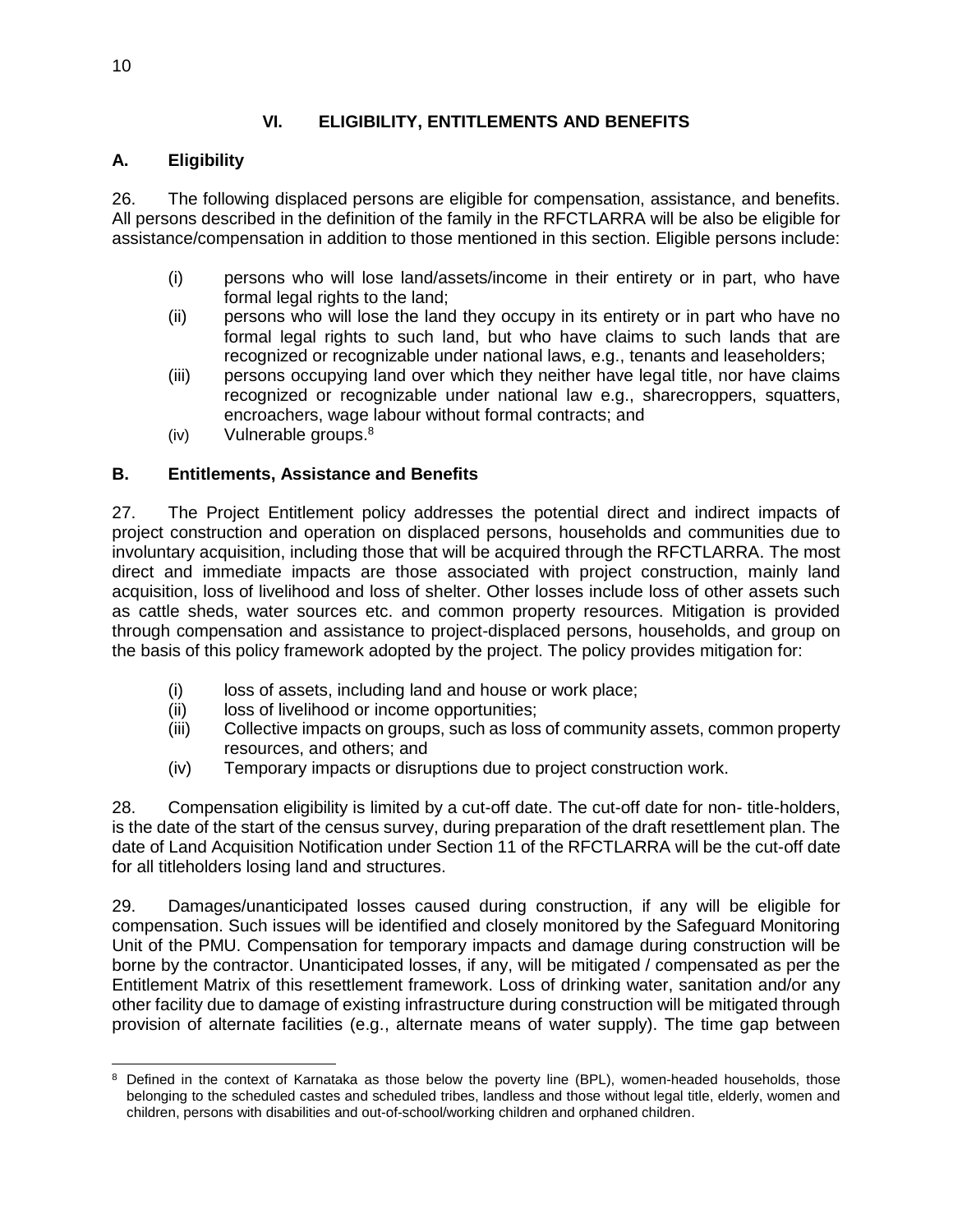# VI. ELIGIBILITY, ENTITLEMENTS AND BENEFITS

## A. Eligibility

26. The following displaced persons are eligible for compensation, assistance, and benefits. All persons described in the definition of the family in the RFCTLARRA will be also be eligible for assistance/compensation in addition to those mentioned in this section. Eligible persons include:

(i) persons who will lose land/assets/income in their entirety or in part, who have formal legal rights to the land;
(ii) persons who will lose the land they occupy in its entirety or in part who have no formal legal rights to such land, but who have claims to such lands that are recognized or recognizable under national laws, e.g., tenants and leaseholders;
(iii) persons occupying land over which they neither have legal title, nor have claims recognized or recognizable under national law e.g., sharecroppers, squatters, encroachers, wage labour without formal contracts; and
(iv) Vulnerable groups.[8]

## B. Entitlements, Assistance and Benefits

27. The Project Entitlement policy addresses the potential direct and indirect impacts of project construction and operation on displaced persons, households and communities due to involuntary acquisition, including those that will be acquired through the RFCTLARRA. The most direct and immediate impacts are those associated with project construction, mainly land acquisition, loss of livelihood and loss of shelter. Other losses include loss of other assets such as cattle sheds, water sources etc. and common property resources. Mitigation is provided through compensation and assistance to project-displaced persons, households, and group on the basis of this policy framework adopted by the project. The policy provides mitigation for:

(i) loss of assets, including land and house or work place;
(ii) loss of livelihood or income opportunities;
(iii) Collective impacts on groups, such as loss of community assets, common property resources, and others; and
(iv) Temporary impacts or disruptions due to project construction work.

28. Compensation eligibility is limited by a cut-off date. The cut-off date for non- title-holders, is the date of the start of the census survey, during preparation of the draft resettlement plan. The date of Land Acquisition Notification under Section 11 of the RFCTLARRA will be the cut-off date for all titleholders losing land and structures.

29. Damages/unanticipated losses caused during construction, if any will be eligible for compensation. Such issues will be identified and closely monitored by the Safeguard Monitoring Unit of the PMU. Compensation for temporary impacts and damage during construction will be borne by the contractor. Unanticipated losses, if any, will be mitigated / compensated as per the Entitlement Matrix of this resettlement framework. Loss of drinking water, sanitation and/or any other facility due to damage of existing infrastructure during construction will be mitigated through provision of alternate facilities (e.g., alternate means of water supply). The time gap between

---

[8] Defined in the context of Karnataka as those below the poverty line (BPL), women-headed households, those belonging to the scheduled castes and scheduled tribes, landless and those without legal title, elderly, women and children, persons with disabilities and out-of-school/working children and orphaned children.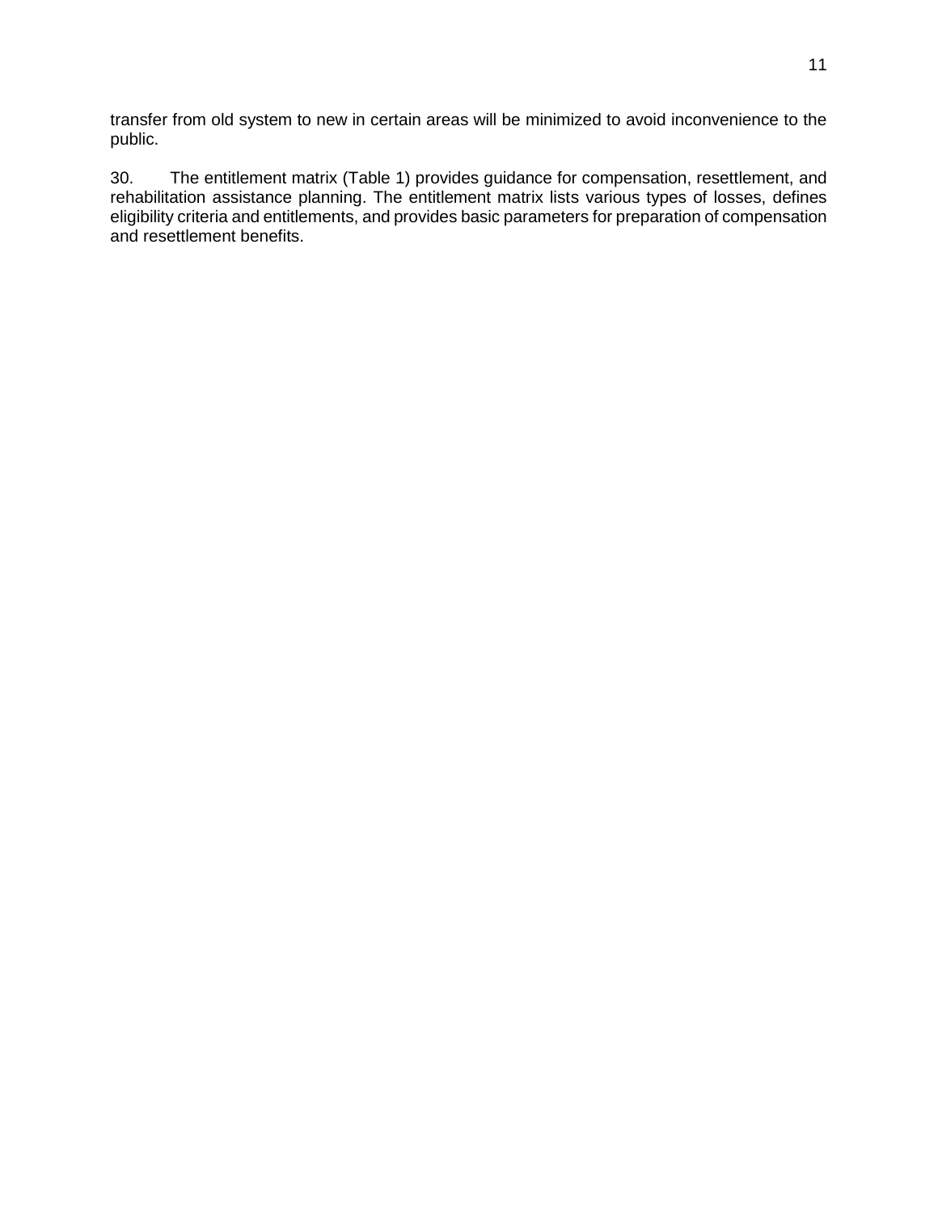transfer from old system to new in certain areas will be minimized to avoid inconvenience to the public.

30. The entitlement matrix (Table 1) provides guidance for compensation, resettlement, and rehabilitation assistance planning. The entitlement matrix lists various types of losses, defines eligibility criteria and entitlements, and provides basic parameters for preparation of compensation and resettlement benefits.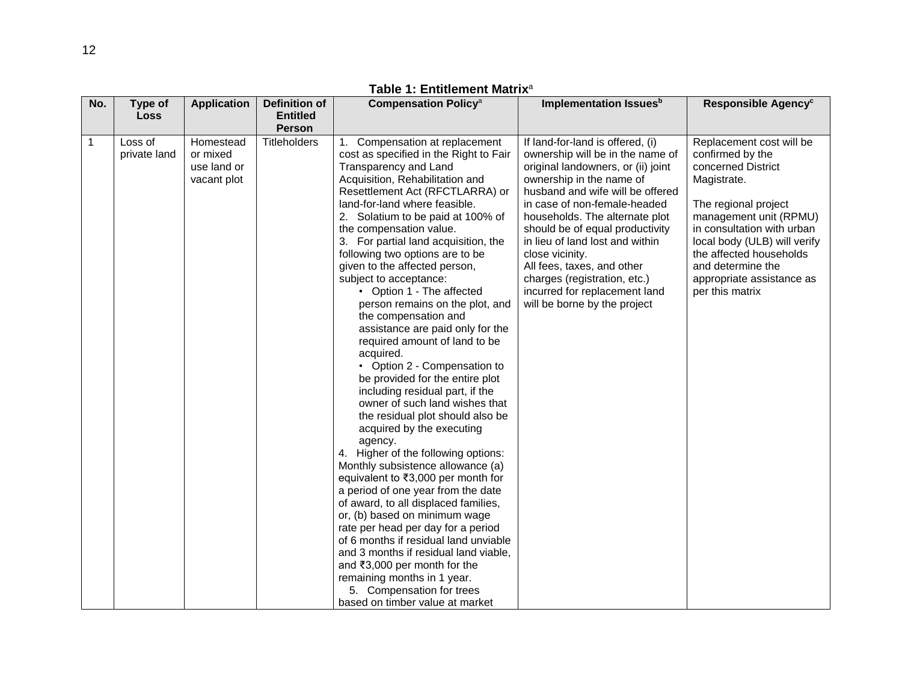**Table 1: Entitlement Matrix**[a]

| No. | Type of Loss | Application | Definition of Entitled Person | Compensation Policy[a] | Implementation Issues[b] | Responsible Agency[c] |
| --- | --- | --- | --- | --- | --- | --- |
| 1 | Loss of private land | Homestead or mixed use land or vacant plot | Titleholders | 1. Compensation at replacement cost as specified in the Right to Fair Transparency and Land Acquisition, Rehabilitation and Resettlement Act (RFCTLARRA) or land-for-land where feasible.<br>2. Solatium to be paid at 100% of the compensation value.<br>3. For partial land acquisition, the following two options are to be given to the affected person, subject to acceptance:<br>• Option 1 - The affected person remains on the plot, and the compensation and assistance are paid only for the required amount of land to be acquired.<br>• Option 2 - Compensation to be provided for the entire plot including residual part, if the owner of such land wishes that the residual plot should also be acquired by the executing agency.<br>4. Higher of the following options: Monthly subsistence allowance (a) equivalent to ₹3,000 per month for a period of one year from the date of award, to all displaced families, or, (b) based on minimum wage rate per head per day for a period of 6 months if residual land unviable and 3 months if residual land viable, and ₹3,000 per month for the remaining months in 1 year.<br>5. Compensation for trees based on timber value at market | If land-for-land is offered, (i) ownership will be in the name of original landowners, or (ii) joint ownership in the name of husband and wife will be offered in case of non-female-headed households. The alternate plot should be of equal productivity in lieu of land lost and within close vicinity.<br>All fees, taxes, and other charges (registration, etc.) incurred for replacement land will be borne by the project | Replacement cost will be confirmed by the concerned District Magistrate.<br><br>The regional project management unit (RPMU) in consultation with urban local body (ULB) will verify the affected households and determine the appropriate assistance as per this matrix |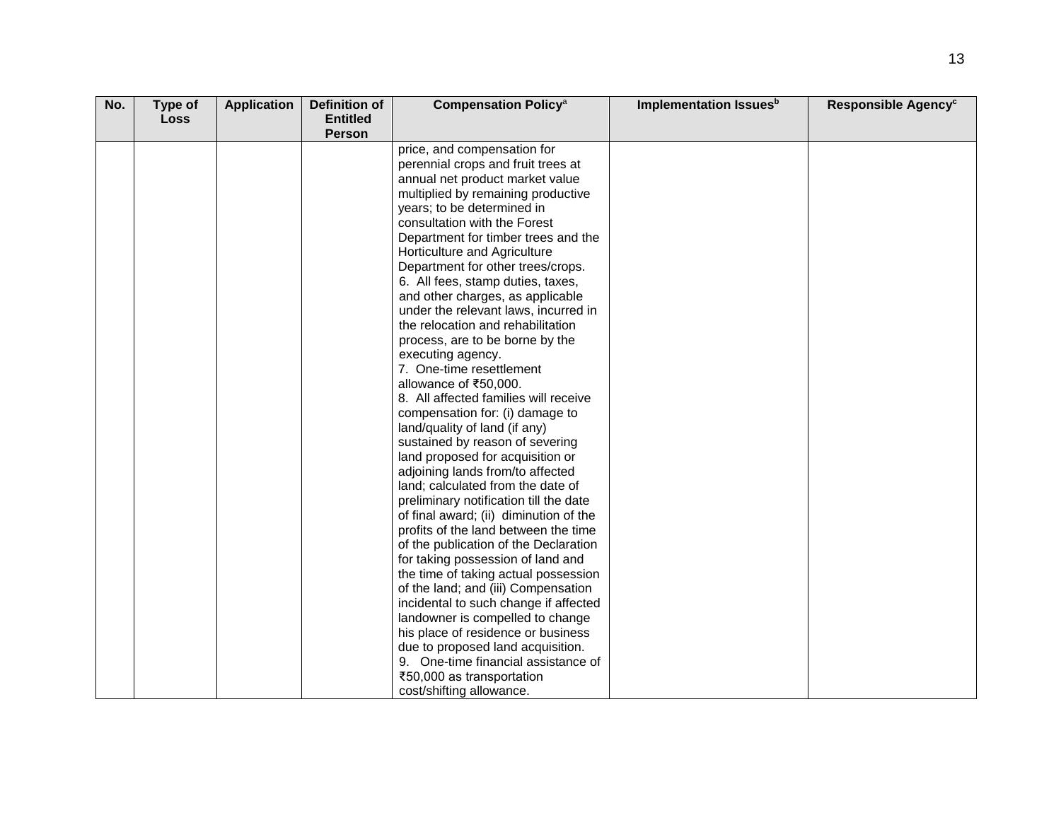| No. | Type of Loss | Application | Definition of Entitled Person | Compensation Policy[a] | Implementation Issues[b] | Responsible Agency[c] |
|---|---|---|---|---|---|---|
| | | | | price, and compensation for perennial crops and fruit trees at annual net product market value multiplied by remaining productive years; to be determined in consultation with the Forest Department for timber trees and the Horticulture and Agriculture Department for other trees/crops.<br>6. All fees, stamp duties, taxes, and other charges, as applicable under the relevant laws, incurred in the relocation and rehabilitation process, are to be borne by the executing agency.<br>7. One-time resettlement allowance of ₹50,000.<br>8. All affected families will receive compensation for: (i) damage to land/quality of land (if any) sustained by reason of severing land proposed for acquisition or adjoining lands from/to affected land; calculated from the date of preliminary notification till the date of final award; (ii) diminution of the profits of the land between the time of the publication of the Declaration for taking possession of land and the time of taking actual possession of the land; and (iii) Compensation incidental to such change if affected landowner is compelled to change his place of residence or business due to proposed land acquisition.<br>9. One-time financial assistance of ₹50,000 as transportation cost/shifting allowance. | | |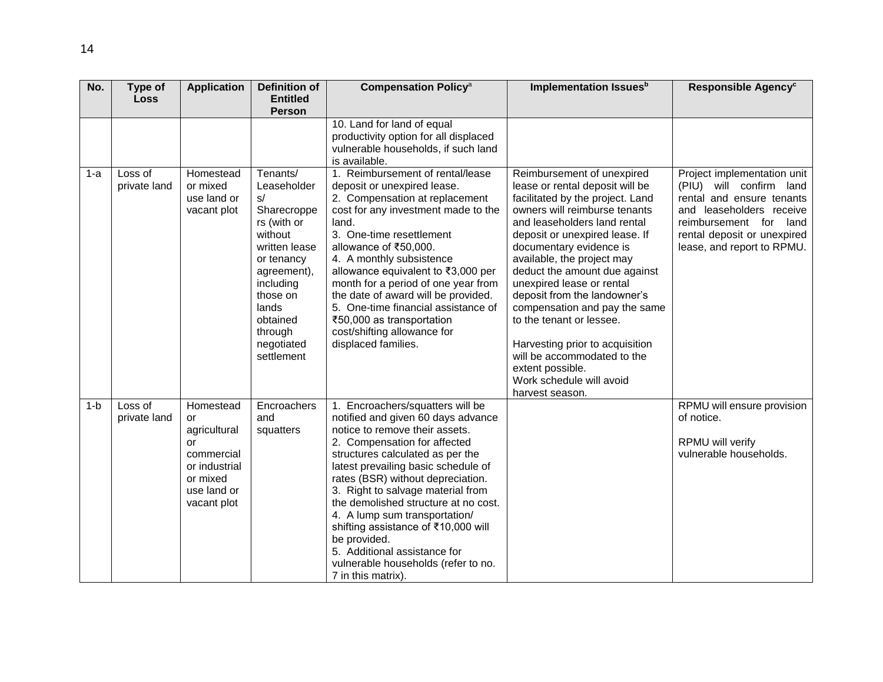| No. | Type of Loss | Application | Definition of Entitled Person | Compensation Policy[a] | Implementation Issues[b] | Responsible Agency[c] |
|---|---|---|---|---|---|---|
| | | | | 10. Land for land of equal productivity option for all displaced vulnerable households, if such land is available. | | |
| 1-a | Loss of private land | Homestead or mixed use land or vacant plot | Tenants/ Leaseholders/ Sharecroppers (with or without written lease or tenancy agreement), including those on lands obtained through negotiated settlement | 1. Reimbursement of rental/lease deposit or unexpired lease.<br>2. Compensation at replacement cost for any investment made to the land.<br>3. One-time resettlement allowance of ₹50,000.<br>4. A monthly subsistence allowance equivalent to ₹3,000 per month for a period of one year from the date of award will be provided.<br>5. One-time financial assistance of ₹50,000 as transportation cost/shifting allowance for displaced families. | Reimbursement of unexpired lease or rental deposit will be facilitated by the project. Land owners will reimburse tenants and leaseholders land rental deposit or unexpired lease. If documentary evidence is available, the project may deduct the amount due against unexpired lease or rental deposit from the landowner's compensation and pay the same to the tenant or lessee.<br><br>Harvesting prior to acquisition will be accommodated to the extent possible.<br>Work schedule will avoid harvest season. | Project implementation unit (PIU) will confirm land rental and ensure tenants and leaseholders receive reimbursement for land rental deposit or unexpired lease, and report to RPMU. |
| 1-b | Loss of private land | Homestead or agricultural or commercial or industrial or mixed use land or vacant plot | Encroachers and squatters | 1. Encroachers/squatters will be notified and given 60 days advance notice to remove their assets.<br>2. Compensation for affected structures calculated as per the latest prevailing basic schedule of rates (BSR) without depreciation.<br>3. Right to salvage material from the demolished structure at no cost.<br>4. A lump sum transportation/ shifting assistance of ₹10,000 will be provided.<br>5. Additional assistance for vulnerable households (refer to no. 7 in this matrix). | | RPMU will ensure provision of notice.<br><br>RPMU will verify vulnerable households. |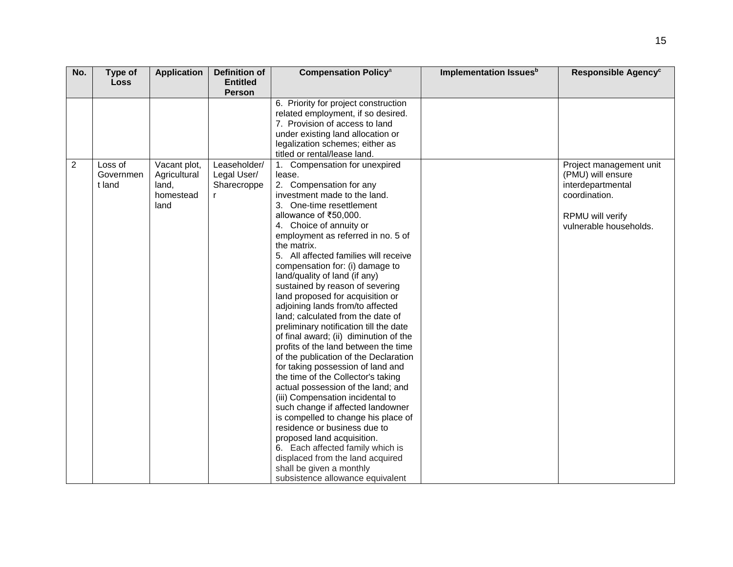| No. | Type of Loss | Application | Definition of Entitled Person | Compensation Policy[a] | Implementation Issues[b] | Responsible Agency[c] |
|---|---|---|---|---|---|---|
| | | | | 6. Priority for project construction related employment, if so desired.<br>7. Provision of access to land under existing land allocation or legalization schemes; either as titled or rental/lease land. | | |
| 2 | Loss of Government land | Vacant plot, Agricultural land, homestead land | Leaseholder/ Legal User/ Sharecropper | 1. Compensation for unexpired lease.<br>2. Compensation for any investment made to the land.<br>3. One-time resettlement allowance of ₹50,000.<br>4. Choice of annuity or employment as referred in no. 5 of the matrix.<br>5. All affected families will receive compensation for: (i) damage to land/quality of land (if any) sustained by reason of severing land proposed for acquisition or adjoining lands from/to affected land; calculated from the date of preliminary notification till the date of final award; (ii) diminution of the profits of the land between the time of the publication of the Declaration for taking possession of land and the time of the Collector's taking actual possession of the land; and (iii) Compensation incidental to such change if affected landowner is compelled to change his place of residence or business due to proposed land acquisition.<br>6. Each affected family which is displaced from the land acquired shall be given a monthly subsistence allowance equivalent | | Project management unit (PMU) will ensure interdepartmental coordination.<br><br>RPMU will verify vulnerable households. |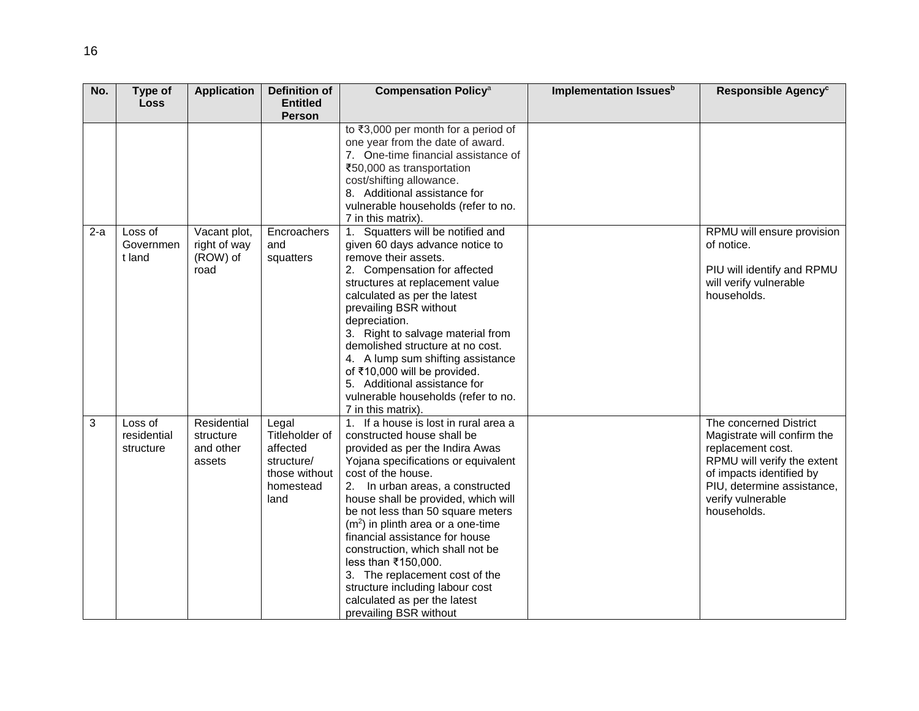| No. | Type of Loss | Application | Definition of Entitled Person | Compensation Policy[a] | Implementation Issues[b] | Responsible Agency[c] |
|---|---|---|---|---|---|---|
| | | | | to ₹3,000 per month for a period of one year from the date of award. 7. One-time financial assistance of ₹50,000 as transportation cost/shifting allowance. 8. Additional assistance for vulnerable households (refer to no. 7 in this matrix). | | |
| 2-a | Loss of Government land | Vacant plot, right of way (ROW) of road | Encroachers and squatters | 1. Squatters will be notified and given 60 days advance notice to remove their assets. 2. Compensation for affected structures at replacement value calculated as per the latest prevailing BSR without depreciation. 3. Right to salvage material from demolished structure at no cost. 4. A lump sum shifting assistance of ₹10,000 will be provided. 5. Additional assistance for vulnerable households (refer to no. 7 in this matrix). | | RPMU will ensure provision of notice. PIU will identify and RPMU will verify vulnerable households. |
| 3 | Loss of residential structure | Residential structure and other assets | Legal Titleholder of affected structure/ those without homestead land | 1. If a house is lost in rural area a constructed house shall be provided as per the Indira Awas Yojana specifications or equivalent cost of the house. 2. In urban areas, a constructed house shall be provided, which will be not less than 50 square meters ($m^2$) in plinth area or a one-time financial assistance for house construction, which shall not be less than ₹150,000. 3. The replacement cost of the structure including labour cost calculated as per the latest prevailing BSR without | | The concerned District Magistrate will confirm the replacement cost. RPMU will verify the extent of impacts identified by PIU, determine assistance, verify vulnerable households. |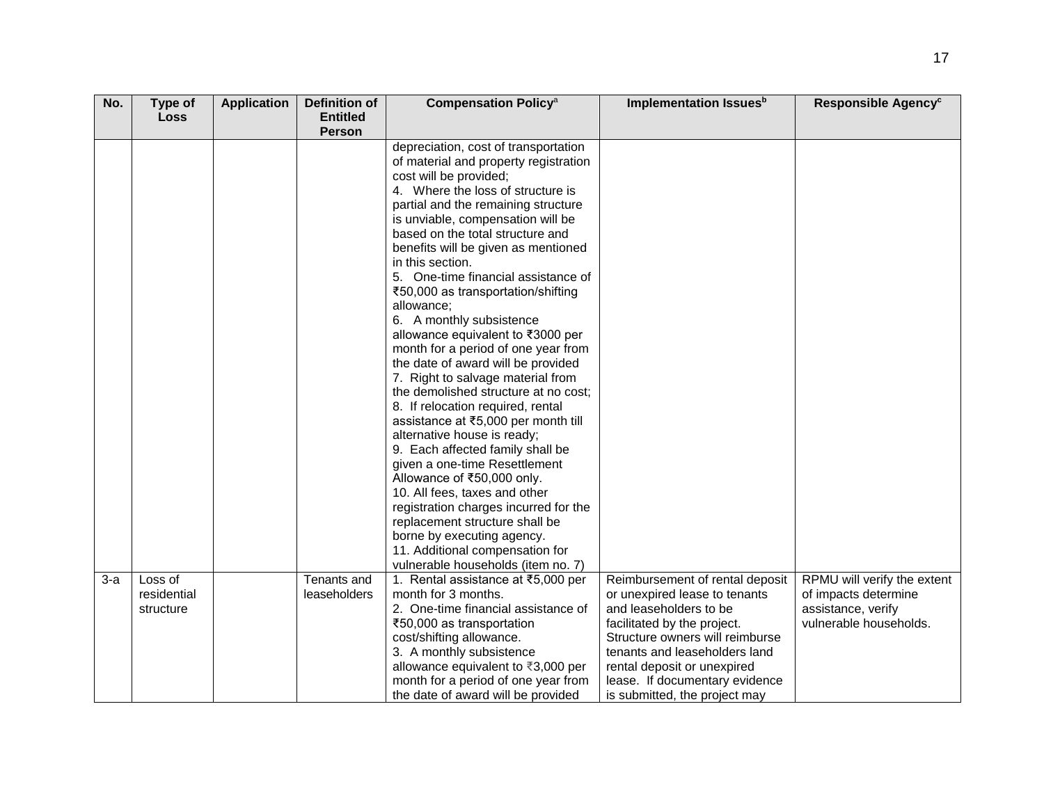| No. | Type of Loss | Application | Definition of Entitled Person | Compensation Policy[a] | Implementation Issues[b] | Responsible Agency[c] |
|---|---|---|---|---|---|---|
| | | | | depreciation, cost of transportation of material and property registration cost will be provided;<br>4. Where the loss of structure is partial and the remaining structure is unviable, compensation will be based on the total structure and benefits will be given as mentioned in this section.<br>5. One-time financial assistance of ₹50,000 as transportation/shifting allowance;<br>6. A monthly subsistence allowance equivalent to ₹3000 per month for a period of one year from the date of award will be provided<br>7. Right to salvage material from the demolished structure at no cost;<br>8. If relocation required, rental assistance at ₹5,000 per month till alternative house is ready;<br>9. Each affected family shall be given a one-time Resettlement Allowance of ₹50,000 only.<br>10. All fees, taxes and other registration charges incurred for the replacement structure shall be borne by executing agency.<br>11. Additional compensation for vulnerable households (item no. 7) | | |
| 3-a | Loss of residential structure | | Tenants and leaseholders | 1. Rental assistance at ₹5,000 per month for 3 months.<br>2. One-time financial assistance of ₹50,000 as transportation cost/shifting allowance.<br>3. A monthly subsistence allowance equivalent to ₹3,000 per month for a period of one year from the date of award will be provided | Reimbursement of rental deposit or unexpired lease to tenants and leaseholders to be facilitated by the project. Structure owners will reimburse tenants and leaseholders land rental deposit or unexpired lease. If documentary evidence is submitted, the project may | RPMU will verify the extent of impacts determine assistance, verify vulnerable households. |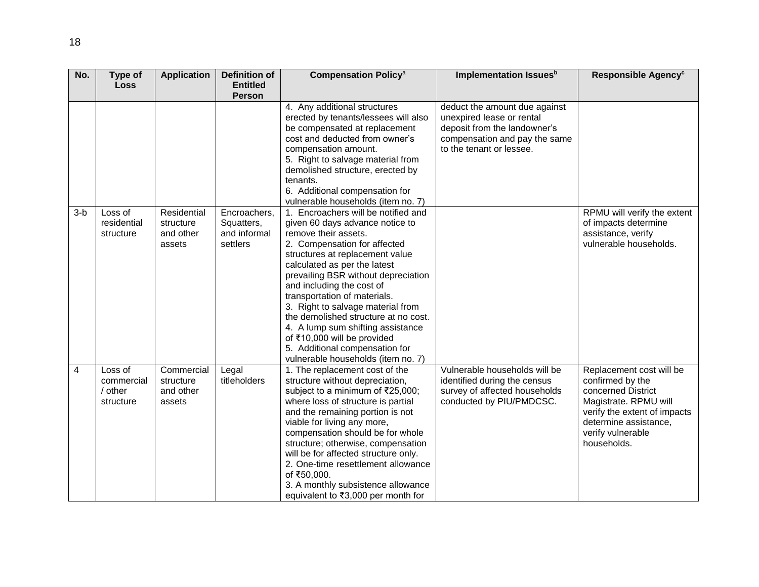| No. | Type of Loss | Application | Definition of Entitled Person | Compensation Policy[a] | Implementation Issues[b] | Responsible Agency[c] |
|---|---|---|---|---|---|---|
| | | | | 4. Any additional structures erected by tenants/lessees will also be compensated at replacement cost and deducted from owner's compensation amount.<br>5. Right to salvage material from demolished structure, erected by tenants.<br>6. Additional compensation for vulnerable households (item no. 7) | deduct the amount due against unexpired lease or rental deposit from the landowner's compensation and pay the same to the tenant or lessee. | |
| 3-b | Loss of residential structure | Residential structure and other assets | Encroachers, Squatters, and informal settlers | 1. Encroachers will be notified and given 60 days advance notice to remove their assets.<br>2. Compensation for affected structures at replacement value calculated as per the latest prevailing BSR without depreciation and including the cost of transportation of materials.<br>3. Right to salvage material from the demolished structure at no cost.<br>4. A lump sum shifting assistance of ₹10,000 will be provided<br>5. Additional compensation for vulnerable households (item no. 7) | | RPMU will verify the extent of impacts determine assistance, verify vulnerable households. |
| 4 | Loss of commercial / other structure | Commercial structure and other assets | Legal titleholders | 1. The replacement cost of the structure without depreciation, subject to a minimum of ₹25,000; where loss of structure is partial and the remaining portion is not viable for living any more, compensation should be for whole structure; otherwise, compensation will be for affected structure only.<br>2. One-time resettlement allowance of ₹50,000.<br>3. A monthly subsistence allowance equivalent to ₹3,000 per month for | Vulnerable households will be identified during the census survey of affected households conducted by PIU/PMDCSC. | Replacement cost will be confirmed by the concerned District Magistrate. RPMU will verify the extent of impacts determine assistance, verify vulnerable households. |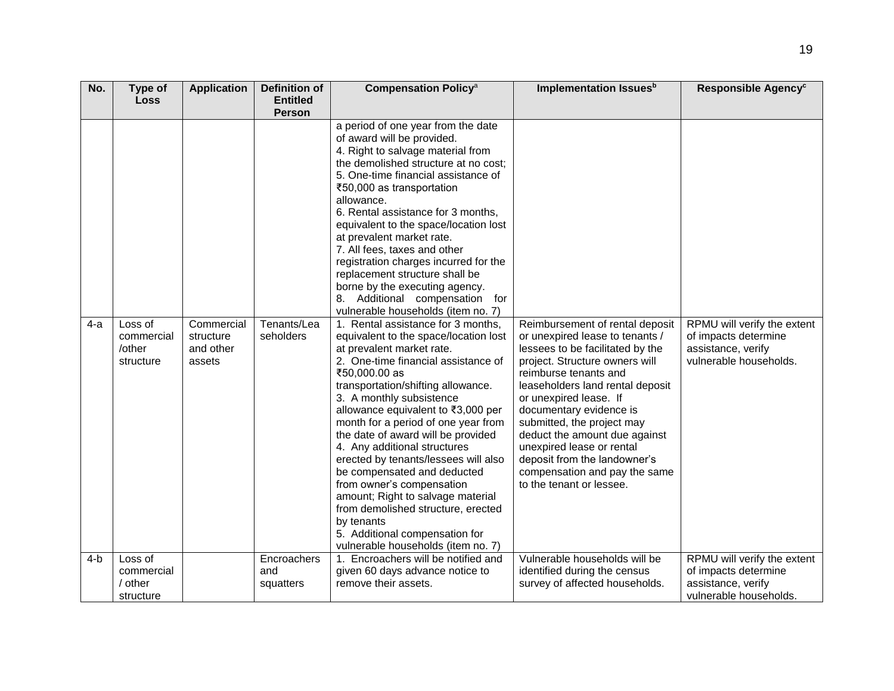| No. | Type of Loss | Application | Definition of Entitled Person | Compensation Policy[a] | Implementation Issues[b] | Responsible Agency[c] |
|---|---|---|---|---|---|---|
| | | | | a period of one year from the date of award will be provided.<br>4. Right to salvage material from the demolished structure at no cost;<br>5. One-time financial assistance of ₹50,000 as transportation allowance.<br>6. Rental assistance for 3 months, equivalent to the space/location lost at prevalent market rate.<br>7. All fees, taxes and other registration charges incurred for the replacement structure shall be borne by the executing agency.<br>8. Additional compensation for vulnerable households (item no. 7) | | |
| 4-a | Loss of commercial /other structure | Commercial structure and other assets | Tenants/Leaseholders | 1. Rental assistance for 3 months, equivalent to the space/location lost at prevalent market rate.<br>2. One-time financial assistance of ₹50,000.00 as transportation/shifting allowance.<br>3. A monthly subsistence allowance equivalent to ₹3,000 per month for a period of one year from the date of award will be provided<br>4. Any additional structures erected by tenants/lessees will also be compensated and deducted from owner's compensation amount; Right to salvage material from demolished structure, erected by tenants<br>5. Additional compensation for vulnerable households (item no. 7) | Reimbursement of rental deposit or unexpired lease to tenants / lessees to be facilitated by the project. Structure owners will reimburse tenants and leaseholders land rental deposit or unexpired lease. If documentary evidence is submitted, the project may deduct the amount due against unexpired lease or rental deposit from the landowner's compensation and pay the same to the tenant or lessee. | RPMU will verify the extent of impacts determine assistance, verify vulnerable households. |
| 4-b | Loss of commercial / other structure | | Encroachers and squatters | 1. Encroachers will be notified and given 60 days advance notice to remove their assets. | Vulnerable households will be identified during the census survey of affected households. | RPMU will verify the extent of impacts determine assistance, verify vulnerable households. |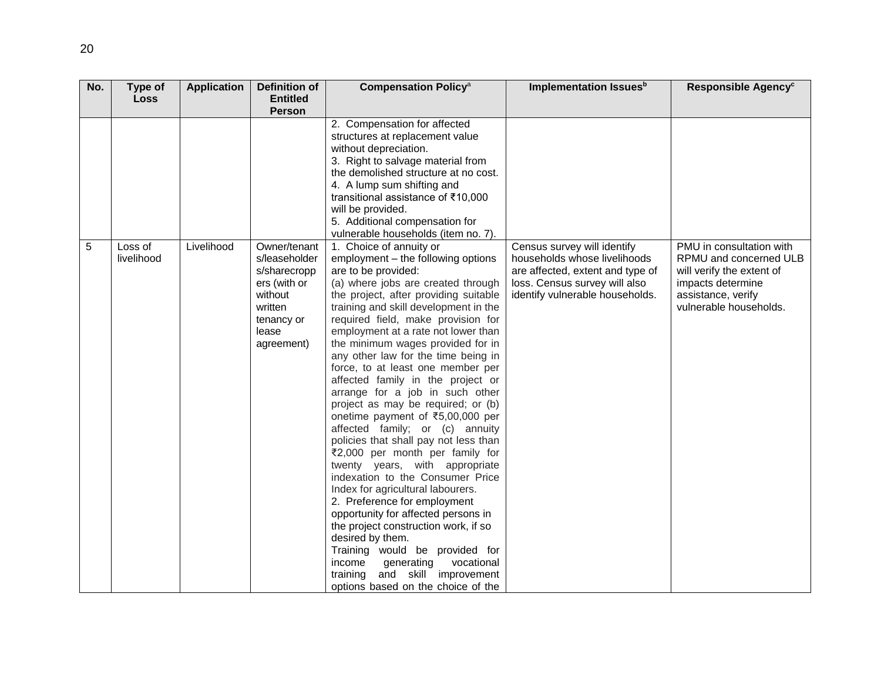| No. | Type of Loss | Application | Definition of Entitled Person | Compensation Policy[a] | Implementation Issues[b] | Responsible Agency[c] |
|---|---|---|---|---|---|---|
| | | | | 2. Compensation for affected structures at replacement value without depreciation.<br>3. Right to salvage material from the demolished structure at no cost.<br>4. A lump sum shifting and transitional assistance of ₹10,000 will be provided.<br>5. Additional compensation for vulnerable households (item no. 7). | | |
| 5 | Loss of livelihood | Livelihood | Owner/tenants/leaseholders/sharecroppers (with or without written tenancy or lease agreement) | 1. Choice of annuity or employment – the following options are to be provided:<br>(a) where jobs are created through the project, after providing suitable training and skill development in the required field, make provision for employment at a rate not lower than the minimum wages provided for in any other law for the time being in force, to at least one member per affected family in the project or arrange for a job in such other project as may be required; or (b) onetime payment of ₹5,00,000 per affected family; or (c) annuity policies that shall pay not less than ₹2,000 per month per family for twenty years, with appropriate indexation to the Consumer Price Index for agricultural labourers.<br>2. Preference for employment opportunity for affected persons in the project construction work, if so desired by them.<br>Training would be provided for income generating vocational training and skill improvement options based on the choice of the | Census survey will identify households whose livelihoods are affected, extent and type of loss. Census survey will also identify vulnerable households. | PMU in consultation with RPMU and concerned ULB will verify the extent of impacts determine assistance, verify vulnerable households. |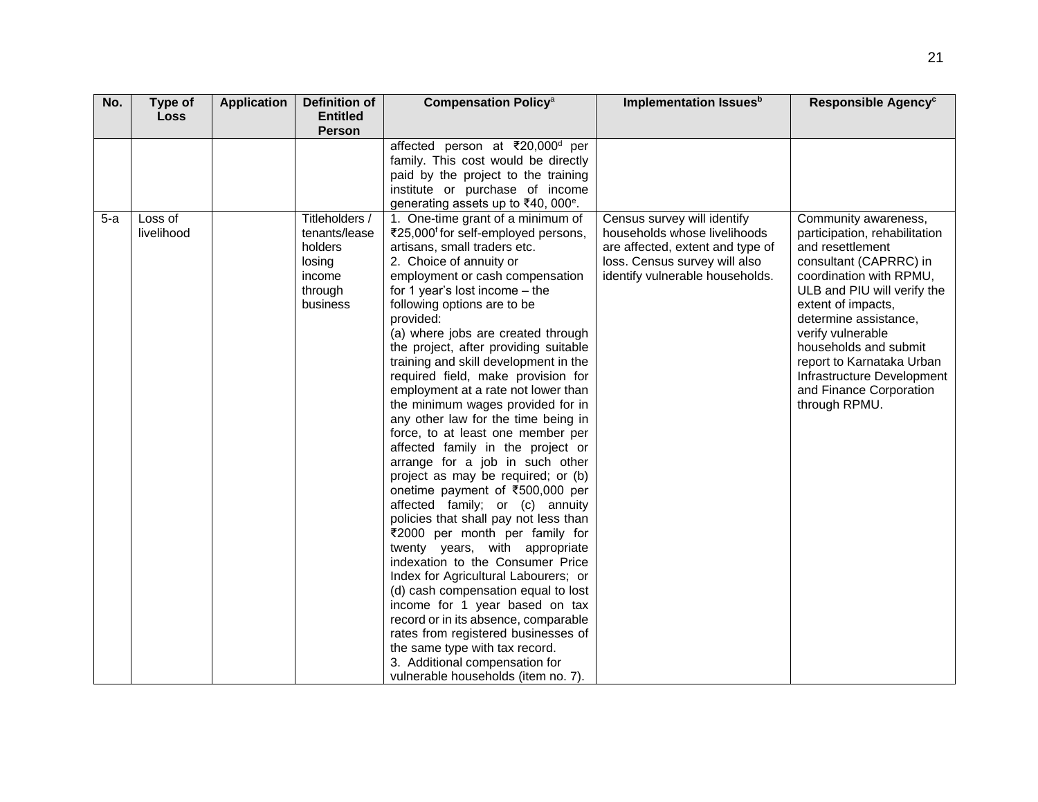| No. | Type of Loss | Application | Definition of Entitled Person | Compensation Policy[a] | Implementation Issues[b] | Responsible Agency[c] |
|---|---|---|---|---|---|---|
| | | | | affected person at ₹20,000[d] per family. This cost would be directly paid by the project to the training institute or purchase of income generating assets up to ₹40, 000[e]. | | |
| 5-a | Loss of livelihood | | Titleholders / tenants/lease holders losing income through business | 1. One-time grant of a minimum of ₹25,000[f] for self-employed persons, artisans, small traders etc.<br>2. Choice of annuity or employment or cash compensation for 1 year's lost income – the following options are to be provided:<br>(a) where jobs are created through the project, after providing suitable training and skill development in the required field, make provision for employment at a rate not lower than the minimum wages provided for in any other law for the time being in force, to at least one member per affected family in the project or arrange for a job in such other project as may be required; or (b) onetime payment of ₹500,000 per affected family; or (c) annuity policies that shall pay not less than ₹2000 per month per family for twenty years, with appropriate indexation to the Consumer Price Index for Agricultural Labourers; or (d) cash compensation equal to lost income for 1 year based on tax record or in its absence, comparable rates from registered businesses of the same type with tax record.<br>3. Additional compensation for vulnerable households (item no. 7). | Census survey will identify households whose livelihoods are affected, extent and type of loss. Census survey will also identify vulnerable households. | Community awareness, participation, rehabilitation and resettlement consultant (CAPRRC) in coordination with RPMU, ULB and PIU will verify the extent of impacts, determine assistance, verify vulnerable households and submit report to Karnataka Urban Infrastructure Development and Finance Corporation through RPMU. |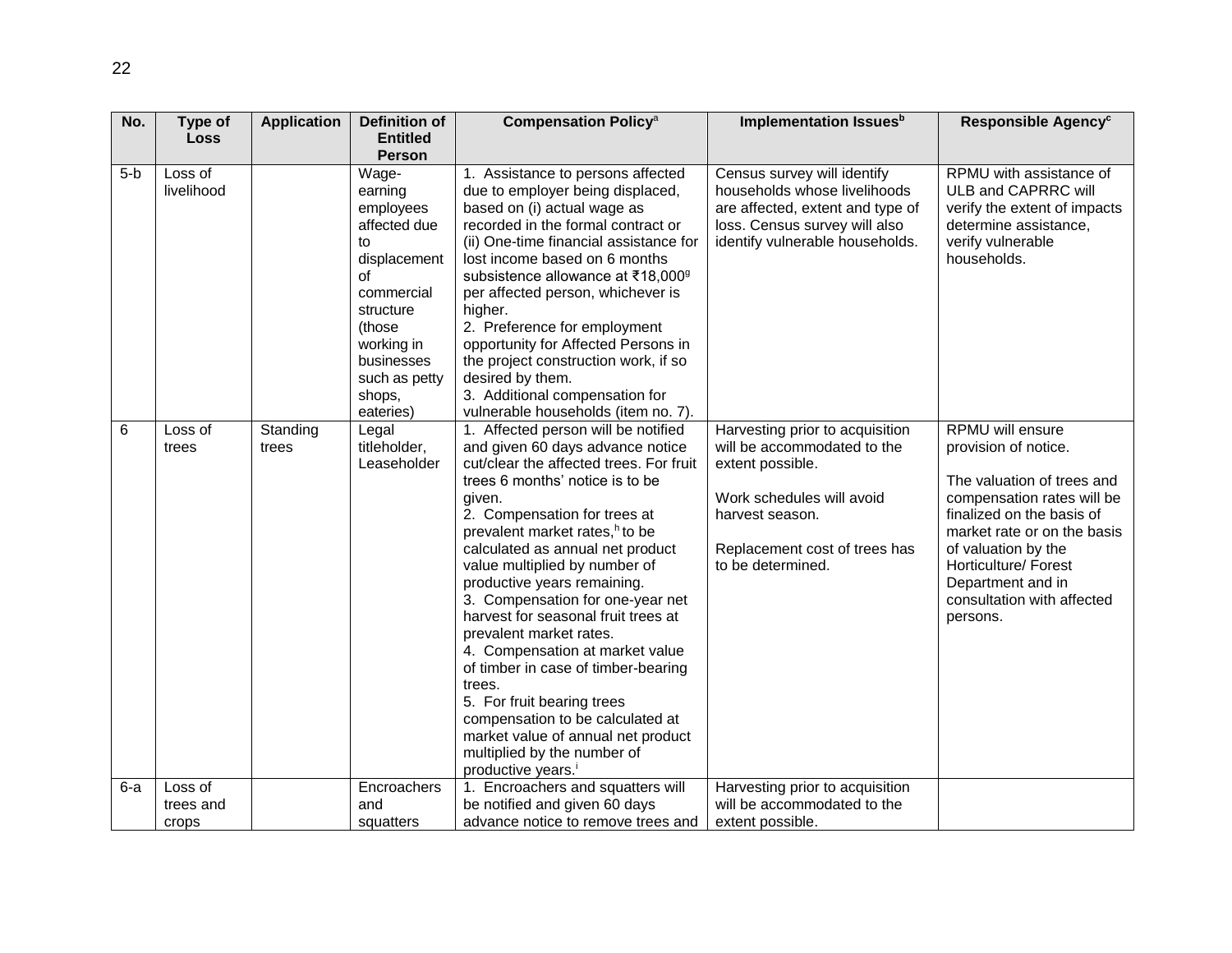| No. | Type of Loss | Application | Definition of Entitled Person | Compensation Policy[a] | Implementation Issues[b] | Responsible Agency[c] |
|---|---|---|---|---|---|---|
| 5-b | Loss of livelihood | | Wage-earning employees affected due to displacement of commercial structure (those working in businesses such as petty shops, eateries) | 1. Assistance to persons affected due to employer being displaced, based on (i) actual wage as recorded in the formal contract or (ii) One-time financial assistance for lost income based on 6 months subsistence allowance at ₹18,000[g] per affected person, whichever is higher.<br>2. Preference for employment opportunity for Affected Persons in the project construction work, if so desired by them.<br>3. Additional compensation for vulnerable households (item no. 7). | Census survey will identify households whose livelihoods are affected, extent and type of loss. Census survey will also identify vulnerable households. | RPMU with assistance of ULB and CAPRRC will verify the extent of impacts determine assistance, verify vulnerable households. |
| 6 | Loss of trees | Standing trees | Legal titleholder, Leaseholder | 1. Affected person will be notified and given 60 days advance notice cut/clear the affected trees. For fruit trees 6 months' notice is to be given.<br>2. Compensation for trees at prevalent market rates,[h] to be calculated as annual net product value multiplied by number of productive years remaining.<br>3. Compensation for one-year net harvest for seasonal fruit trees at prevalent market rates.<br>4. Compensation at market value of timber in case of timber-bearing trees.<br>5. For fruit bearing trees compensation to be calculated at market value of annual net product multiplied by the number of productive years.[i] | Harvesting prior to acquisition will be accommodated to the extent possible.<br><br>Work schedules will avoid harvest season.<br><br>Replacement cost of trees has to be determined. | RPMU will ensure provision of notice.<br><br>The valuation of trees and compensation rates will be finalized on the basis of market rate or on the basis of valuation by the Horticulture/ Forest Department and in consultation with affected persons. |
| 6-a | Loss of trees and crops | | Encroachers and squatters | 1. Encroachers and squatters will be notified and given 60 days advance notice to remove trees and | Harvesting prior to acquisition will be accommodated to the extent possible. | |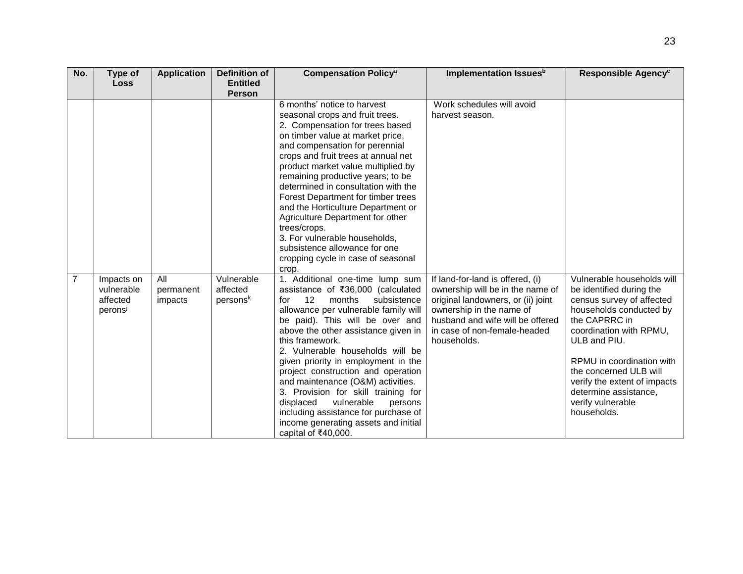| No. | Type of Loss | Application | Definition of Entitled Person | Compensation Policy[a] | Implementation Issues[b] | Responsible Agency[c] |
|---|---|---|---|---|---|---|
| | | | | 6 months' notice to harvest seasonal crops and fruit trees.<br>2. Compensation for trees based on timber value at market price, and compensation for perennial crops and fruit trees at annual net product market value multiplied by remaining productive years; to be determined in consultation with the Forest Department for timber trees and the Horticulture Department or Agriculture Department for other trees/crops.<br>3. For vulnerable households, subsistence allowance for one cropping cycle in case of seasonal crop. | Work schedules will avoid harvest season. | |
| 7 | Impacts on vulnerable affected perons[j] | All permanent impacts | Vulnerable affected persons[k] | 1. Additional one-time lump sum assistance of ₹36,000 (calculated for 12 months subsistence allowance per vulnerable family will be paid). This will be over and above the other assistance given in this framework.<br>2. Vulnerable households will be given priority in employment in the project construction and operation and maintenance (O&M) activities.<br>3. Provision for skill training for displaced vulnerable persons including assistance for purchase of income generating assets and initial capital of ₹40,000. | If land-for-land is offered, (i) ownership will be in the name of original landowners, or (ii) joint ownership in the name of husband and wife will be offered in case of non-female-headed households. | Vulnerable households will be identified during the census survey of affected households conducted by the CAPRRC in coordination with RPMU, ULB and PIU.<br><br>RPMU in coordination with the concerned ULB will verify the extent of impacts determine assistance, verify vulnerable households. |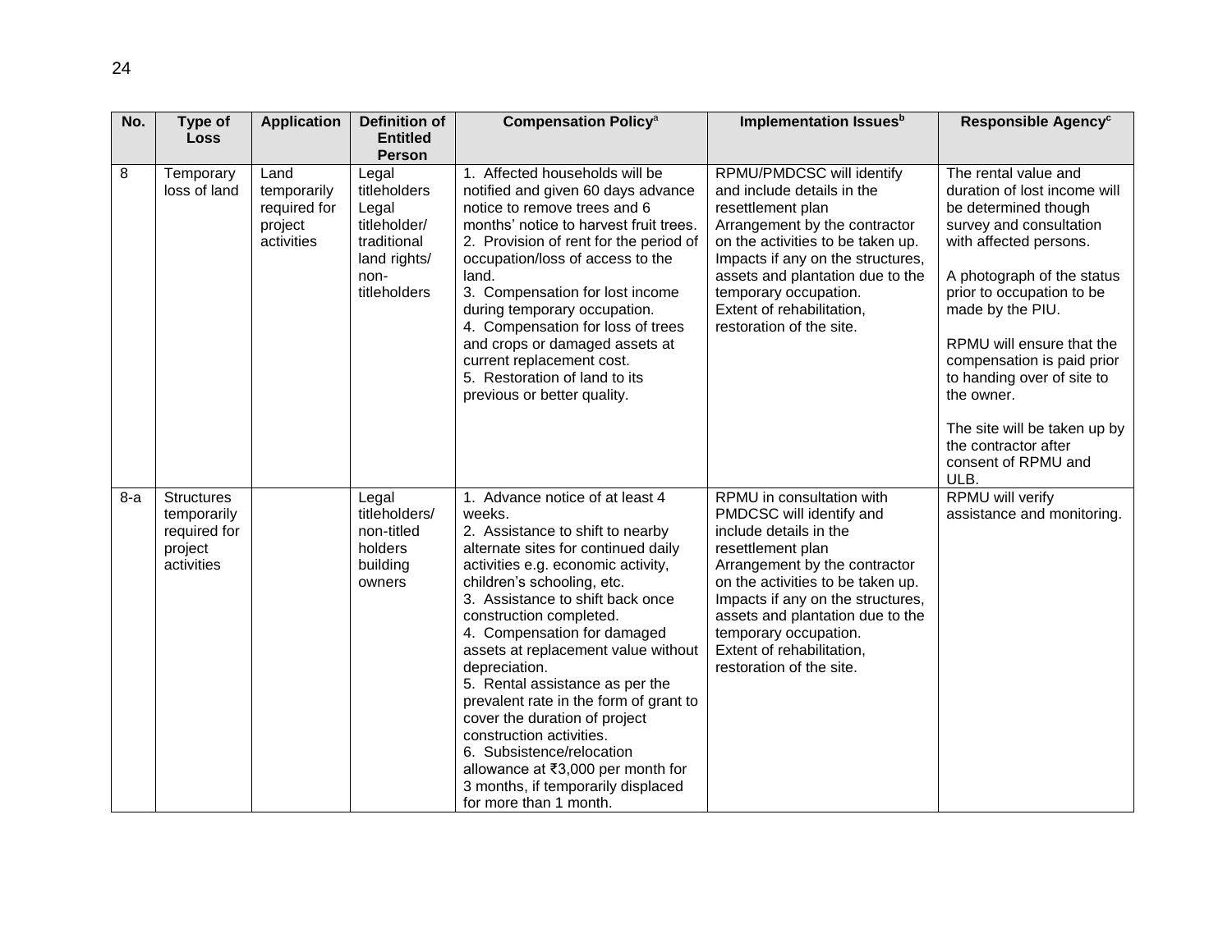| No. | Type of Loss | Application | Definition of Entitled Person | Compensation Policy[a] | Implementation Issues[b] | Responsible Agency[c] |
|---|---|---|---|---|---|---|
| 8 | Temporary loss of land | Land temporarily required for project activities | Legal titleholders Legal titleholder/ traditional land rights/ non-titleholders | 1. Affected households will be notified and given 60 days advance notice to remove trees and 6 months' notice to harvest fruit trees.<br>2. Provision of rent for the period of occupation/loss of access to the land.<br>3. Compensation for lost income during temporary occupation.<br>4. Compensation for loss of trees and crops or damaged assets at current replacement cost.<br>5. Restoration of land to its previous or better quality. | RPMU/PMDCSC will identify and include details in the resettlement plan Arrangement by the contractor on the activities to be taken up. Impacts if any on the structures, assets and plantation due to the temporary occupation. Extent of rehabilitation, restoration of the site. | The rental value and duration of lost income will be determined though survey and consultation with affected persons.<br><br>A photograph of the status prior to occupation to be made by the PIU.<br><br>RPMU will ensure that the compensation is paid prior to handing over of site to the owner.<br><br>The site will be taken up by the contractor after consent of RPMU and ULB. |
| 8-a | Structures temporarily required for project activities | | Legal titleholders/ non-titled holders building owners | 1. Advance notice of at least 4 weeks.<br>2. Assistance to shift to nearby alternate sites for continued daily activities e.g. economic activity, children's schooling, etc.<br>3. Assistance to shift back once construction completed.<br>4. Compensation for damaged assets at replacement value without depreciation.<br>5. Rental assistance as per the prevalent rate in the form of grant to cover the duration of project construction activities.<br>6. Subsistence/relocation allowance at ₹3,000 per month for 3 months, if temporarily displaced for more than 1 month. | RPMU in consultation with PMDCSC will identify and include details in the resettlement plan Arrangement by the contractor on the activities to be taken up. Impacts if any on the structures, assets and plantation due to the temporary occupation. Extent of rehabilitation, restoration of the site. | RPMU will verify assistance and monitoring. |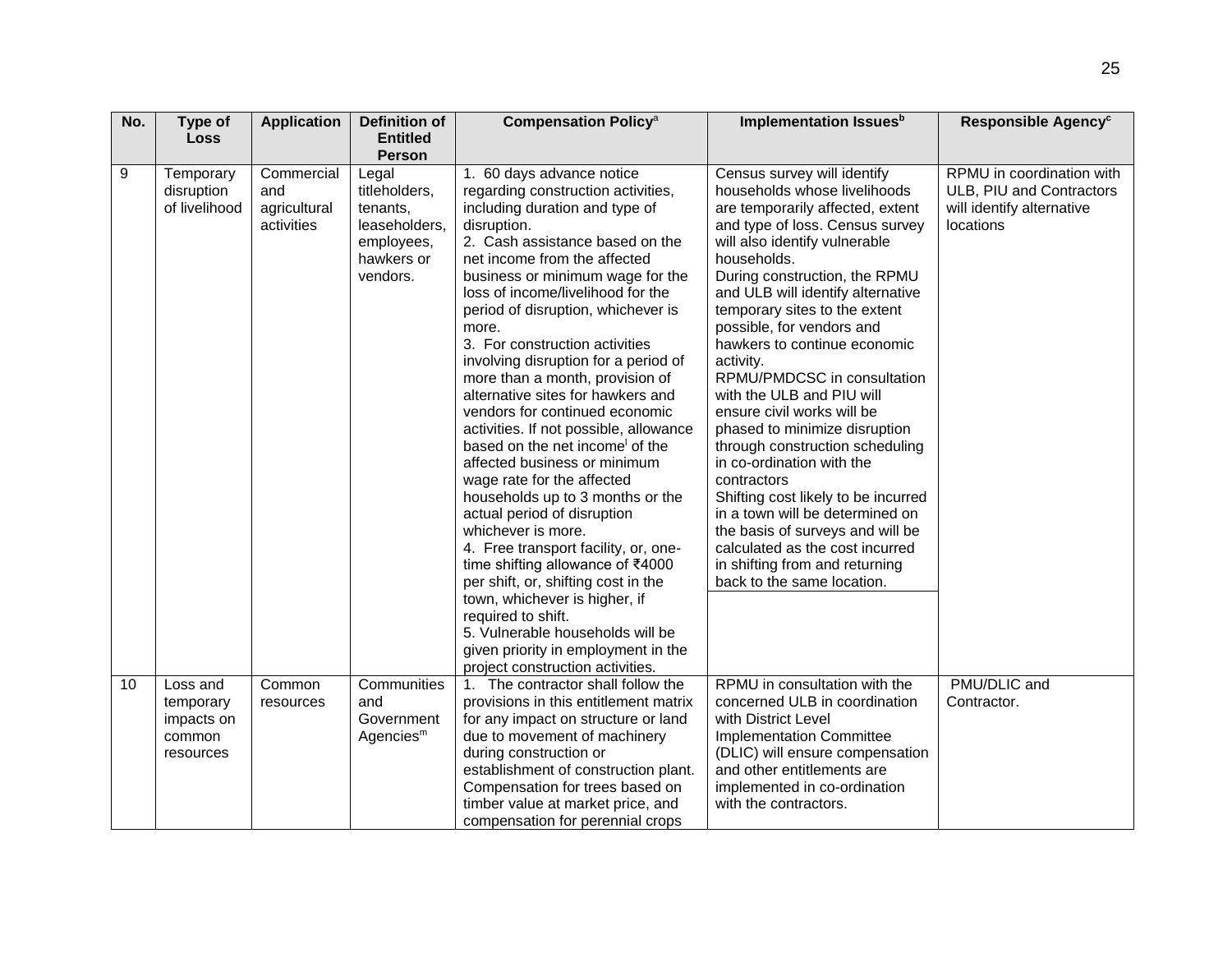| No. | Type of Loss | Application | Definition of Entitled Person | Compensation Policy[a] | Implementation Issues[b] | Responsible Agency[c] |
|---|---|---|---|---|---|---|
| 9 | Temporary disruption of livelihood | Commercial and agricultural activities | Legal titleholders, tenants, leaseholders, employees, hawkers or vendors. | 1. 60 days advance notice regarding construction activities, including duration and type of disruption.<br>2. Cash assistance based on the net income from the affected business or minimum wage for the loss of income/livelihood for the period of disruption, whichever is more.<br>3. For construction activities involving disruption for a period of more than a month, provision of alternative sites for hawkers and vendors for continued economic activities. If not possible, allowance based on the net income[l] of the affected business or minimum wage rate for the affected households up to 3 months or the actual period of disruption whichever is more.<br>4. Free transport facility, or, one-time shifting allowance of ₹4000 per shift, or, shifting cost in the town, whichever is higher, if required to shift.<br>5. Vulnerable households will be given priority in employment in the project construction activities. | Census survey will identify households whose livelihoods are temporarily affected, extent and type of loss. Census survey will also identify vulnerable households.<br>During construction, the RPMU and ULB will identify alternative temporary sites to the extent possible, for vendors and hawkers to continue economic activity.<br>RPMU/PMDCSC in consultation with the ULB and PIU will ensure civil works will be phased to minimize disruption through construction scheduling in co-ordination with the contractors<br>Shifting cost likely to be incurred in a town will be determined on the basis of surveys and will be calculated as the cost incurred in shifting from and returning back to the same location. | RPMU in coordination with ULB, PIU and Contractors will identify alternative locations |
| 10 | Loss and temporary impacts on common resources | Common resources | Communities and Government Agencies[m] | 1. The contractor shall follow the provisions in this entitlement matrix for any impact on structure or land due to movement of machinery during construction or establishment of construction plant. Compensation for trees based on timber value at market price, and compensation for perennial crops | RPMU in consultation with the concerned ULB in coordination with District Level Implementation Committee (DLIC) will ensure compensation and other entitlements are implemented in co-ordination with the contractors. | PMU/DLIC and Contractor. |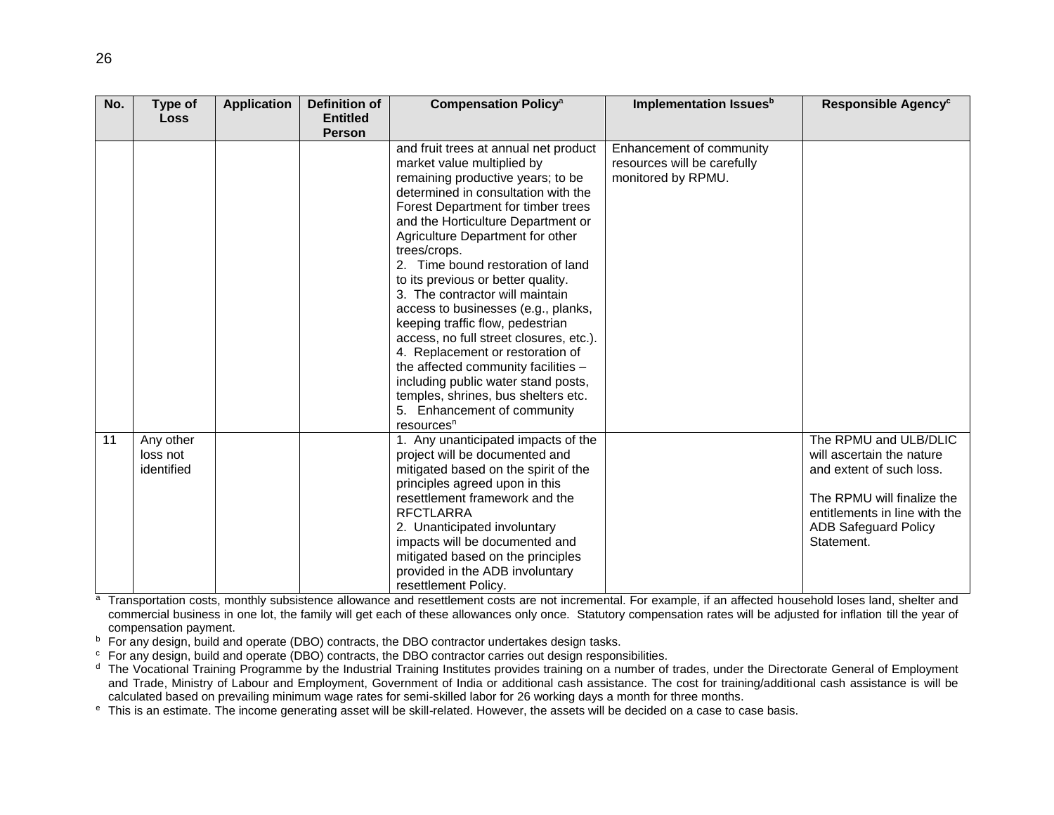| No. | Type of Loss | Application | Definition of Entitled Person | Compensation Policy[a] | Implementation Issues[b] | Responsible Agency[c] |
|---|---|---|---|---|---|---|
| | | | | and fruit trees at annual net product market value multiplied by remaining productive years; to be determined in consultation with the Forest Department for timber trees and the Horticulture Department or Agriculture Department for other trees/crops.<br>2. Time bound restoration of land to its previous or better quality.<br>3. The contractor will maintain access to businesses (e.g., planks, keeping traffic flow, pedestrian access, no full street closures, etc.).<br>4. Replacement or restoration of the affected community facilities – including public water stand posts, temples, shrines, bus shelters etc.<br>5. Enhancement of community resources[n] | Enhancement of community resources will be carefully monitored by RPMU. | |
| 11 | Any other loss not identified | | | 1. Any unanticipated impacts of the project will be documented and mitigated based on the spirit of the principles agreed upon in this resettlement framework and the RFCTLARRA<br>2. Unanticipated involuntary impacts will be documented and mitigated based on the principles provided in the ADB involuntary resettlement Policy. | | The RPMU and ULB/DLIC will ascertain the nature and extent of such loss.<br><br>The RPMU will finalize the entitlements in line with the ADB Safeguard Policy Statement. |

[a] Transportation costs, monthly subsistence allowance and resettlement costs are not incremental. For example, if an affected household loses land, shelter and commercial business in one lot, the family will get each of these allowances only once. Statutory compensation rates will be adjusted for inflation till the year of compensation payment.

[b] For any design, build and operate (DBO) contracts, the DBO contractor undertakes design tasks.

[c] For any design, build and operate (DBO) contracts, the DBO contractor carries out design responsibilities.

[d] The Vocational Training Programme by the Industrial Training Institutes provides training on a number of trades, under the Directorate General of Employment and Trade, Ministry of Labour and Employment, Government of India or additional cash assistance. The cost for training/additional cash assistance is will be calculated based on prevailing minimum wage rates for semi-skilled labor for 26 working days a month for three months.

[e] This is an estimate. The income generating asset will be skill-related. However, the assets will be decided on a case to case basis.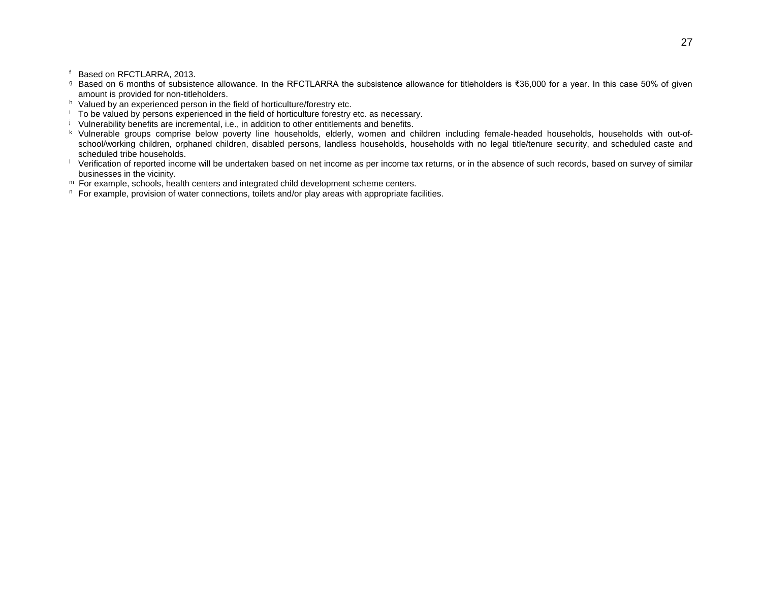[f] Based on RFCTLARRA, 2013.

[g] Based on 6 months of subsistence allowance. In the RFCTLARRA the subsistence allowance for titleholders is ₹36,000 for a year. In this case 50% of given amount is provided for non-titleholders.

[h] Valued by an experienced person in the field of horticulture/forestry etc.

[i] To be valued by persons experienced in the field of horticulture forestry etc. as necessary.

[j] Vulnerability benefits are incremental, i.e., in addition to other entitlements and benefits.

[k] Vulnerable groups comprise below poverty line households, elderly, women and children including female-headed households, households with out-of-school/working children, orphaned children, disabled persons, landless households, households with no legal title/tenure security, and scheduled caste and scheduled tribe households.

[l] Verification of reported income will be undertaken based on net income as per income tax returns, or in the absence of such records, based on survey of similar businesses in the vicinity.

[m] For example, schools, health centers and integrated child development scheme centers.

[n] For example, provision of water connections, toilets and/or play areas with appropriate facilities.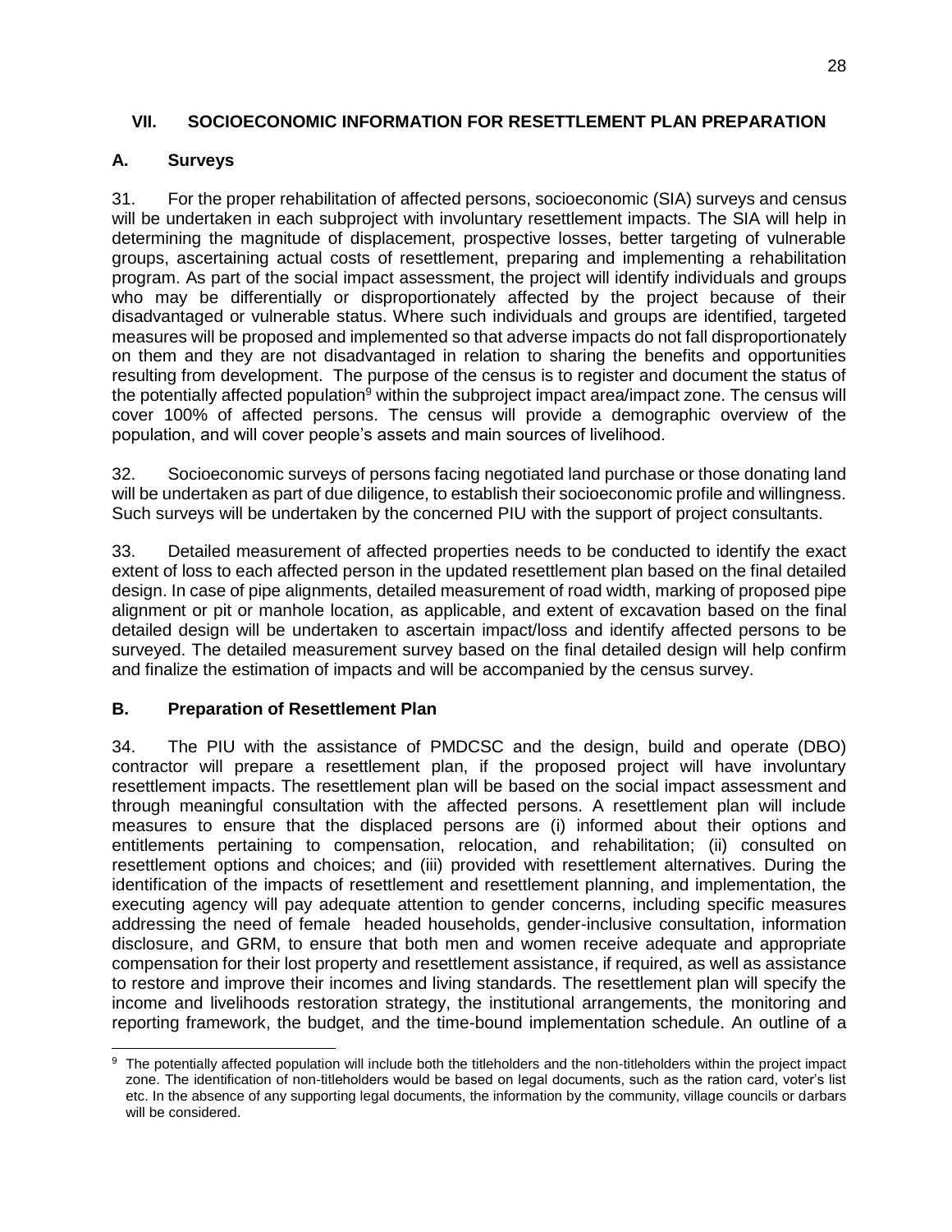## VII. SOCIOECONOMIC INFORMATION FOR RESETTLEMENT PLAN PREPARATION

### A. Surveys

31. For the proper rehabilitation of affected persons, socioeconomic (SIA) surveys and census will be undertaken in each subproject with involuntary resettlement impacts. The SIA will help in determining the magnitude of displacement, prospective losses, better targeting of vulnerable groups, ascertaining actual costs of resettlement, preparing and implementing a rehabilitation program. As part of the social impact assessment, the project will identify individuals and groups who may be differentially or disproportionately affected by the project because of their disadvantaged or vulnerable status. Where such individuals and groups are identified, targeted measures will be proposed and implemented so that adverse impacts do not fall disproportionately on them and they are not disadvantaged in relation to sharing the benefits and opportunities resulting from development. The purpose of the census is to register and document the status of the potentially affected population[9] within the subproject impact area/impact zone. The census will cover 100% of affected persons. The census will provide a demographic overview of the population, and will cover people's assets and main sources of livelihood.

32. Socioeconomic surveys of persons facing negotiated land purchase or those donating land will be undertaken as part of due diligence, to establish their socioeconomic profile and willingness. Such surveys will be undertaken by the concerned PIU with the support of project consultants.

33. Detailed measurement of affected properties needs to be conducted to identify the exact extent of loss to each affected person in the updated resettlement plan based on the final detailed design. In case of pipe alignments, detailed measurement of road width, marking of proposed pipe alignment or pit or manhole location, as applicable, and extent of excavation based on the final detailed design will be undertaken to ascertain impact/loss and identify affected persons to be surveyed. The detailed measurement survey based on the final detailed design will help confirm and finalize the estimation of impacts and will be accompanied by the census survey.

### B. Preparation of Resettlement Plan

34. The PIU with the assistance of PMDCSC and the design, build and operate (DBO) contractor will prepare a resettlement plan, if the proposed project will have involuntary resettlement impacts. The resettlement plan will be based on the social impact assessment and through meaningful consultation with the affected persons. A resettlement plan will include measures to ensure that the displaced persons are (i) informed about their options and entitlements pertaining to compensation, relocation, and rehabilitation; (ii) consulted on resettlement options and choices; and (iii) provided with resettlement alternatives. During the identification of the impacts of resettlement and resettlement planning, and implementation, the executing agency will pay adequate attention to gender concerns, including specific measures addressing the need of female headed households, gender-inclusive consultation, information disclosure, and GRM, to ensure that both men and women receive adequate and appropriate compensation for their lost property and resettlement assistance, if required, as well as assistance to restore and improve their incomes and living standards. The resettlement plan will specify the income and livelihoods restoration strategy, the institutional arrangements, the monitoring and reporting framework, the budget, and the time-bound implementation schedule. An outline of a

---

[9] The potentially affected population will include both the titleholders and the non-titleholders within the project impact zone. The identification of non-titleholders would be based on legal documents, such as the ration card, voter's list etc. In the absence of any supporting legal documents, the information by the community, village councils or darbars will be considered.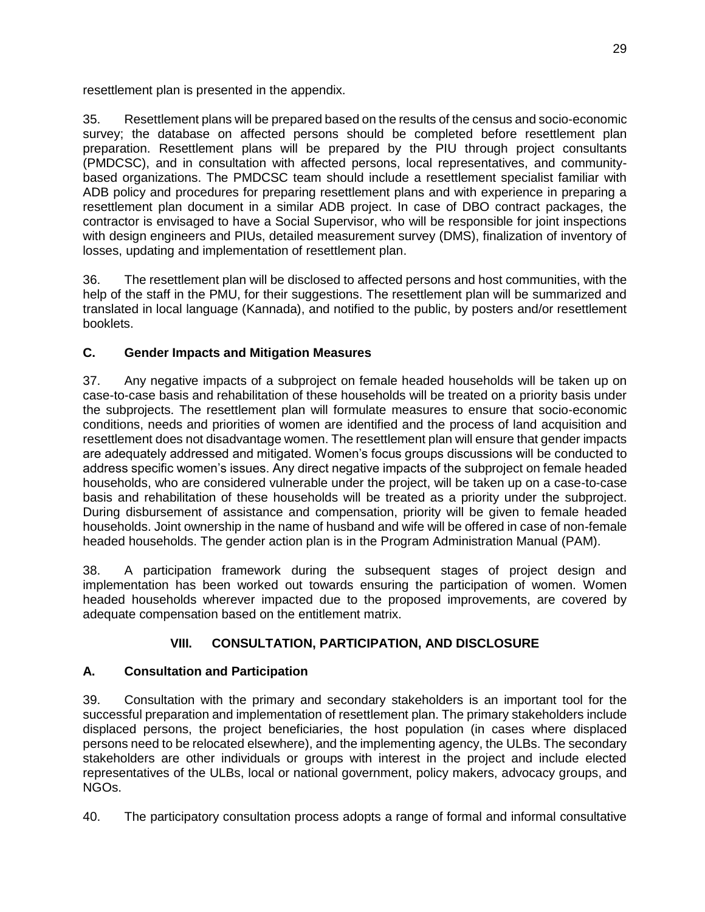resettlement plan is presented in the appendix.

35. Resettlement plans will be prepared based on the results of the census and socio-economic survey; the database on affected persons should be completed before resettlement plan preparation. Resettlement plans will be prepared by the PIU through project consultants (PMDCSC), and in consultation with affected persons, local representatives, and community-based organizations. The PMDCSC team should include a resettlement specialist familiar with ADB policy and procedures for preparing resettlement plans and with experience in preparing a resettlement plan document in a similar ADB project. In case of DBO contract packages, the contractor is envisaged to have a Social Supervisor, who will be responsible for joint inspections with design engineers and PIUs, detailed measurement survey (DMS), finalization of inventory of losses, updating and implementation of resettlement plan.

36. The resettlement plan will be disclosed to affected persons and host communities, with the help of the staff in the PMU, for their suggestions. The resettlement plan will be summarized and translated in local language (Kannada), and notified to the public, by posters and/or resettlement booklets.

### C. Gender Impacts and Mitigation Measures

37. Any negative impacts of a subproject on female headed households will be taken up on case-to-case basis and rehabilitation of these households will be treated on a priority basis under the subprojects. The resettlement plan will formulate measures to ensure that socio-economic conditions, needs and priorities of women are identified and the process of land acquisition and resettlement does not disadvantage women. The resettlement plan will ensure that gender impacts are adequately addressed and mitigated. Women's focus groups discussions will be conducted to address specific women's issues. Any direct negative impacts of the subproject on female headed households, who are considered vulnerable under the project, will be taken up on a case-to-case basis and rehabilitation of these households will be treated as a priority under the subproject. During disbursement of assistance and compensation, priority will be given to female headed households. Joint ownership in the name of husband and wife will be offered in case of non-female headed households. The gender action plan is in the Program Administration Manual (PAM).

38. A participation framework during the subsequent stages of project design and implementation has been worked out towards ensuring the participation of women. Women headed households wherever impacted due to the proposed improvements, are covered by adequate compensation based on the entitlement matrix.

## VIII. CONSULTATION, PARTICIPATION, AND DISCLOSURE

### A. Consultation and Participation

39. Consultation with the primary and secondary stakeholders is an important tool for the successful preparation and implementation of resettlement plan. The primary stakeholders include displaced persons, the project beneficiaries, the host population (in cases where displaced persons need to be relocated elsewhere), and the implementing agency, the ULBs. The secondary stakeholders are other individuals or groups with interest in the project and include elected representatives of the ULBs, local or national government, policy makers, advocacy groups, and NGOs.

40. The participatory consultation process adopts a range of formal and informal consultative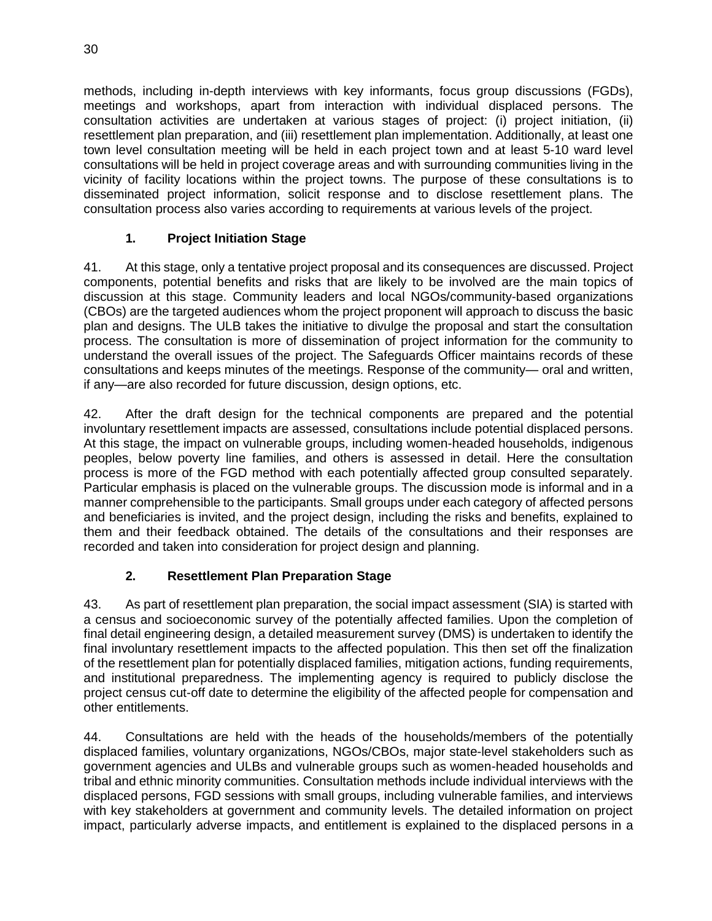methods, including in-depth interviews with key informants, focus group discussions (FGDs), meetings and workshops, apart from interaction with individual displaced persons. The consultation activities are undertaken at various stages of project: (i) project initiation, (ii) resettlement plan preparation, and (iii) resettlement plan implementation. Additionally, at least one town level consultation meeting will be held in each project town and at least 5-10 ward level consultations will be held in project coverage areas and with surrounding communities living in the vicinity of facility locations within the project towns. The purpose of these consultations is to disseminated project information, solicit response and to disclose resettlement plans. The consultation process also varies according to requirements at various levels of the project.

### 1. Project Initiation Stage

41. At this stage, only a tentative project proposal and its consequences are discussed. Project components, potential benefits and risks that are likely to be involved are the main topics of discussion at this stage. Community leaders and local NGOs/community-based organizations (CBOs) are the targeted audiences whom the project proponent will approach to discuss the basic plan and designs. The ULB takes the initiative to divulge the proposal and start the consultation process. The consultation is more of dissemination of project information for the community to understand the overall issues of the project. The Safeguards Officer maintains records of these consultations and keeps minutes of the meetings. Response of the community— oral and written, if any—are also recorded for future discussion, design options, etc.

42. After the draft design for the technical components are prepared and the potential involuntary resettlement impacts are assessed, consultations include potential displaced persons. At this stage, the impact on vulnerable groups, including women-headed households, indigenous peoples, below poverty line families, and others is assessed in detail. Here the consultation process is more of the FGD method with each potentially affected group consulted separately. Particular emphasis is placed on the vulnerable groups. The discussion mode is informal and in a manner comprehensible to the participants. Small groups under each category of affected persons and beneficiaries is invited, and the project design, including the risks and benefits, explained to them and their feedback obtained. The details of the consultations and their responses are recorded and taken into consideration for project design and planning.

### 2. Resettlement Plan Preparation Stage

43. As part of resettlement plan preparation, the social impact assessment (SIA) is started with a census and socioeconomic survey of the potentially affected families. Upon the completion of final detail engineering design, a detailed measurement survey (DMS) is undertaken to identify the final involuntary resettlement impacts to the affected population. This then set off the finalization of the resettlement plan for potentially displaced families, mitigation actions, funding requirements, and institutional preparedness. The implementing agency is required to publicly disclose the project census cut-off date to determine the eligibility of the affected people for compensation and other entitlements.

44. Consultations are held with the heads of the households/members of the potentially displaced families, voluntary organizations, NGOs/CBOs, major state-level stakeholders such as government agencies and ULBs and vulnerable groups such as women-headed households and tribal and ethnic minority communities. Consultation methods include individual interviews with the displaced persons, FGD sessions with small groups, including vulnerable families, and interviews with key stakeholders at government and community levels. The detailed information on project impact, particularly adverse impacts, and entitlement is explained to the displaced persons in a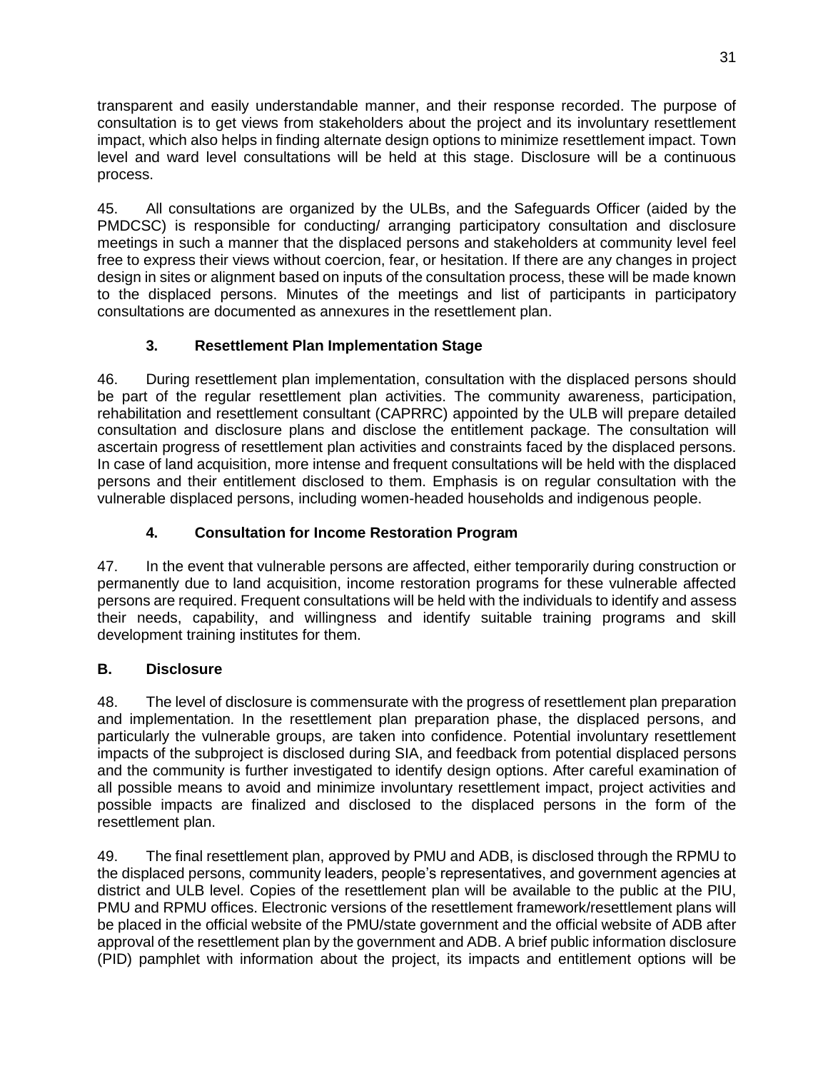transparent and easily understandable manner, and their response recorded. The purpose of consultation is to get views from stakeholders about the project and its involuntary resettlement impact, which also helps in finding alternate design options to minimize resettlement impact. Town level and ward level consultations will be held at this stage. Disclosure will be a continuous process.

45. All consultations are organized by the ULBs, and the Safeguards Officer (aided by the PMDCSC) is responsible for conducting/ arranging participatory consultation and disclosure meetings in such a manner that the displaced persons and stakeholders at community level feel free to express their views without coercion, fear, or hesitation. If there are any changes in project design in sites or alignment based on inputs of the consultation process, these will be made known to the displaced persons. Minutes of the meetings and list of participants in participatory consultations are documented as annexures in the resettlement plan.

### 3. Resettlement Plan Implementation Stage

46. During resettlement plan implementation, consultation with the displaced persons should be part of the regular resettlement plan activities. The community awareness, participation, rehabilitation and resettlement consultant (CAPRRC) appointed by the ULB will prepare detailed consultation and disclosure plans and disclose the entitlement package. The consultation will ascertain progress of resettlement plan activities and constraints faced by the displaced persons. In case of land acquisition, more intense and frequent consultations will be held with the displaced persons and their entitlement disclosed to them. Emphasis is on regular consultation with the vulnerable displaced persons, including women-headed households and indigenous people.

### 4. Consultation for Income Restoration Program

47. In the event that vulnerable persons are affected, either temporarily during construction or permanently due to land acquisition, income restoration programs for these vulnerable affected persons are required. Frequent consultations will be held with the individuals to identify and assess their needs, capability, and willingness and identify suitable training programs and skill development training institutes for them.

## B. Disclosure

48. The level of disclosure is commensurate with the progress of resettlement plan preparation and implementation. In the resettlement plan preparation phase, the displaced persons, and particularly the vulnerable groups, are taken into confidence. Potential involuntary resettlement impacts of the subproject is disclosed during SIA, and feedback from potential displaced persons and the community is further investigated to identify design options. After careful examination of all possible means to avoid and minimize involuntary resettlement impact, project activities and possible impacts are finalized and disclosed to the displaced persons in the form of the resettlement plan.

49. The final resettlement plan, approved by PMU and ADB, is disclosed through the RPMU to the displaced persons, community leaders, people's representatives, and government agencies at district and ULB level. Copies of the resettlement plan will be available to the public at the PIU, PMU and RPMU offices. Electronic versions of the resettlement framework/resettlement plans will be placed in the official website of the PMU/state government and the official website of ADB after approval of the resettlement plan by the government and ADB. A brief public information disclosure (PID) pamphlet with information about the project, its impacts and entitlement options will be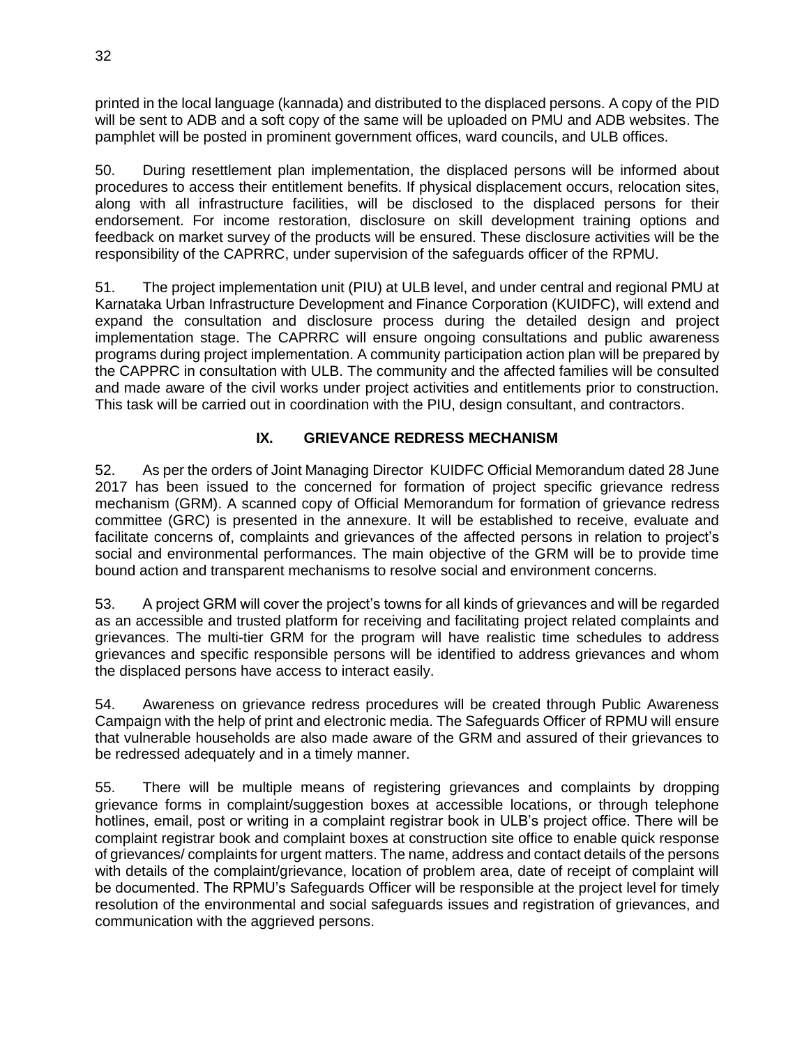printed in the local language (kannada) and distributed to the displaced persons. A copy of the PID will be sent to ADB and a soft copy of the same will be uploaded on PMU and ADB websites. The pamphlet will be posted in prominent government offices, ward councils, and ULB offices.

50. During resettlement plan implementation, the displaced persons will be informed about procedures to access their entitlement benefits. If physical displacement occurs, relocation sites, along with all infrastructure facilities, will be disclosed to the displaced persons for their endorsement. For income restoration, disclosure on skill development training options and feedback on market survey of the products will be ensured. These disclosure activities will be the responsibility of the CAPRRC, under supervision of the safeguards officer of the RPMU.

51. The project implementation unit (PIU) at ULB level, and under central and regional PMU at Karnataka Urban Infrastructure Development and Finance Corporation (KUIDFC), will extend and expand the consultation and disclosure process during the detailed design and project implementation stage. The CAPRRC will ensure ongoing consultations and public awareness programs during project implementation. A community participation action plan will be prepared by the CAPPRC in consultation with ULB. The community and the affected families will be consulted and made aware of the civil works under project activities and entitlements prior to construction. This task will be carried out in coordination with the PIU, design consultant, and contractors.

## IX. GRIEVANCE REDRESS MECHANISM

52. As per the orders of Joint Managing Director KUIDFC Official Memorandum dated 28 June 2017 has been issued to the concerned for formation of project specific grievance redress mechanism (GRM). A scanned copy of Official Memorandum for formation of grievance redress committee (GRC) is presented in the annexure. It will be established to receive, evaluate and facilitate concerns of, complaints and grievances of the affected persons in relation to project's social and environmental performances. The main objective of the GRM will be to provide time bound action and transparent mechanisms to resolve social and environment concerns.

53. A project GRM will cover the project's towns for all kinds of grievances and will be regarded as an accessible and trusted platform for receiving and facilitating project related complaints and grievances. The multi-tier GRM for the program will have realistic time schedules to address grievances and specific responsible persons will be identified to address grievances and whom the displaced persons have access to interact easily.

54. Awareness on grievance redress procedures will be created through Public Awareness Campaign with the help of print and electronic media. The Safeguards Officer of RPMU will ensure that vulnerable households are also made aware of the GRM and assured of their grievances to be redressed adequately and in a timely manner.

55. There will be multiple means of registering grievances and complaints by dropping grievance forms in complaint/suggestion boxes at accessible locations, or through telephone hotlines, email, post or writing in a complaint registrar book in ULB's project office. There will be complaint registrar book and complaint boxes at construction site office to enable quick response of grievances/ complaints for urgent matters. The name, address and contact details of the persons with details of the complaint/grievance, location of problem area, date of receipt of complaint will be documented. The RPMU's Safeguards Officer will be responsible at the project level for timely resolution of the environmental and social safeguards issues and registration of grievances, and communication with the aggrieved persons.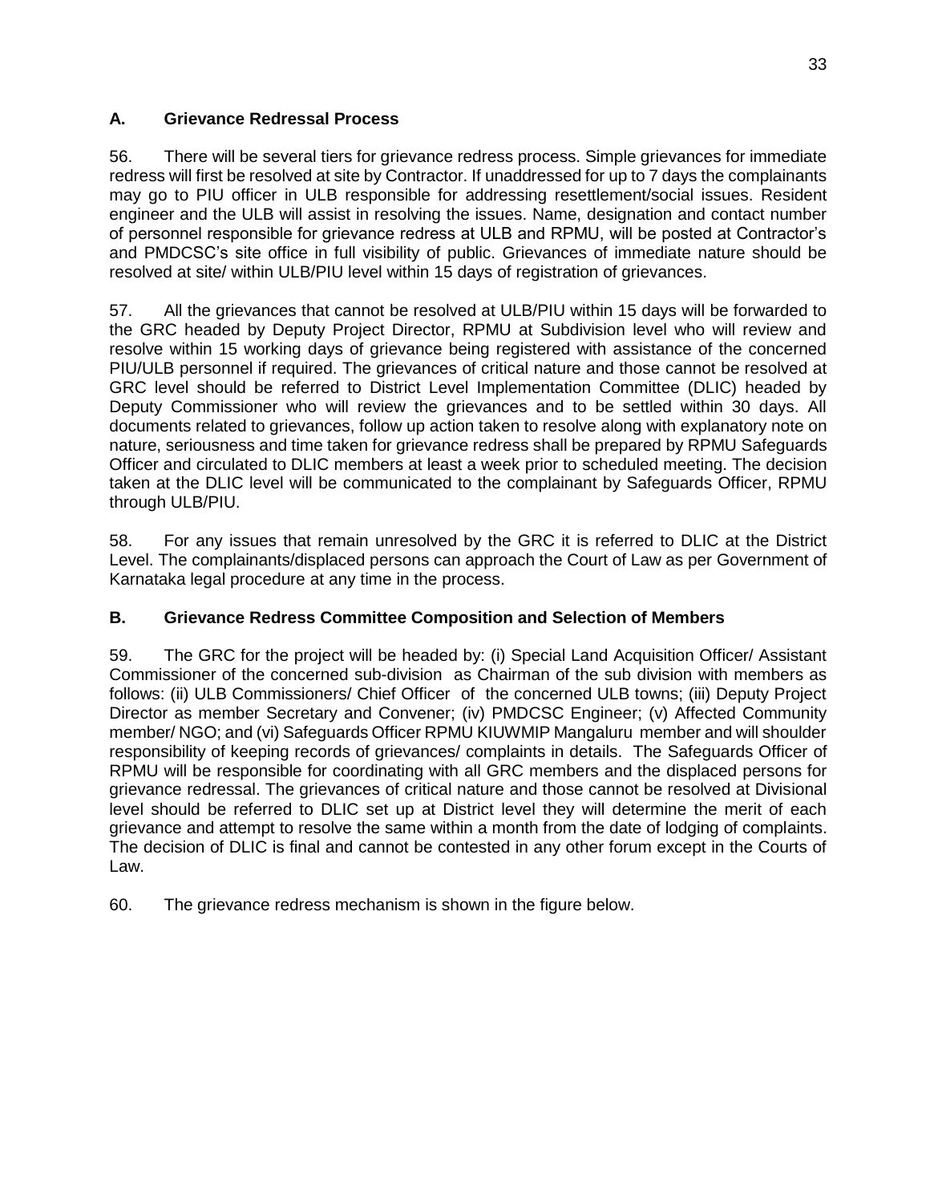## A. Grievance Redressal Process

56. There will be several tiers for grievance redress process. Simple grievances for immediate redress will first be resolved at site by Contractor. If unaddressed for up to 7 days the complainants may go to PIU officer in ULB responsible for addressing resettlement/social issues. Resident engineer and the ULB will assist in resolving the issues. Name, designation and contact number of personnel responsible for grievance redress at ULB and RPMU, will be posted at Contractor's and PMDCSC's site office in full visibility of public. Grievances of immediate nature should be resolved at site/ within ULB/PIU level within 15 days of registration of grievances.

57. All the grievances that cannot be resolved at ULB/PIU within 15 days will be forwarded to the GRC headed by Deputy Project Director, RPMU at Subdivision level who will review and resolve within 15 working days of grievance being registered with assistance of the concerned PIU/ULB personnel if required. The grievances of critical nature and those cannot be resolved at GRC level should be referred to District Level Implementation Committee (DLIC) headed by Deputy Commissioner who will review the grievances and to be settled within 30 days. All documents related to grievances, follow up action taken to resolve along with explanatory note on nature, seriousness and time taken for grievance redress shall be prepared by RPMU Safeguards Officer and circulated to DLIC members at least a week prior to scheduled meeting. The decision taken at the DLIC level will be communicated to the complainant by Safeguards Officer, RPMU through ULB/PIU.

58. For any issues that remain unresolved by the GRC it is referred to DLIC at the District Level. The complainants/displaced persons can approach the Court of Law as per Government of Karnataka legal procedure at any time in the process.

## B. Grievance Redress Committee Composition and Selection of Members

59. The GRC for the project will be headed by: (i) Special Land Acquisition Officer/ Assistant Commissioner of the concerned sub-division as Chairman of the sub division with members as follows: (ii) ULB Commissioners/ Chief Officer of the concerned ULB towns; (iii) Deputy Project Director as member Secretary and Convener; (iv) PMDCSC Engineer; (v) Affected Community member/ NGO; and (vi) Safeguards Officer RPMU KIUWMIP Mangaluru member and will shoulder responsibility of keeping records of grievances/ complaints in details. The Safeguards Officer of RPMU will be responsible for coordinating with all GRC members and the displaced persons for grievance redressal. The grievances of critical nature and those cannot be resolved at Divisional level should be referred to DLIC set up at District level they will determine the merit of each grievance and attempt to resolve the same within a month from the date of lodging of complaints. The decision of DLIC is final and cannot be contested in any other forum except in the Courts of Law.

60. The grievance redress mechanism is shown in the figure below.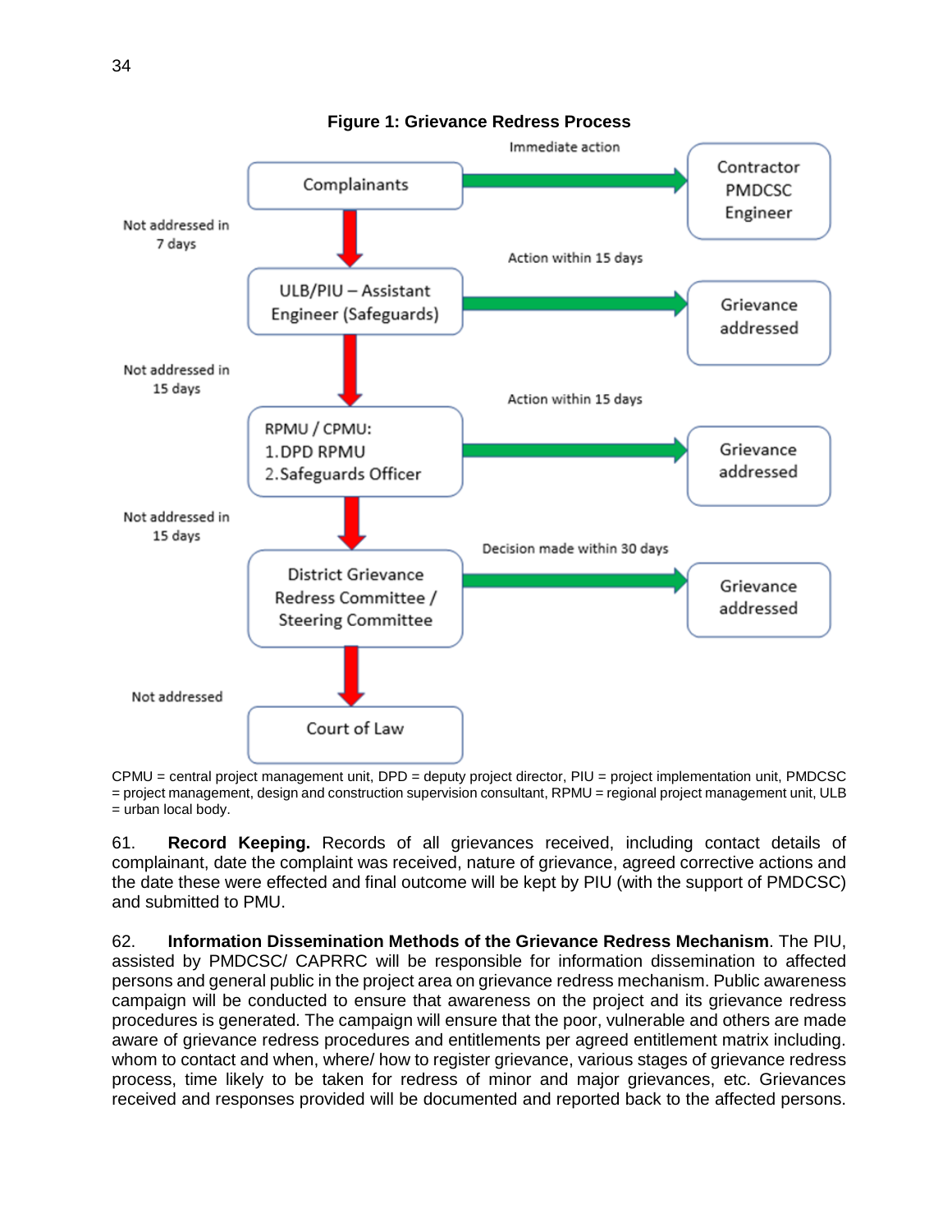**Figure 1: Grievance Redress Process**

| Level | Escalation (if not addressed) | Action | Outcome |
|---|---|---|---|
| Complainants | | Immediate action | Contractor PMDCSC Engineer |
| ULB/PIU – Assistant Engineer (Safeguards) | Not addressed in 7 days | Action within 15 days | Grievance addressed |
| RPMU / CPMU: 1. DPD RPMU 2. Safeguards Officer | Not addressed in 15 days | Action within 15 days | Grievance addressed |
| District Grievance Redress Committee / Steering Committee | Not addressed in 15 days | Decision made within 30 days | Grievance addressed |
| Court of Law | Not addressed | | |

CPMU = central project management unit, DPD = deputy project director, PIU = project implementation unit, PMDCSC = project management, design and construction supervision consultant, RPMU = regional project management unit, ULB = urban local body.

61. **Record Keeping.** Records of all grievances received, including contact details of complainant, date the complaint was received, nature of grievance, agreed corrective actions and the date these were effected and final outcome will be kept by PIU (with the support of PMDCSC) and submitted to PMU.

62. **Information Dissemination Methods of the Grievance Redress Mechanism**. The PIU, assisted by PMDCSC/ CAPRRC will be responsible for information dissemination to affected persons and general public in the project area on grievance redress mechanism. Public awareness campaign will be conducted to ensure that awareness on the project and its grievance redress procedures is generated. The campaign will ensure that the poor, vulnerable and others are made aware of grievance redress procedures and entitlements per agreed entitlement matrix including. whom to contact and when, where/ how to register grievance, various stages of grievance redress process, time likely to be taken for redress of minor and major grievances, etc. Grievances received and responses provided will be documented and reported back to the affected persons.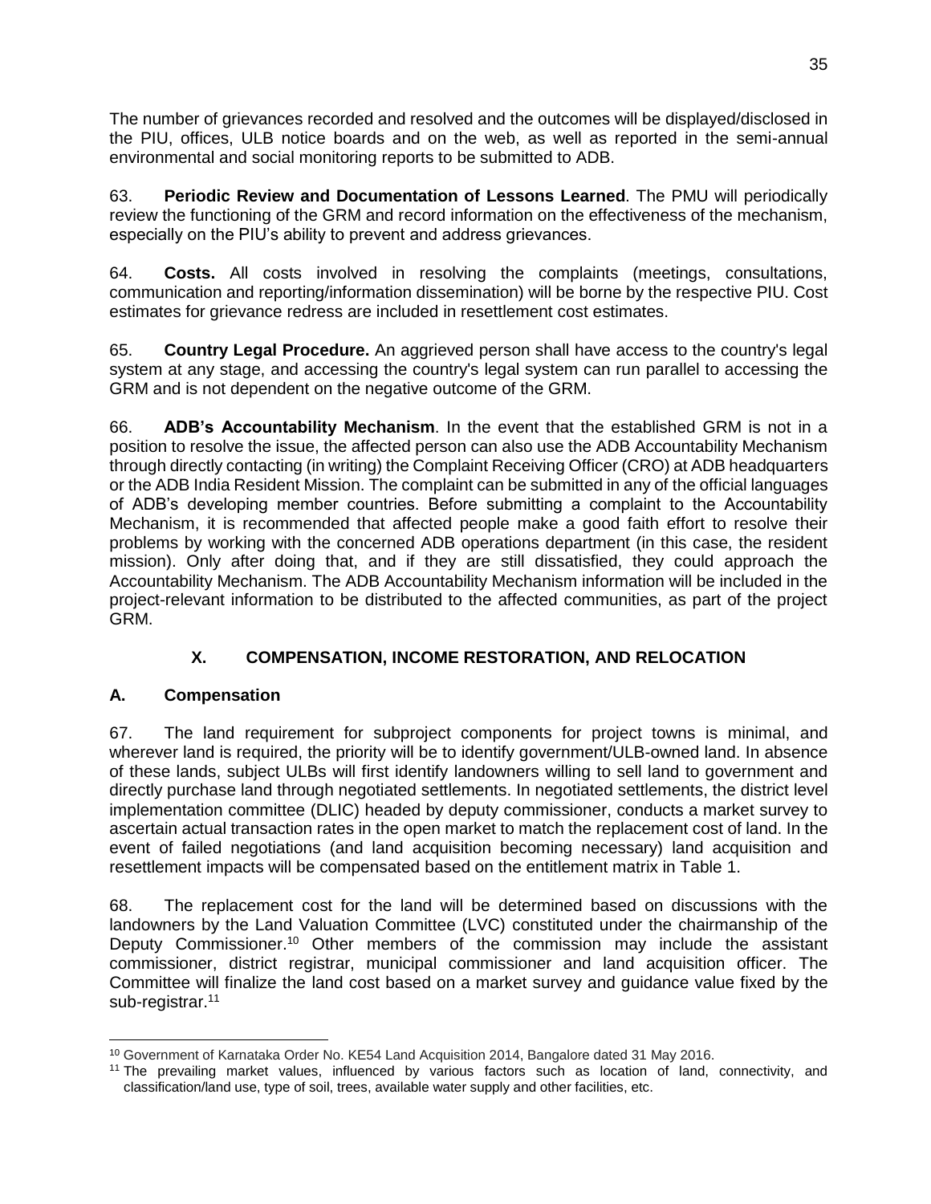The number of grievances recorded and resolved and the outcomes will be displayed/disclosed in the PIU, offices, ULB notice boards and on the web, as well as reported in the semi-annual environmental and social monitoring reports to be submitted to ADB.

63. **Periodic Review and Documentation of Lessons Learned**. The PMU will periodically review the functioning of the GRM and record information on the effectiveness of the mechanism, especially on the PIU's ability to prevent and address grievances.

64. **Costs.** All costs involved in resolving the complaints (meetings, consultations, communication and reporting/information dissemination) will be borne by the respective PIU. Cost estimates for grievance redress are included in resettlement cost estimates.

65. **Country Legal Procedure.** An aggrieved person shall have access to the country's legal system at any stage, and accessing the country's legal system can run parallel to accessing the GRM and is not dependent on the negative outcome of the GRM.

66. **ADB's Accountability Mechanism**. In the event that the established GRM is not in a position to resolve the issue, the affected person can also use the ADB Accountability Mechanism through directly contacting (in writing) the Complaint Receiving Officer (CRO) at ADB headquarters or the ADB India Resident Mission. The complaint can be submitted in any of the official languages of ADB's developing member countries. Before submitting a complaint to the Accountability Mechanism, it is recommended that affected people make a good faith effort to resolve their problems by working with the concerned ADB operations department (in this case, the resident mission). Only after doing that, and if they are still dissatisfied, they could approach the Accountability Mechanism. The ADB Accountability Mechanism information will be included in the project-relevant information to be distributed to the affected communities, as part of the project GRM.

# X. COMPENSATION, INCOME RESTORATION, AND RELOCATION

## A. Compensation

67. The land requirement for subproject components for project towns is minimal, and wherever land is required, the priority will be to identify government/ULB-owned land. In absence of these lands, subject ULBs will first identify landowners willing to sell land to government and directly purchase land through negotiated settlements. In negotiated settlements, the district level implementation committee (DLIC) headed by deputy commissioner, conducts a market survey to ascertain actual transaction rates in the open market to match the replacement cost of land. In the event of failed negotiations (and land acquisition becoming necessary) land acquisition and resettlement impacts will be compensated based on the entitlement matrix in Table 1.

68. The replacement cost for the land will be determined based on discussions with the landowners by the Land Valuation Committee (LVC) constituted under the chairmanship of the Deputy Commissioner.[10] Other members of the commission may include the assistant commissioner, district registrar, municipal commissioner and land acquisition officer. The Committee will finalize the land cost based on a market survey and guidance value fixed by the sub-registrar.[11]

[10] Government of Karnataka Order No. KE54 Land Acquisition 2014, Bangalore dated 31 May 2016.

[11] The prevailing market values, influenced by various factors such as location of land, connectivity, and classification/land use, type of soil, trees, available water supply and other facilities, etc.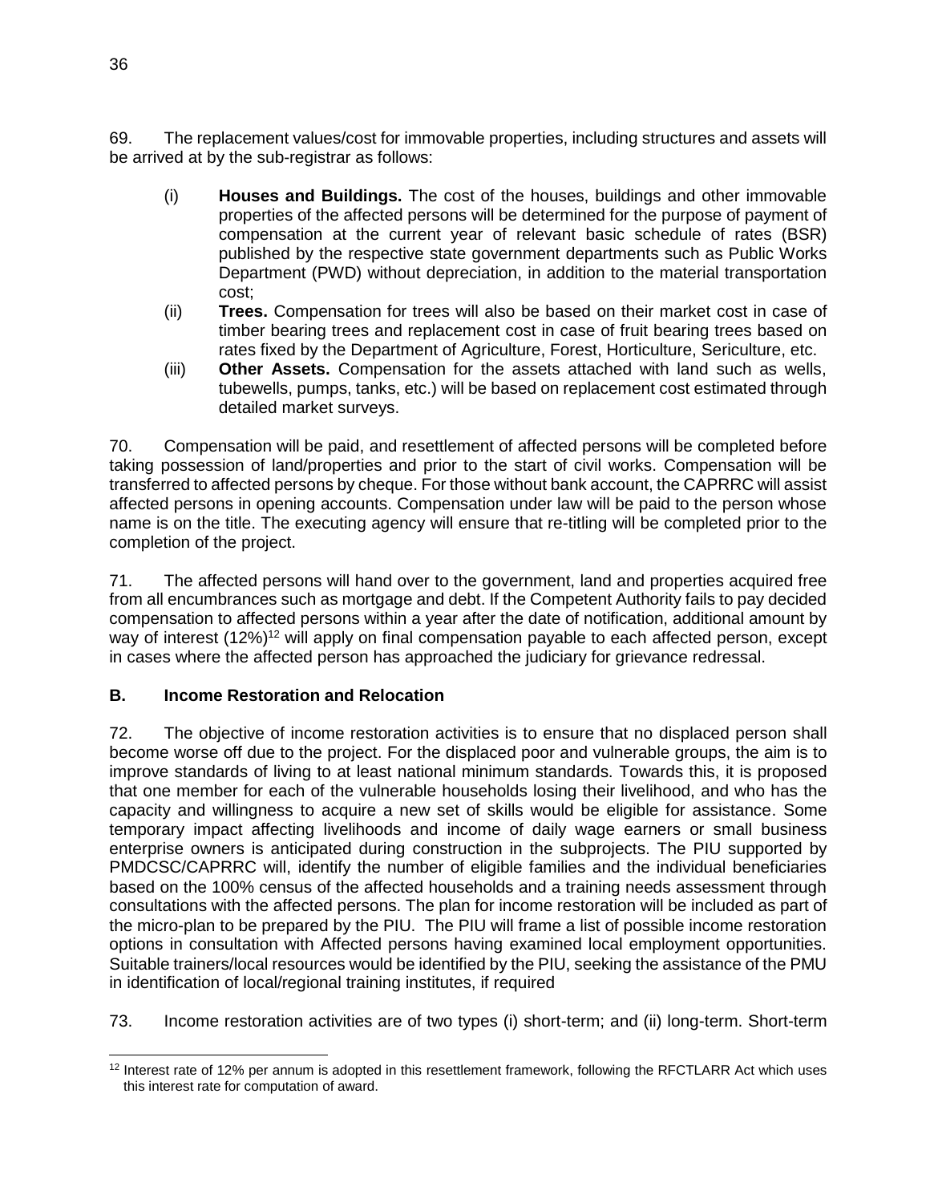69. The replacement values/cost for immovable properties, including structures and assets will be arrived at by the sub-registrar as follows:

(i) **Houses and Buildings.** The cost of the houses, buildings and other immovable properties of the affected persons will be determined for the purpose of payment of compensation at the current year of relevant basic schedule of rates (BSR) published by the respective state government departments such as Public Works Department (PWD) without depreciation, in addition to the material transportation cost;

(ii) **Trees.** Compensation for trees will also be based on their market cost in case of timber bearing trees and replacement cost in case of fruit bearing trees based on rates fixed by the Department of Agriculture, Forest, Horticulture, Sericulture, etc.

(iii) **Other Assets.** Compensation for the assets attached with land such as wells, tubewells, pumps, tanks, etc.) will be based on replacement cost estimated through detailed market surveys.

70. Compensation will be paid, and resettlement of affected persons will be completed before taking possession of land/properties and prior to the start of civil works. Compensation will be transferred to affected persons by cheque. For those without bank account, the CAPRRC will assist affected persons in opening accounts. Compensation under law will be paid to the person whose name is on the title. The executing agency will ensure that re-titling will be completed prior to the completion of the project.

71. The affected persons will hand over to the government, land and properties acquired free from all encumbrances such as mortgage and debt. If the Competent Authority fails to pay decided compensation to affected persons within a year after the date of notification, additional amount by way of interest (12%)[12] will apply on final compensation payable to each affected person, except in cases where the affected person has approached the judiciary for grievance redressal.

## B. Income Restoration and Relocation

72. The objective of income restoration activities is to ensure that no displaced person shall become worse off due to the project. For the displaced poor and vulnerable groups, the aim is to improve standards of living to at least national minimum standards. Towards this, it is proposed that one member for each of the vulnerable households losing their livelihood, and who has the capacity and willingness to acquire a new set of skills would be eligible for assistance. Some temporary impact affecting livelihoods and income of daily wage earners or small business enterprise owners is anticipated during construction in the subprojects. The PIU supported by PMDCSC/CAPRRC will, identify the number of eligible families and the individual beneficiaries based on the 100% census of the affected households and a training needs assessment through consultations with the affected persons. The plan for income restoration will be included as part of the micro-plan to be prepared by the PIU. The PIU will frame a list of possible income restoration options in consultation with Affected persons having examined local employment opportunities. Suitable trainers/local resources would be identified by the PIU, seeking the assistance of the PMU in identification of local/regional training institutes, if required

73. Income restoration activities are of two types (i) short-term; and (ii) long-term. Short-term

[12] Interest rate of 12% per annum is adopted in this resettlement framework, following the RFCTLARR Act which uses this interest rate for computation of award.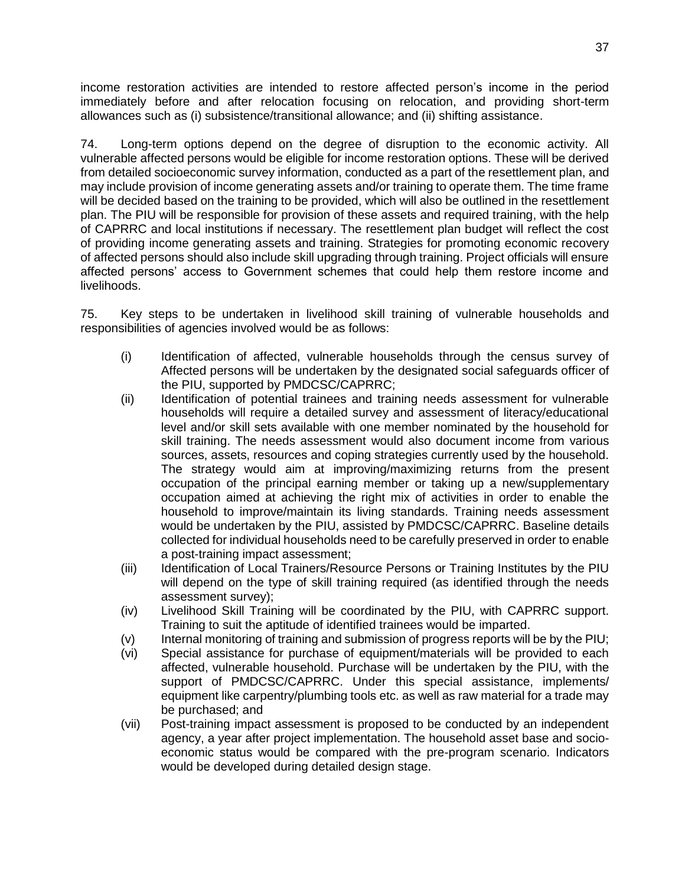income restoration activities are intended to restore affected person's income in the period immediately before and after relocation focusing on relocation, and providing short-term allowances such as (i) subsistence/transitional allowance; and (ii) shifting assistance.

74. Long-term options depend on the degree of disruption to the economic activity. All vulnerable affected persons would be eligible for income restoration options. These will be derived from detailed socioeconomic survey information, conducted as a part of the resettlement plan, and may include provision of income generating assets and/or training to operate them. The time frame will be decided based on the training to be provided, which will also be outlined in the resettlement plan. The PIU will be responsible for provision of these assets and required training, with the help of CAPRRC and local institutions if necessary. The resettlement plan budget will reflect the cost of providing income generating assets and training. Strategies for promoting economic recovery of affected persons should also include skill upgrading through training. Project officials will ensure affected persons' access to Government schemes that could help them restore income and livelihoods.

75. Key steps to be undertaken in livelihood skill training of vulnerable households and responsibilities of agencies involved would be as follows:

(i) Identification of affected, vulnerable households through the census survey of Affected persons will be undertaken by the designated social safeguards officer of the PIU, supported by PMDCSC/CAPRRC;

(ii) Identification of potential trainees and training needs assessment for vulnerable households will require a detailed survey and assessment of literacy/educational level and/or skill sets available with one member nominated by the household for skill training. The needs assessment would also document income from various sources, assets, resources and coping strategies currently used by the household. The strategy would aim at improving/maximizing returns from the present occupation of the principal earning member or taking up a new/supplementary occupation aimed at achieving the right mix of activities in order to enable the household to improve/maintain its living standards. Training needs assessment would be undertaken by the PIU, assisted by PMDCSC/CAPRRC. Baseline details collected for individual households need to be carefully preserved in order to enable a post-training impact assessment;

(iii) Identification of Local Trainers/Resource Persons or Training Institutes by the PIU will depend on the type of skill training required (as identified through the needs assessment survey);

(iv) Livelihood Skill Training will be coordinated by the PIU, with CAPRRC support. Training to suit the aptitude of identified trainees would be imparted.

(v) Internal monitoring of training and submission of progress reports will be by the PIU;

(vi) Special assistance for purchase of equipment/materials will be provided to each affected, vulnerable household. Purchase will be undertaken by the PIU, with the support of PMDCSC/CAPRRC. Under this special assistance, implements/ equipment like carpentry/plumbing tools etc. as well as raw material for a trade may be purchased; and

(vii) Post-training impact assessment is proposed to be conducted by an independent agency, a year after project implementation. The household asset base and socio-economic status would be compared with the pre-program scenario. Indicators would be developed during detailed design stage.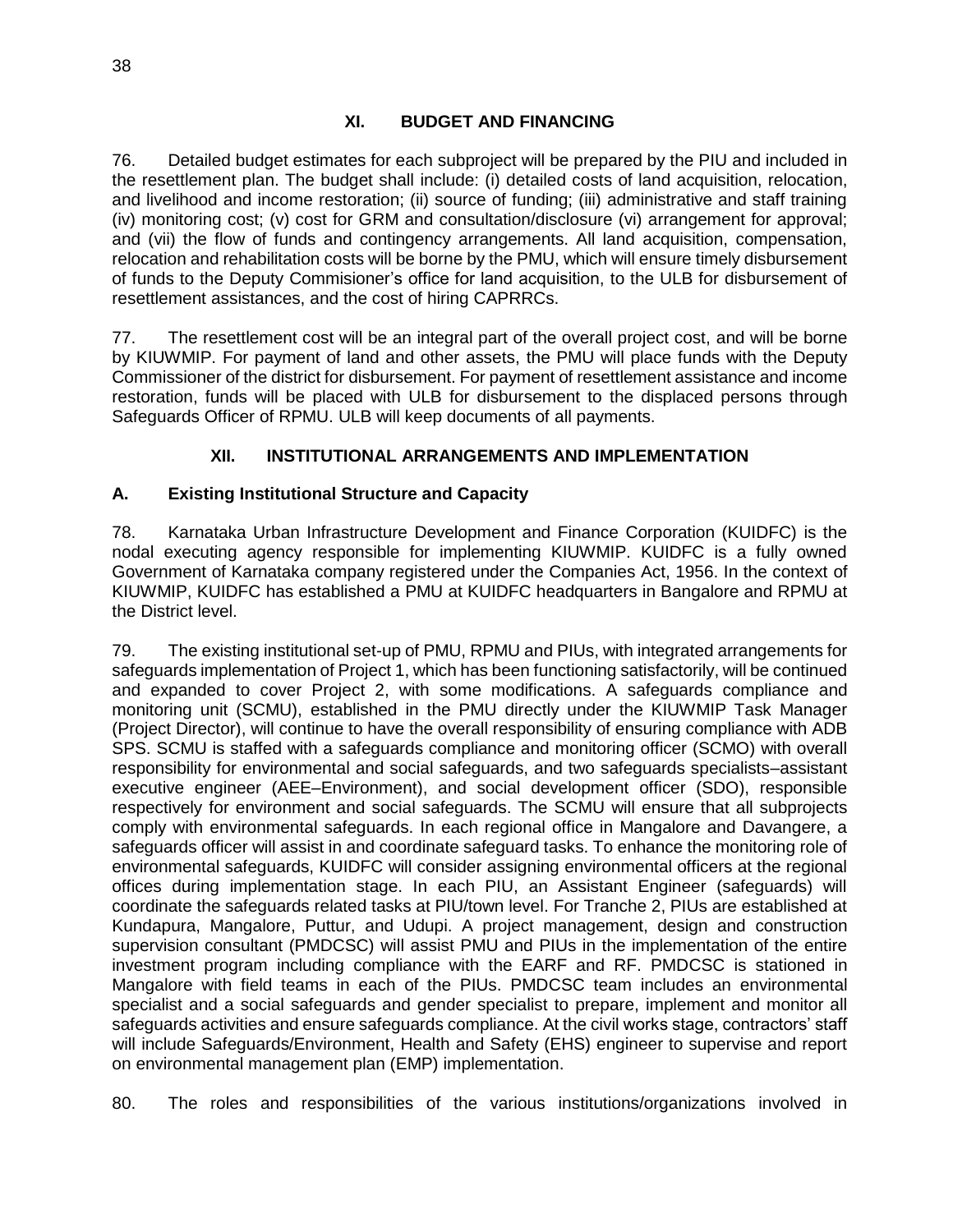## XI. BUDGET AND FINANCING

76. Detailed budget estimates for each subproject will be prepared by the PIU and included in the resettlement plan. The budget shall include: (i) detailed costs of land acquisition, relocation, and livelihood and income restoration; (ii) source of funding; (iii) administrative and staff training (iv) monitoring cost; (v) cost for GRM and consultation/disclosure (vi) arrangement for approval; and (vii) the flow of funds and contingency arrangements. All land acquisition, compensation, relocation and rehabilitation costs will be borne by the PMU, which will ensure timely disbursement of funds to the Deputy Commisioner's office for land acquisition, to the ULB for disbursement of resettlement assistances, and the cost of hiring CAPRRCs.

77. The resettlement cost will be an integral part of the overall project cost, and will be borne by KIUWMIP. For payment of land and other assets, the PMU will place funds with the Deputy Commissioner of the district for disbursement. For payment of resettlement assistance and income restoration, funds will be placed with ULB for disbursement to the displaced persons through Safeguards Officer of RPMU. ULB will keep documents of all payments.

## XII. INSTITUTIONAL ARRANGEMENTS AND IMPLEMENTATION

### A. Existing Institutional Structure and Capacity

78. Karnataka Urban Infrastructure Development and Finance Corporation (KUIDFC) is the nodal executing agency responsible for implementing KIUWMIP. KUIDFC is a fully owned Government of Karnataka company registered under the Companies Act, 1956. In the context of KIUWMIP, KUIDFC has established a PMU at KUIDFC headquarters in Bangalore and RPMU at the District level.

79. The existing institutional set-up of PMU, RPMU and PIUs, with integrated arrangements for safeguards implementation of Project 1, which has been functioning satisfactorily, will be continued and expanded to cover Project 2, with some modifications. A safeguards compliance and monitoring unit (SCMU), established in the PMU directly under the KIUWMIP Task Manager (Project Director), will continue to have the overall responsibility of ensuring compliance with ADB SPS. SCMU is staffed with a safeguards compliance and monitoring officer (SCMO) with overall responsibility for environmental and social safeguards, and two safeguards specialists–assistant executive engineer (AEE–Environment), and social development officer (SDO), responsible respectively for environment and social safeguards. The SCMU will ensure that all subprojects comply with environmental safeguards. In each regional office in Mangalore and Davangere, a safeguards officer will assist in and coordinate safeguard tasks. To enhance the monitoring role of environmental safeguards, KUIDFC will consider assigning environmental officers at the regional offices during implementation stage. In each PIU, an Assistant Engineer (safeguards) will coordinate the safeguards related tasks at PIU/town level. For Tranche 2, PIUs are established at Kundapura, Mangalore, Puttur, and Udupi. A project management, design and construction supervision consultant (PMDCSC) will assist PMU and PIUs in the implementation of the entire investment program including compliance with the EARF and RF. PMDCSC is stationed in Mangalore with field teams in each of the PIUs. PMDCSC team includes an environmental specialist and a social safeguards and gender specialist to prepare, implement and monitor all safeguards activities and ensure safeguards compliance. At the civil works stage, contractors' staff will include Safeguards/Environment, Health and Safety (EHS) engineer to supervise and report on environmental management plan (EMP) implementation.

80. The roles and responsibilities of the various institutions/organizations involved in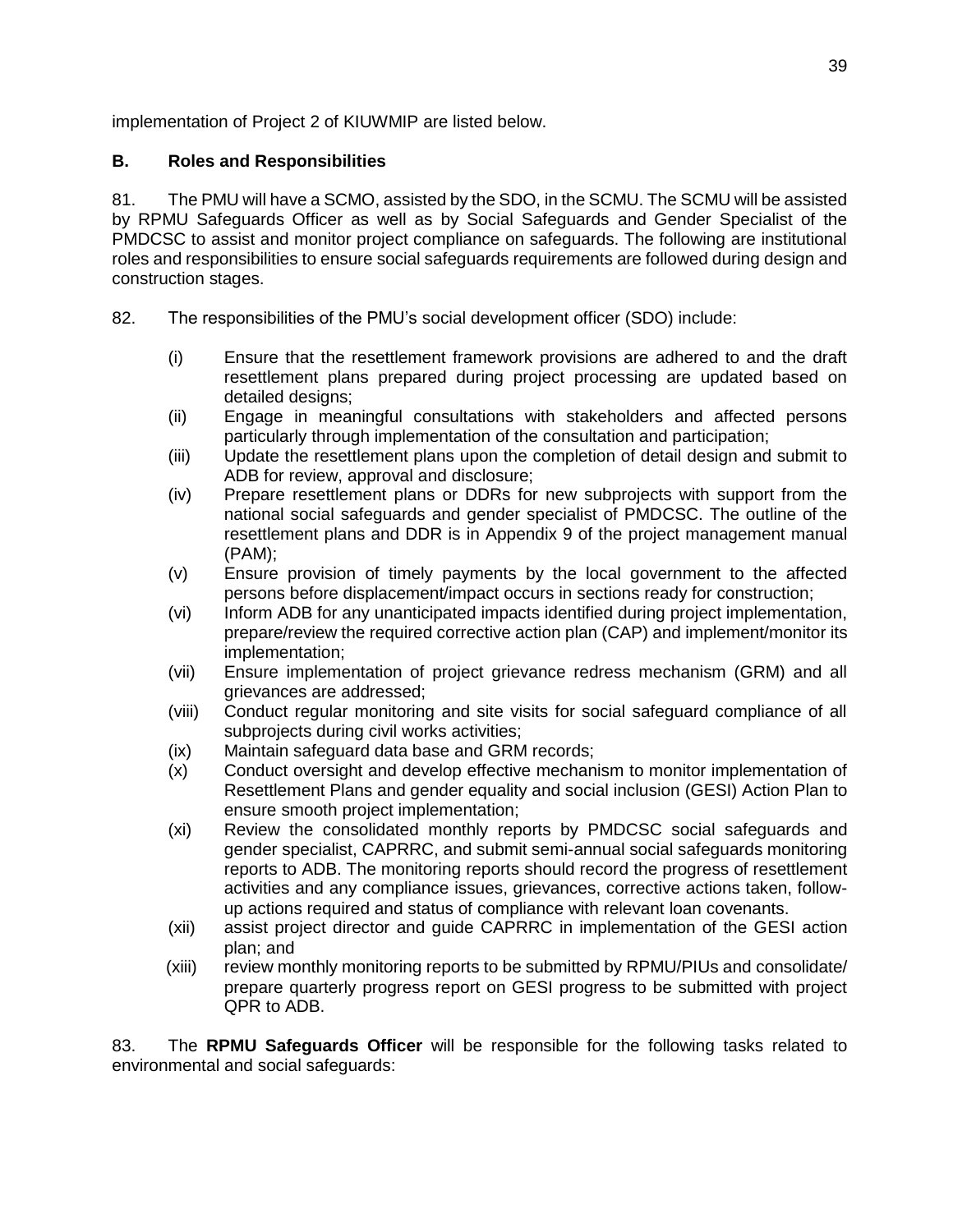implementation of Project 2 of KIUWMIP are listed below.

### B. Roles and Responsibilities

81. The PMU will have a SCMO, assisted by the SDO, in the SCMU. The SCMU will be assisted by RPMU Safeguards Officer as well as by Social Safeguards and Gender Specialist of the PMDCSC to assist and monitor project compliance on safeguards. The following are institutional roles and responsibilities to ensure social safeguards requirements are followed during design and construction stages.

82. The responsibilities of the PMU's social development officer (SDO) include:

(i) Ensure that the resettlement framework provisions are adhered to and the draft resettlement plans prepared during project processing are updated based on detailed designs;

(ii) Engage in meaningful consultations with stakeholders and affected persons particularly through implementation of the consultation and participation;

(iii) Update the resettlement plans upon the completion of detail design and submit to ADB for review, approval and disclosure;

(iv) Prepare resettlement plans or DDRs for new subprojects with support from the national social safeguards and gender specialist of PMDCSC. The outline of the resettlement plans and DDR is in Appendix 9 of the project management manual (PAM);

(v) Ensure provision of timely payments by the local government to the affected persons before displacement/impact occurs in sections ready for construction;

(vi) Inform ADB for any unanticipated impacts identified during project implementation, prepare/review the required corrective action plan (CAP) and implement/monitor its implementation;

(vii) Ensure implementation of project grievance redress mechanism (GRM) and all grievances are addressed;

(viii) Conduct regular monitoring and site visits for social safeguard compliance of all subprojects during civil works activities;

(ix) Maintain safeguard data base and GRM records;

(x) Conduct oversight and develop effective mechanism to monitor implementation of Resettlement Plans and gender equality and social inclusion (GESI) Action Plan to ensure smooth project implementation;

(xi) Review the consolidated monthly reports by PMDCSC social safeguards and gender specialist, CAPRRC, and submit semi-annual social safeguards monitoring reports to ADB. The monitoring reports should record the progress of resettlement activities and any compliance issues, grievances, corrective actions taken, follow-up actions required and status of compliance with relevant loan covenants.

(xii) assist project director and guide CAPRRC in implementation of the GESI action plan; and

(xiii) review monthly monitoring reports to be submitted by RPMU/PIUs and consolidate/ prepare quarterly progress report on GESI progress to be submitted with project QPR to ADB.

83. The **RPMU Safeguards Officer** will be responsible for the following tasks related to environmental and social safeguards: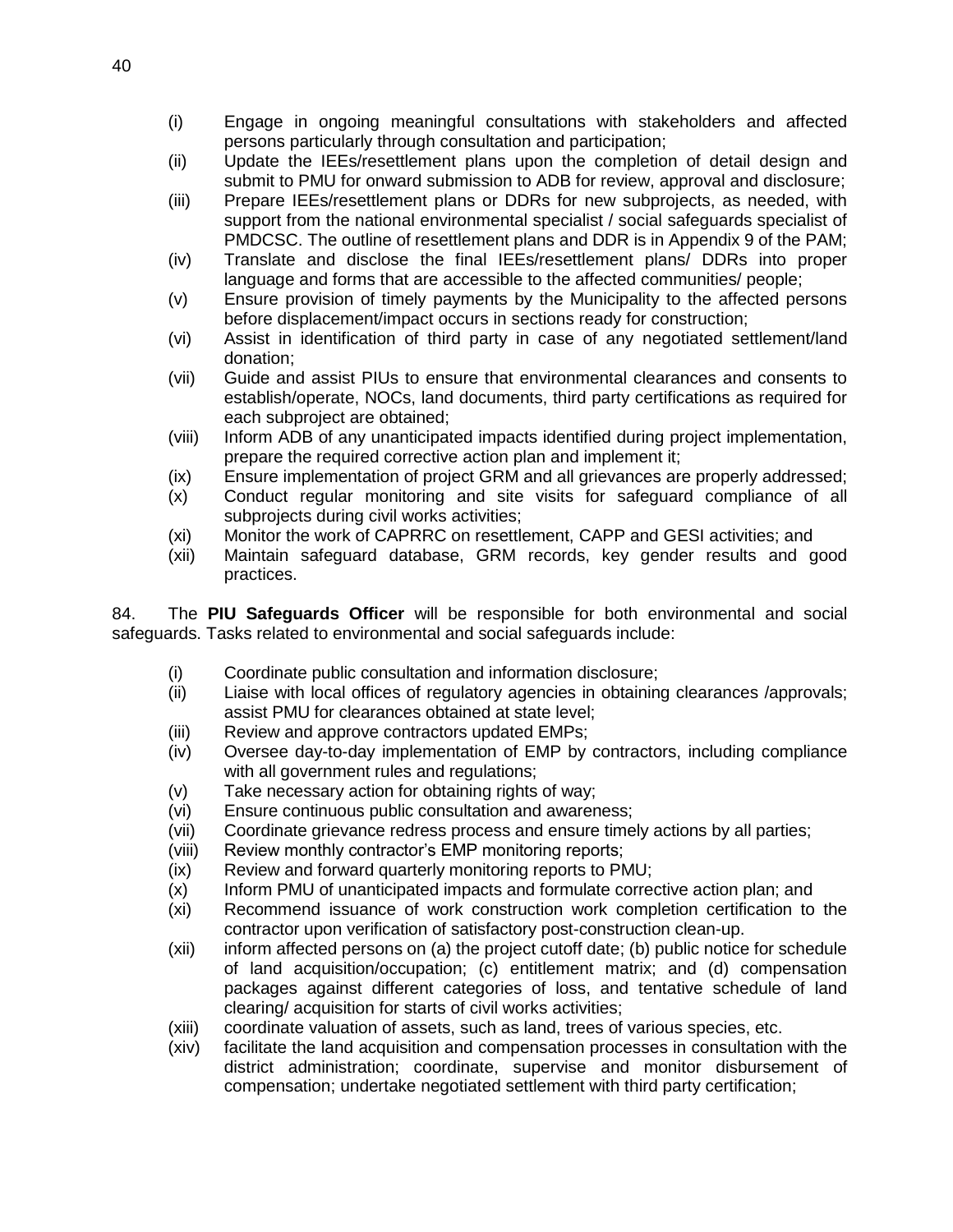(i) Engage in ongoing meaningful consultations with stakeholders and affected persons particularly through consultation and participation;
(ii) Update the IEEs/resettlement plans upon the completion of detail design and submit to PMU for onward submission to ADB for review, approval and disclosure;
(iii) Prepare IEEs/resettlement plans or DDRs for new subprojects, as needed, with support from the national environmental specialist / social safeguards specialist of PMDCSC. The outline of resettlement plans and DDR is in Appendix 9 of the PAM;
(iv) Translate and disclose the final IEEs/resettlement plans/ DDRs into proper language and forms that are accessible to the affected communities/ people;
(v) Ensure provision of timely payments by the Municipality to the affected persons before displacement/impact occurs in sections ready for construction;
(vi) Assist in identification of third party in case of any negotiated settlement/land donation;
(vii) Guide and assist PIUs to ensure that environmental clearances and consents to establish/operate, NOCs, land documents, third party certifications as required for each subproject are obtained;
(viii) Inform ADB of any unanticipated impacts identified during project implementation, prepare the required corrective action plan and implement it;
(ix) Ensure implementation of project GRM and all grievances are properly addressed;
(x) Conduct regular monitoring and site visits for safeguard compliance of all subprojects during civil works activities;
(xi) Monitor the work of CAPRRC on resettlement, CAPP and GESI activities; and
(xii) Maintain safeguard database, GRM records, key gender results and good practices.

84. The **PIU Safeguards Officer** will be responsible for both environmental and social safeguards. Tasks related to environmental and social safeguards include:

(i) Coordinate public consultation and information disclosure;
(ii) Liaise with local offices of regulatory agencies in obtaining clearances /approvals; assist PMU for clearances obtained at state level;
(iii) Review and approve contractors updated EMPs;
(iv) Oversee day-to-day implementation of EMP by contractors, including compliance with all government rules and regulations;
(v) Take necessary action for obtaining rights of way;
(vi) Ensure continuous public consultation and awareness;
(vii) Coordinate grievance redress process and ensure timely actions by all parties;
(viii) Review monthly contractor's EMP monitoring reports;
(ix) Review and forward quarterly monitoring reports to PMU;
(x) Inform PMU of unanticipated impacts and formulate corrective action plan; and
(xi) Recommend issuance of work construction work completion certification to the contractor upon verification of satisfactory post-construction clean-up.
(xii) inform affected persons on (a) the project cutoff date; (b) public notice for schedule of land acquisition/occupation; (c) entitlement matrix; and (d) compensation packages against different categories of loss, and tentative schedule of land clearing/ acquisition for starts of civil works activities;
(xiii) coordinate valuation of assets, such as land, trees of various species, etc.
(xiv) facilitate the land acquisition and compensation processes in consultation with the district administration; coordinate, supervise and monitor disbursement of compensation; undertake negotiated settlement with third party certification;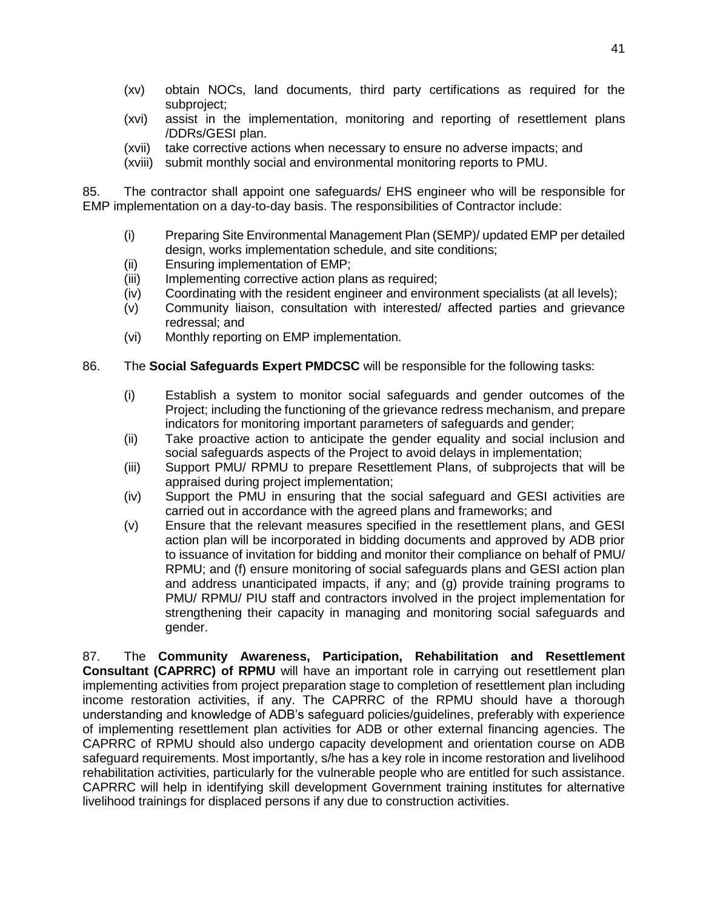(xv) obtain NOCs, land documents, third party certifications as required for the subproject;

(xvi) assist in the implementation, monitoring and reporting of resettlement plans /DDRs/GESI plan.

(xvii) take corrective actions when necessary to ensure no adverse impacts; and

(xviii) submit monthly social and environmental monitoring reports to PMU.

85. The contractor shall appoint one safeguards/ EHS engineer who will be responsible for EMP implementation on a day-to-day basis. The responsibilities of Contractor include:

(i) Preparing Site Environmental Management Plan (SEMP)/ updated EMP per detailed design, works implementation schedule, and site conditions;

(ii) Ensuring implementation of EMP;

(iii) Implementing corrective action plans as required;

(iv) Coordinating with the resident engineer and environment specialists (at all levels);

(v) Community liaison, consultation with interested/ affected parties and grievance redressal; and

(vi) Monthly reporting on EMP implementation.

86. The **Social Safeguards Expert PMDCSC** will be responsible for the following tasks:

(i) Establish a system to monitor social safeguards and gender outcomes of the Project; including the functioning of the grievance redress mechanism, and prepare indicators for monitoring important parameters of safeguards and gender;

(ii) Take proactive action to anticipate the gender equality and social inclusion and social safeguards aspects of the Project to avoid delays in implementation;

(iii) Support PMU/ RPMU to prepare Resettlement Plans, of subprojects that will be appraised during project implementation;

(iv) Support the PMU in ensuring that the social safeguard and GESI activities are carried out in accordance with the agreed plans and frameworks; and

(v) Ensure that the relevant measures specified in the resettlement plans, and GESI action plan will be incorporated in bidding documents and approved by ADB prior to issuance of invitation for bidding and monitor their compliance on behalf of PMU/ RPMU; and (f) ensure monitoring of social safeguards plans and GESI action plan and address unanticipated impacts, if any; and (g) provide training programs to PMU/ RPMU/ PIU staff and contractors involved in the project implementation for strengthening their capacity in managing and monitoring social safeguards and gender.

87. The **Community Awareness, Participation, Rehabilitation and Resettlement Consultant (CAPRRC) of RPMU** will have an important role in carrying out resettlement plan implementing activities from project preparation stage to completion of resettlement plan including income restoration activities, if any. The CAPRRC of the RPMU should have a thorough understanding and knowledge of ADB's safeguard policies/guidelines, preferably with experience of implementing resettlement plan activities for ADB or other external financing agencies. The CAPRRC of RPMU should also undergo capacity development and orientation course on ADB safeguard requirements. Most importantly, s/he has a key role in income restoration and livelihood rehabilitation activities, particularly for the vulnerable people who are entitled for such assistance. CAPRRC will help in identifying skill development Government training institutes for alternative livelihood trainings for displaced persons if any due to construction activities.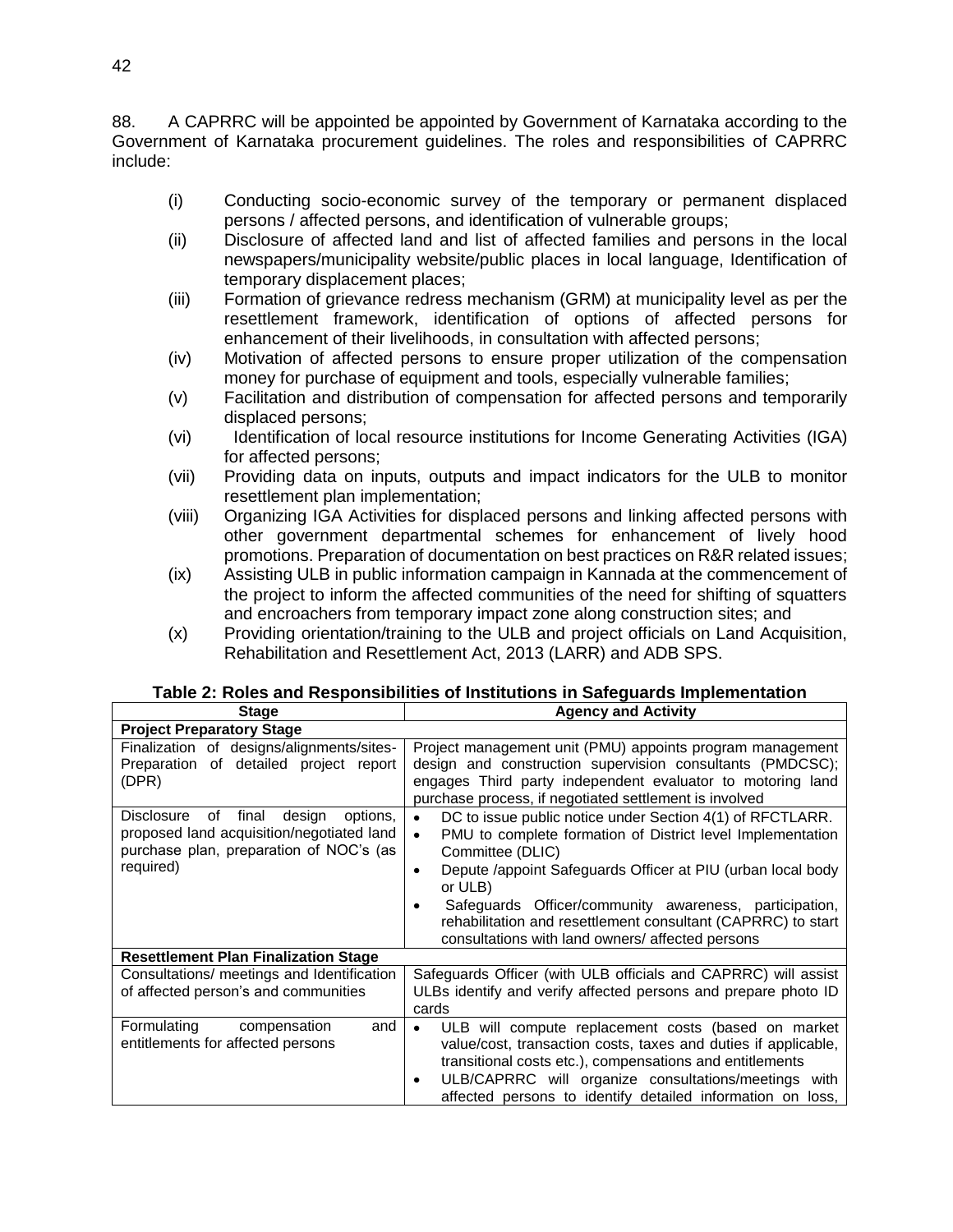88. A CAPRRC will be appointed be appointed by Government of Karnataka according to the Government of Karnataka procurement guidelines. The roles and responsibilities of CAPRRC include:

(i) Conducting socio-economic survey of the temporary or permanent displaced persons / affected persons, and identification of vulnerable groups;
(ii) Disclosure of affected land and list of affected families and persons in the local newspapers/municipality website/public places in local language, Identification of temporary displacement places;
(iii) Formation of grievance redress mechanism (GRM) at municipality level as per the resettlement framework, identification of options of affected persons for enhancement of their livelihoods, in consultation with affected persons;
(iv) Motivation of affected persons to ensure proper utilization of the compensation money for purchase of equipment and tools, especially vulnerable families;
(v) Facilitation and distribution of compensation for affected persons and temporarily displaced persons;
(vi) Identification of local resource institutions for Income Generating Activities (IGA) for affected persons;
(vii) Providing data on inputs, outputs and impact indicators for the ULB to monitor resettlement plan implementation;
(viii) Organizing IGA Activities for displaced persons and linking affected persons with other government departmental schemes for enhancement of lively hood promotions. Preparation of documentation on best practices on R&R related issues;
(ix) Assisting ULB in public information campaign in Kannada at the commencement of the project to inform the affected communities of the need for shifting of squatters and encroachers from temporary impact zone along construction sites; and
(x) Providing orientation/training to the ULB and project officials on Land Acquisition, Rehabilitation and Resettlement Act, 2013 (LARR) and ADB SPS.

**Table 2: Roles and Responsibilities of Institutions in Safeguards Implementation**

| Stage | Agency and Activity |
|---|---|
| **Project Preparatory Stage** | |
| Finalization of designs/alignments/sites-Preparation of detailed project report (DPR) | Project management unit (PMU) appoints program management design and construction supervision consultants (PMDCSC); engages Third party independent evaluator to motoring land purchase process, if negotiated settlement is involved |
| Disclosure of final design options, proposed land acquisition/negotiated land purchase plan, preparation of NOC's (as required) | • DC to issue public notice under Section 4(1) of RFCTLARR.<br>• PMU to complete formation of District level Implementation Committee (DLIC)<br>• Depute /appoint Safeguards Officer at PIU (urban local body or ULB)<br>• Safeguards Officer/community awareness, participation, rehabilitation and resettlement consultant (CAPRRC) to start consultations with land owners/ affected persons |
| **Resettlement Plan Finalization Stage** | |
| Consultations/ meetings and Identification of affected person's and communities | Safeguards Officer (with ULB officials and CAPRRC) will assist ULBs identify and verify affected persons and prepare photo ID cards |
| Formulating compensation and entitlements for affected persons | • ULB will compute replacement costs (based on market value/cost, transaction costs, taxes and duties if applicable, transitional costs etc.), compensations and entitlements<br>• ULB/CAPRRC will organize consultations/meetings with affected persons to identify detailed information on loss, |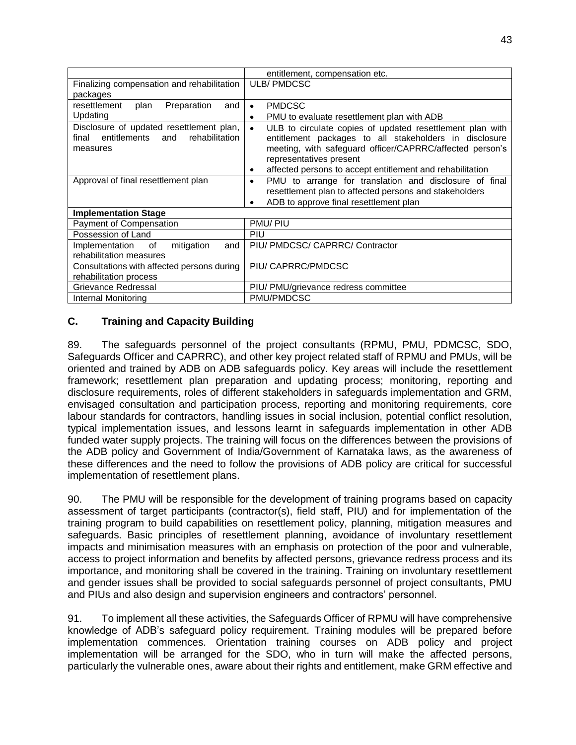| | |
|---|---|
| | entitlement, compensation etc. |
| Finalizing compensation and rehabilitation packages | ULB/ PMDCSC |
| resettlement plan Preparation and Updating | • PMDCSC<br>• PMU to evaluate resettlement plan with ADB |
| Disclosure of updated resettlement plan, final entitlements and rehabilitation measures | • ULB to circulate copies of updated resettlement plan with entitlement packages to all stakeholders in disclosure meeting, with safeguard officer/CAPRRC/affected person's representatives present<br>• affected persons to accept entitlement and rehabilitation |
| Approval of final resettlement plan | • PMU to arrange for translation and disclosure of final resettlement plan to affected persons and stakeholders<br>• ADB to approve final resettlement plan |
| **Implementation Stage** | |
| Payment of Compensation | PMU/ PIU |
| Possession of Land | PIU |
| Implementation of mitigation and rehabilitation measures | PIU/ PMDCSC/ CAPRRC/ Contractor |
| Consultations with affected persons during rehabilitation process | PIU/ CAPRRC/PMDCSC |
| Grievance Redressal | PIU/ PMU/grievance redress committee |
| Internal Monitoring | PMU/PMDCSC |

## C. Training and Capacity Building

89. The safeguards personnel of the project consultants (RPMU, PMU, PDMCSC, SDO, Safeguards Officer and CAPRRC), and other key project related staff of RPMU and PMUs, will be oriented and trained by ADB on ADB safeguards policy. Key areas will include the resettlement framework; resettlement plan preparation and updating process; monitoring, reporting and disclosure requirements, roles of different stakeholders in safeguards implementation and GRM, envisaged consultation and participation process, reporting and monitoring requirements, core labour standards for contractors, handling issues in social inclusion, potential conflict resolution, typical implementation issues, and lessons learnt in safeguards implementation in other ADB funded water supply projects. The training will focus on the differences between the provisions of the ADB policy and Government of India/Government of Karnataka laws, as the awareness of these differences and the need to follow the provisions of ADB policy are critical for successful implementation of resettlement plans.

90. The PMU will be responsible for the development of training programs based on capacity assessment of target participants (contractor(s), field staff, PIU) and for implementation of the training program to build capabilities on resettlement policy, planning, mitigation measures and safeguards. Basic principles of resettlement planning, avoidance of involuntary resettlement impacts and minimisation measures with an emphasis on protection of the poor and vulnerable, access to project information and benefits by affected persons, grievance redress process and its importance, and monitoring shall be covered in the training. Training on involuntary resettlement and gender issues shall be provided to social safeguards personnel of project consultants, PMU and PIUs and also design and supervision engineers and contractors' personnel.

91. To implement all these activities, the Safeguards Officer of RPMU will have comprehensive knowledge of ADB's safeguard policy requirement. Training modules will be prepared before implementation commences. Orientation training courses on ADB policy and project implementation will be arranged for the SDO, who in turn will make the affected persons, particularly the vulnerable ones, aware about their rights and entitlement, make GRM effective and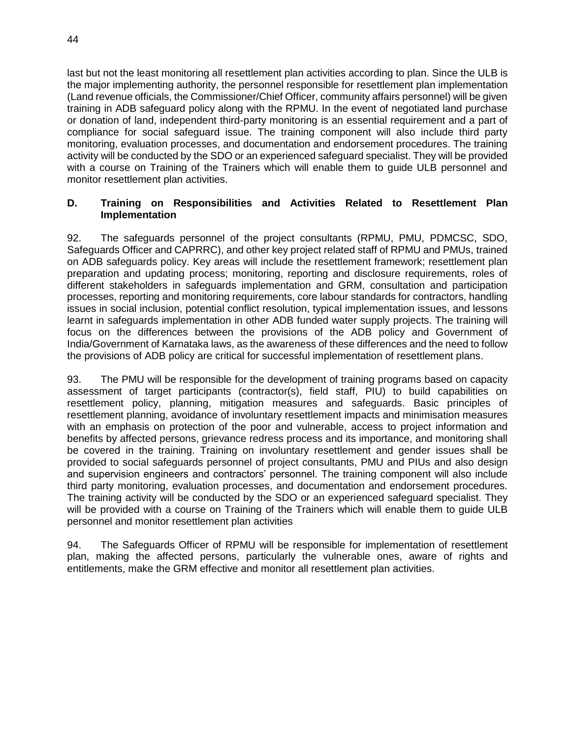last but not the least monitoring all resettlement plan activities according to plan. Since the ULB is the major implementing authority, the personnel responsible for resettlement plan implementation (Land revenue officials, the Commissioner/Chief Officer, community affairs personnel) will be given training in ADB safeguard policy along with the RPMU. In the event of negotiated land purchase or donation of land, independent third-party monitoring is an essential requirement and a part of compliance for social safeguard issue. The training component will also include third party monitoring, evaluation processes, and documentation and endorsement procedures. The training activity will be conducted by the SDO or an experienced safeguard specialist. They will be provided with a course on Training of the Trainers which will enable them to guide ULB personnel and monitor resettlement plan activities.

### D. Training on Responsibilities and Activities Related to Resettlement Plan Implementation

92. The safeguards personnel of the project consultants (RPMU, PMU, PDMCSC, SDO, Safeguards Officer and CAPRRC), and other key project related staff of RPMU and PMUs, trained on ADB safeguards policy. Key areas will include the resettlement framework; resettlement plan preparation and updating process; monitoring, reporting and disclosure requirements, roles of different stakeholders in safeguards implementation and GRM, consultation and participation processes, reporting and monitoring requirements, core labour standards for contractors, handling issues in social inclusion, potential conflict resolution, typical implementation issues, and lessons learnt in safeguards implementation in other ADB funded water supply projects. The training will focus on the differences between the provisions of the ADB policy and Government of India/Government of Karnataka laws, as the awareness of these differences and the need to follow the provisions of ADB policy are critical for successful implementation of resettlement plans.

93. The PMU will be responsible for the development of training programs based on capacity assessment of target participants (contractor(s), field staff, PIU) to build capabilities on resettlement policy, planning, mitigation measures and safeguards. Basic principles of resettlement planning, avoidance of involuntary resettlement impacts and minimisation measures with an emphasis on protection of the poor and vulnerable, access to project information and benefits by affected persons, grievance redress process and its importance, and monitoring shall be covered in the training. Training on involuntary resettlement and gender issues shall be provided to social safeguards personnel of project consultants, PMU and PIUs and also design and supervision engineers and contractors' personnel. The training component will also include third party monitoring, evaluation processes, and documentation and endorsement procedures. The training activity will be conducted by the SDO or an experienced safeguard specialist. They will be provided with a course on Training of the Trainers which will enable them to guide ULB personnel and monitor resettlement plan activities

94. The Safeguards Officer of RPMU will be responsible for implementation of resettlement plan, making the affected persons, particularly the vulnerable ones, aware of rights and entitlements, make the GRM effective and monitor all resettlement plan activities.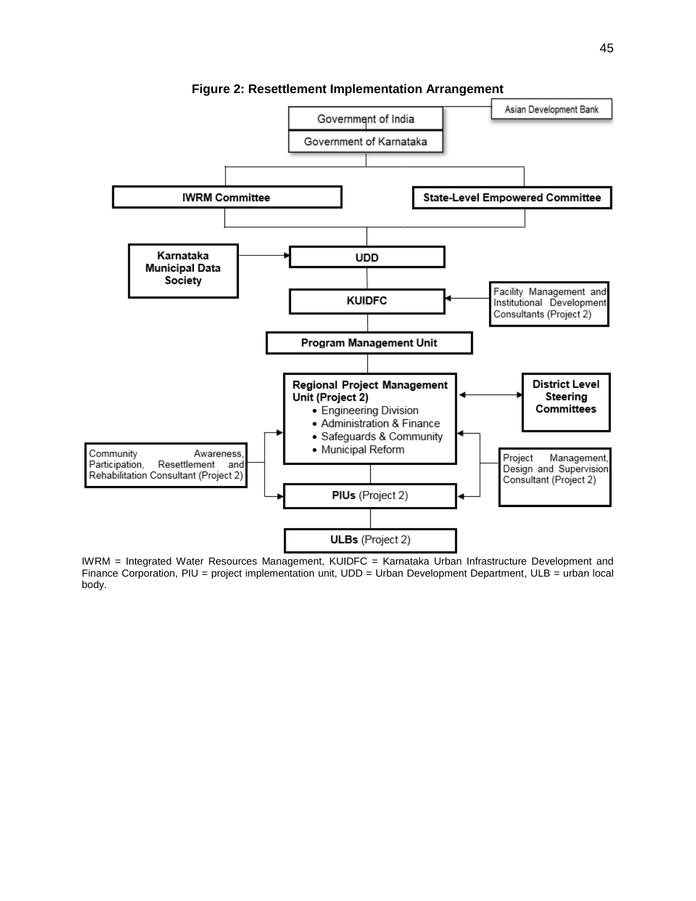**Figure 2: Resettlement Implementation Arrangement**

Asian Development Bank

Government of India

Government of Karnataka

IWRM Committee

State-Level Empowered Committee

Karnataka Municipal Data Society

UDD

KUIDFC

Facility Management and Institutional Development Consultants (Project 2)

Program Management Unit

Regional Project Management Unit (Project 2)
- Engineering Division
- Administration & Finance
- Safeguards & Community
- Municipal Reform

District Level Steering Committees

Community Awareness, Participation, Resettlement and Rehabilitation Consultant (Project 2)

Project Management, Design and Supervision Consultant (Project 2)

PIUs (Project 2)

ULBs (Project 2)

IWRM = Integrated Water Resources Management, KUIDFC = Karnataka Urban Infrastructure Development and Finance Corporation, PIU = project implementation unit, UDD = Urban Development Department, ULB = urban local body.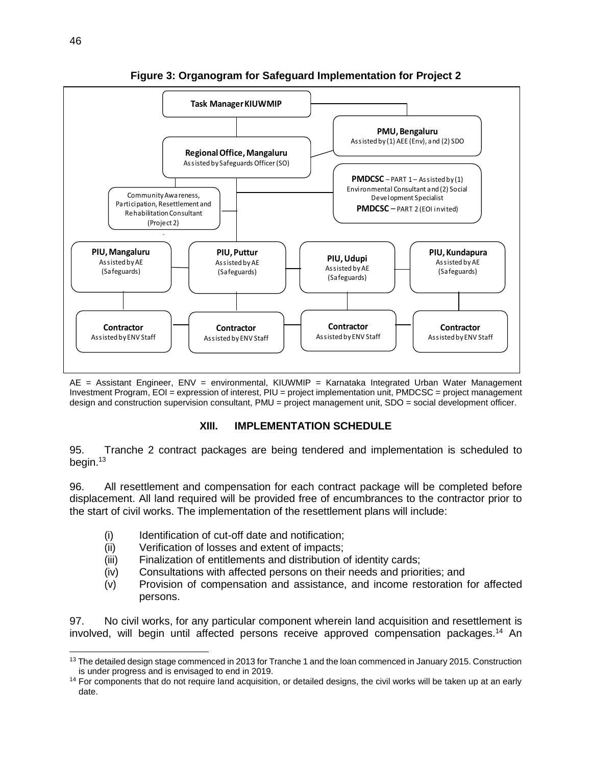**Figure 3: Organogram for Safeguard Implementation for Project 2**

Task Manager KIUWMIP

PMU, Bengaluru
Assisted by (1) AEE (Env), and (2) SDO

Regional Office, Mangaluru
Assisted by Safeguards Officer (SO)

PMDCSC – PART 1 – Assisted by (1) Environmental Consultant and (2) Social Development Specialist
PMDCSC – PART 2 (EOI invited)

Community Awareness, Participation, Resettlement and Rehabilitation Consultant (Project 2)

PIU, Mangaluru
Assisted by AE (Safeguards)

PIU, Puttur
Assisted by AE (Safeguards)

PIU, Udupi
Assisted by AE (Safeguards)

PIU, Kundapura
Assisted by AE (Safeguards)

Contractor
Assisted by ENV Staff

Contractor
Assisted by ENV Staff

Contractor
Assisted by ENV Staff

Contractor
Assisted by ENV Staff

AE = Assistant Engineer, ENV = environmental, KIUWMIP = Karnataka Integrated Urban Water Management Investment Program, EOI = expression of interest, PIU = project implementation unit, PMDCSC = project management design and construction supervision consultant, PMU = project management unit, SDO = social development officer.

## XIII. IMPLEMENTATION SCHEDULE

95. Tranche 2 contract packages are being tendered and implementation is scheduled to begin.[13]

96. All resettlement and compensation for each contract package will be completed before displacement. All land required will be provided free of encumbrances to the contractor prior to the start of civil works. The implementation of the resettlement plans will include:

(i) Identification of cut-off date and notification;
(ii) Verification of losses and extent of impacts;
(iii) Finalization of entitlements and distribution of identity cards;
(iv) Consultations with affected persons on their needs and priorities; and
(v) Provision of compensation and assistance, and income restoration for affected persons.

97. No civil works, for any particular component wherein land acquisition and resettlement is involved, will begin until affected persons receive approved compensation packages.[14] An

[13] The detailed design stage commenced in 2013 for Tranche 1 and the loan commenced in January 2015. Construction is under progress and is envisaged to end in 2019.

[14] For components that do not require land acquisition, or detailed designs, the civil works will be taken up at an early date.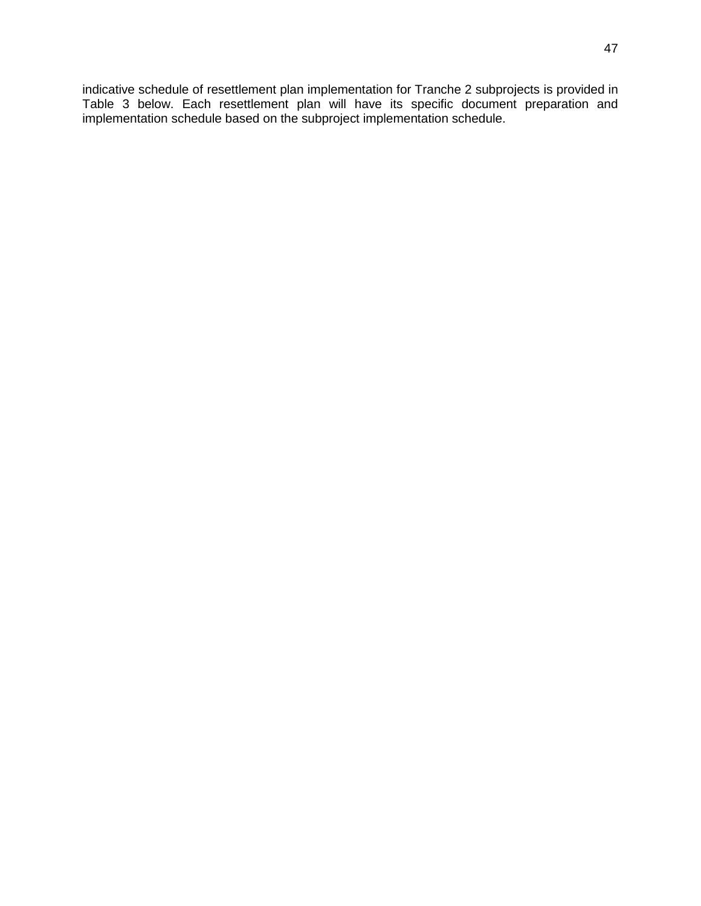indicative schedule of resettlement plan implementation for Tranche 2 subprojects is provided in Table 3 below. Each resettlement plan will have its specific document preparation and implementation schedule based on the subproject implementation schedule.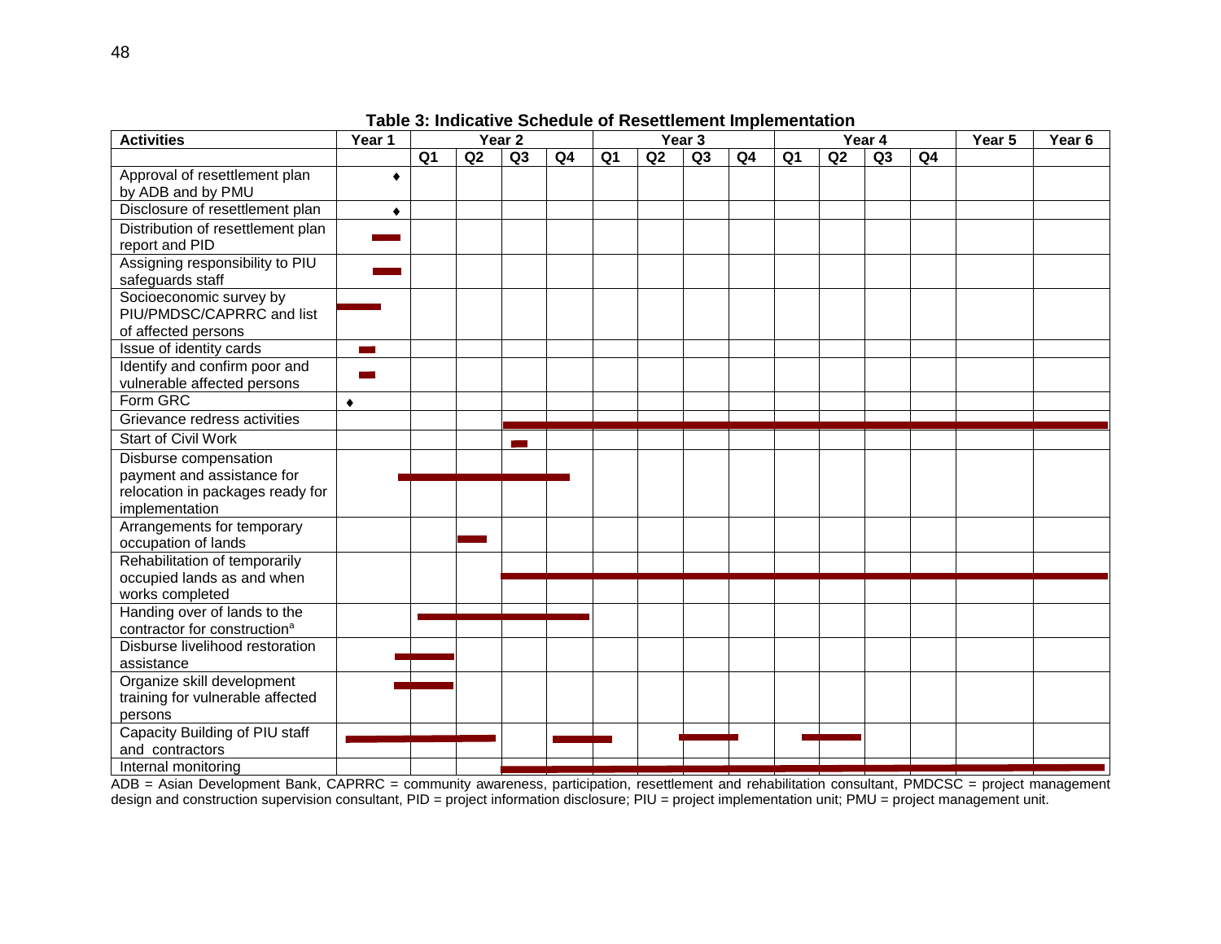**Table 3: Indicative Schedule of Resettlement Implementation**

| Activities | Year 1 | Year 2 | | | | Year 3 | | | | Year 4 | | | | Year 5 | Year 6 |
|---|---|---|---|---|---|---|---|---|---|---|---|---|---|---|---|
| | | Q1 | Q2 | Q3 | Q4 | Q1 | Q2 | Q3 | Q4 | Q1 | Q2 | Q3 | Q4 | | |
| Approval of resettlement plan by ADB and by PMU | ♦ | | | | | | | | | | | | | | |
| Disclosure of resettlement plan | ♦ | | | | | | | | | | | | | | |
| Distribution of resettlement plan report and PID | ▬ | | | | | | | | | | | | | | |
| Assigning responsibility to PIU safeguards staff | ▬ | | | | | | | | | | | | | | |
| Socioeconomic survey by PIU/PMDSC/CAPRRC and list of affected persons | ▬ | | | | | | | | | | | | | | |
| Issue of identity cards | ▬ | | | | | | | | | | | | | | |
| Identify and confirm poor and vulnerable affected persons | ▬ | | | | | | | | | | | | | | |
| Form GRC | ♦ | | | | | | | | | | | | | | |
| Grievance redress activities | | | | ▬ | ▬ | ▬ | ▬ | ▬ | ▬ | ▬ | ▬ | ▬ | ▬ | ▬ | ▬ |
| Start of Civil Work | | | | ▬ | | | | | | | | | | | |
| Disburse compensation payment and assistance for relocation in packages ready for implementation | ▬ | ▬ | ▬ | ▬ | ▬ | | | | | | | | | | |
| Arrangements for temporary occupation of lands | | | ▬ | | | | | | | | | | | | |
| Rehabilitation of temporarily occupied lands as and when works completed | | | | ▬ | ▬ | ▬ | ▬ | ▬ | ▬ | ▬ | ▬ | ▬ | ▬ | ▬ | ▬ |
| Handing over of lands to the contractor for construction[a] | | ▬ | ▬ | ▬ | ▬ | | | | | | | | | | |
| Disburse livelihood restoration assistance | ▬ | ▬ | | | | | | | | | | | | | |
| Organize skill development training for vulnerable affected persons | ▬ | ▬ | | | | | | | | | | | | | |
| Capacity Building of PIU staff and contractors | ▬ | ▬ | ▬ | | ▬ | ▬ | | ▬ | | ▬ | ▬ | | | | |
| Internal monitoring | | | | ▬ | ▬ | ▬ | ▬ | ▬ | ▬ | ▬ | ▬ | ▬ | ▬ | ▬ | ▬ |

ADB = Asian Development Bank, CAPRRC = community awareness, participation, resettlement and rehabilitation consultant, PMDCSC = project management design and construction supervision consultant, PID = project information disclosure; PIU = project implementation unit; PMU = project management unit.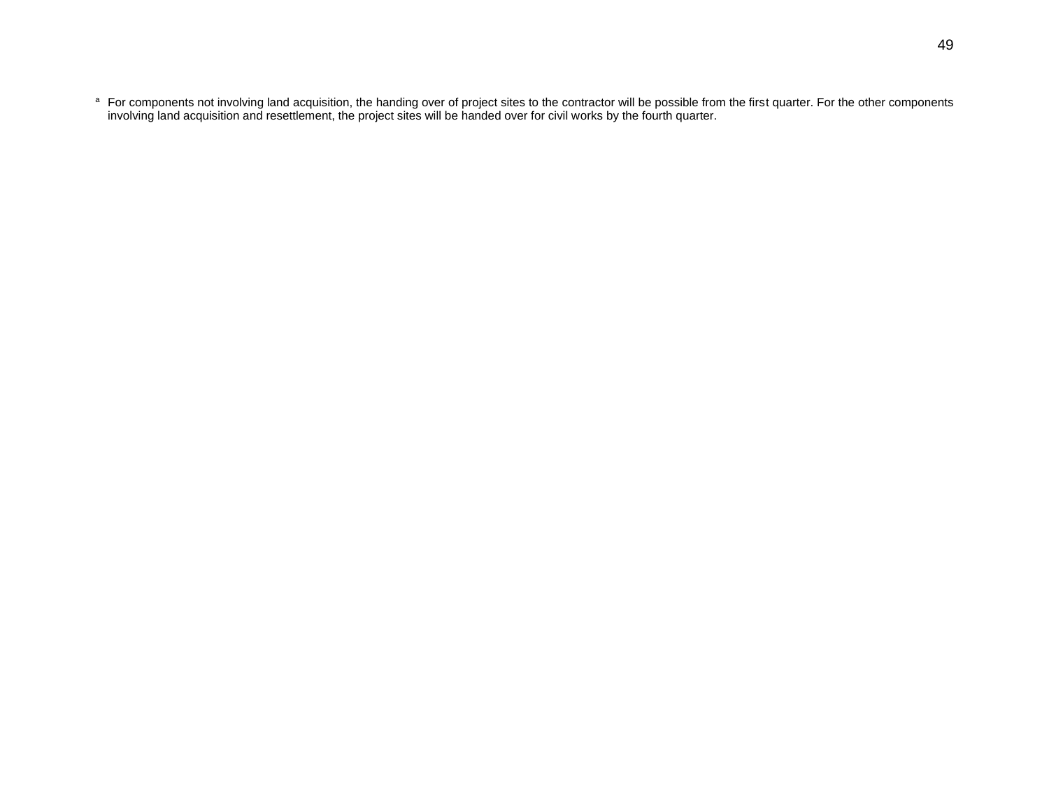[a] For components not involving land acquisition, the handing over of project sites to the contractor will be possible from the first quarter. For the other components involving land acquisition and resettlement, the project sites will be handed over for civil works by the fourth quarter.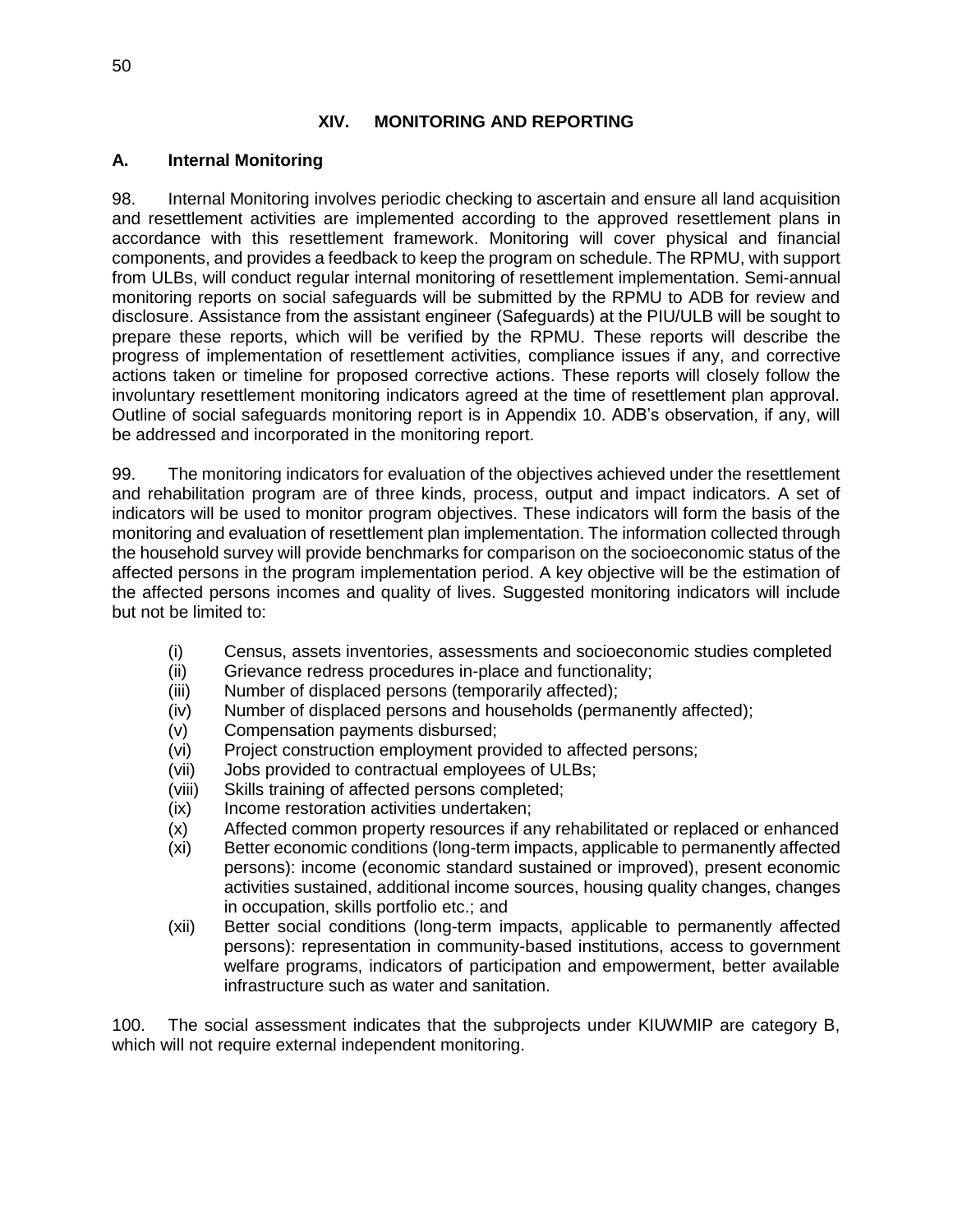## XIV. MONITORING AND REPORTING

### A. Internal Monitoring

98. Internal Monitoring involves periodic checking to ascertain and ensure all land acquisition and resettlement activities are implemented according to the approved resettlement plans in accordance with this resettlement framework. Monitoring will cover physical and financial components, and provides a feedback to keep the program on schedule. The RPMU, with support from ULBs, will conduct regular internal monitoring of resettlement implementation. Semi-annual monitoring reports on social safeguards will be submitted by the RPMU to ADB for review and disclosure. Assistance from the assistant engineer (Safeguards) at the PIU/ULB will be sought to prepare these reports, which will be verified by the RPMU. These reports will describe the progress of implementation of resettlement activities, compliance issues if any, and corrective actions taken or timeline for proposed corrective actions. These reports will closely follow the involuntary resettlement monitoring indicators agreed at the time of resettlement plan approval. Outline of social safeguards monitoring report is in Appendix 10. ADB's observation, if any, will be addressed and incorporated in the monitoring report.

99. The monitoring indicators for evaluation of the objectives achieved under the resettlement and rehabilitation program are of three kinds, process, output and impact indicators. A set of indicators will be used to monitor program objectives. These indicators will form the basis of the monitoring and evaluation of resettlement plan implementation. The information collected through the household survey will provide benchmarks for comparison on the socioeconomic status of the affected persons in the program implementation period. A key objective will be the estimation of the affected persons incomes and quality of lives. Suggested monitoring indicators will include but not be limited to:

- (i) Census, assets inventories, assessments and socioeconomic studies completed
- (ii) Grievance redress procedures in-place and functionality;
- (iii) Number of displaced persons (temporarily affected);
- (iv) Number of displaced persons and households (permanently affected);
- (v) Compensation payments disbursed;
- (vi) Project construction employment provided to affected persons;
- (vii) Jobs provided to contractual employees of ULBs;
- (viii) Skills training of affected persons completed;
- (ix) Income restoration activities undertaken;
- (x) Affected common property resources if any rehabilitated or replaced or enhanced
- (xi) Better economic conditions (long-term impacts, applicable to permanently affected persons): income (economic standard sustained or improved), present economic activities sustained, additional income sources, housing quality changes, changes in occupation, skills portfolio etc.; and
- (xii) Better social conditions (long-term impacts, applicable to permanently affected persons): representation in community-based institutions, access to government welfare programs, indicators of participation and empowerment, better available infrastructure such as water and sanitation.

100. The social assessment indicates that the subprojects under KIUWMIP are category B, which will not require external independent monitoring.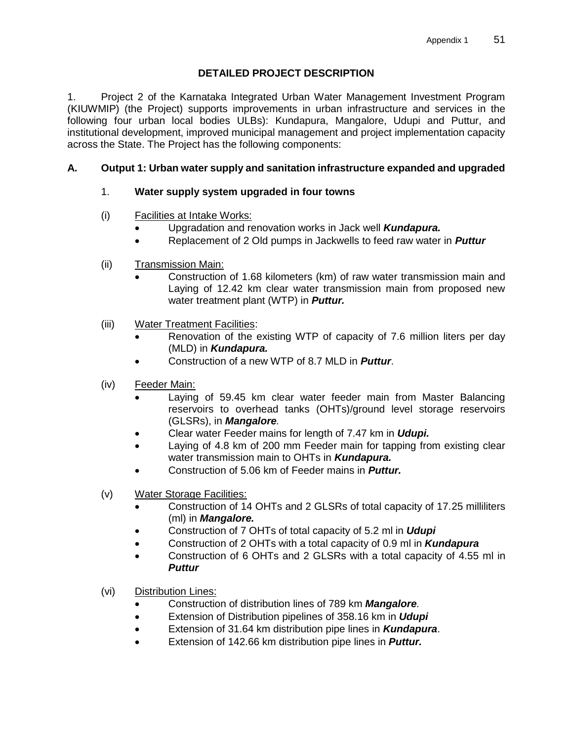## DETAILED PROJECT DESCRIPTION

1. Project 2 of the Karnataka Integrated Urban Water Management Investment Program (KIUWMIP) (the Project) supports improvements in urban infrastructure and services in the following four urban local bodies ULBs): Kundapura, Mangalore, Udupi and Puttur, and institutional development, improved municipal management and project implementation capacity across the State. The Project has the following components:

### A. Output 1: Urban water supply and sanitation infrastructure expanded and upgraded

1. **Water supply system upgraded in four towns**

(i) Facilities at Intake Works:

- Upgradation and renovation works in Jack well ***Kundapura.***
- Replacement of 2 Old pumps in Jackwells to feed raw water in ***Puttur***

(ii) Transmission Main:

- Construction of 1.68 kilometers (km) of raw water transmission main and Laying of 12.42 km clear water transmission main from proposed new water treatment plant (WTP) in ***Puttur.***

(iii) Water Treatment Facilities:

- Renovation of the existing WTP of capacity of 7.6 million liters per day (MLD) in ***Kundapura.***
- Construction of a new WTP of 8.7 MLD in ***Puttur***.

(iv) Feeder Main:

- Laying of 59.45 km clear water feeder main from Master Balancing reservoirs to overhead tanks (OHTs)/ground level storage reservoirs (GLSRs), in ***Mangalore***.
- Clear water Feeder mains for length of 7.47 km in ***Udupi.***
- Laying of 4.8 km of 200 mm Feeder main for tapping from existing clear water transmission main to OHTs in ***Kundapura.***
- Construction of 5.06 km of Feeder mains in ***Puttur.***

(v) Water Storage Facilities:

- Construction of 14 OHTs and 2 GLSRs of total capacity of 17.25 milliliters (ml) in ***Mangalore.***
- Construction of 7 OHTs of total capacity of 5.2 ml in ***Udupi***
- Construction of 2 OHTs with a total capacity of 0.9 ml in ***Kundapura***
- Construction of 6 OHTs and 2 GLSRs with a total capacity of 4.55 ml in ***Puttur***

(vi) Distribution Lines:

- Construction of distribution lines of 789 km ***Mangalore***.
- Extension of Distribution pipelines of 358.16 km in ***Udupi***
- Extension of 31.64 km distribution pipe lines in ***Kundapura***.
- Extension of 142.66 km distribution pipe lines in ***Puttur.***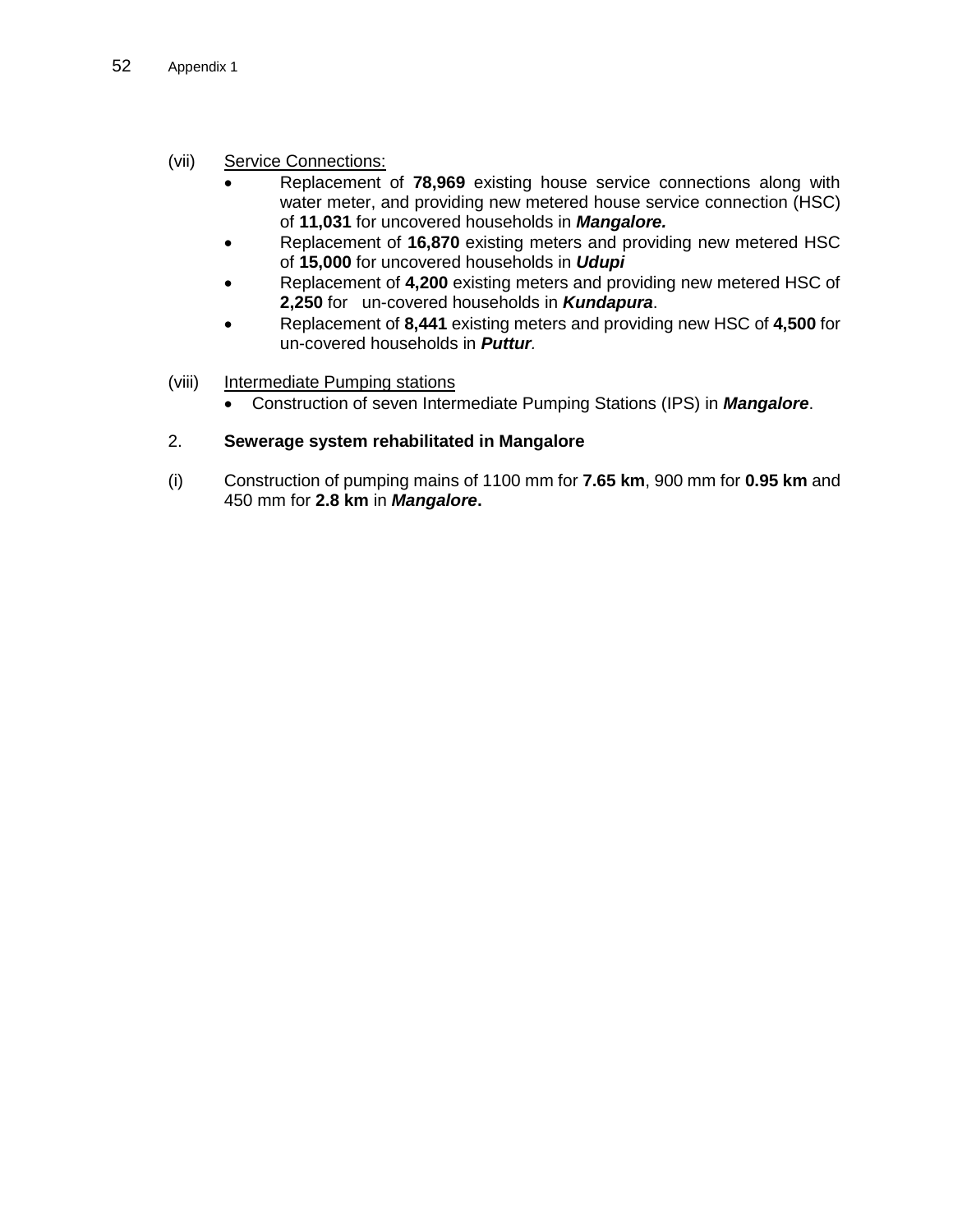(vii) Service Connections:

- Replacement of **78,969** existing house service connections along with water meter, and providing new metered house service connection (HSC) of **11,031** for uncovered households in ***Mangalore.***
- Replacement of **16,870** existing meters and providing new metered HSC of **15,000** for uncovered households in ***Udupi***
- Replacement of **4,200** existing meters and providing new metered HSC of **2,250** for un-covered households in ***Kundapura***.
- Replacement of **8,441** existing meters and providing new HSC of **4,500** for un-covered households in ***Puttur.***

(viii) Intermediate Pumping stations

- Construction of seven Intermediate Pumping Stations (IPS) in ***Mangalore***.

2. **Sewerage system rehabilitated in Mangalore**

(i) Construction of pumping mains of 1100 mm for **7.65 km**, 900 mm for **0.95 km** and 450 mm for **2.8 km** in ***Mangalore*****.**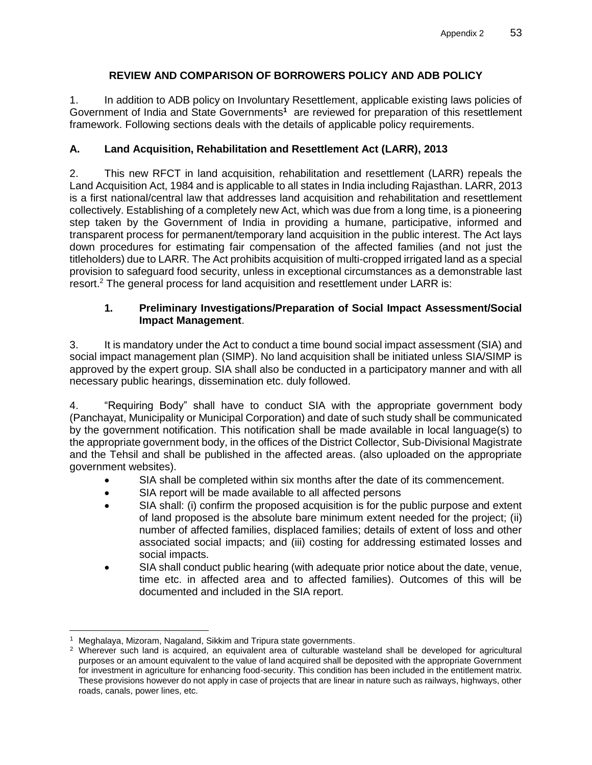## REVIEW AND COMPARISON OF BORROWERS POLICY AND ADB POLICY

1. In addition to ADB policy on Involuntary Resettlement, applicable existing laws policies of Government of India and State Governments[1] are reviewed for preparation of this resettlement framework. Following sections deals with the details of applicable policy requirements.

### A. Land Acquisition, Rehabilitation and Resettlement Act (LARR), 2013

2. This new RFCT in land acquisition, rehabilitation and resettlement (LARR) repeals the Land Acquisition Act, 1984 and is applicable to all states in India including Rajasthan. LARR, 2013 is a first national/central law that addresses land acquisition and rehabilitation and resettlement collectively. Establishing of a completely new Act, which was due from a long time, is a pioneering step taken by the Government of India in providing a humane, participative, informed and transparent process for permanent/temporary land acquisition in the public interest. The Act lays down procedures for estimating fair compensation of the affected families (and not just the titleholders) due to LARR. The Act prohibits acquisition of multi-cropped irrigated land as a special provision to safeguard food security, unless in exceptional circumstances as a demonstrable last resort.[2] The general process for land acquisition and resettlement under LARR is:

#### 1. Preliminary Investigations/Preparation of Social Impact Assessment/Social Impact Management.

3. It is mandatory under the Act to conduct a time bound social impact assessment (SIA) and social impact management plan (SIMP). No land acquisition shall be initiated unless SIA/SIMP is approved by the expert group. SIA shall also be conducted in a participatory manner and with all necessary public hearings, dissemination etc. duly followed.

4. "Requiring Body" shall have to conduct SIA with the appropriate government body (Panchayat, Municipality or Municipal Corporation) and date of such study shall be communicated by the government notification. This notification shall be made available in local language(s) to the appropriate government body, in the offices of the District Collector, Sub-Divisional Magistrate and the Tehsil and shall be published in the affected areas. (also uploaded on the appropriate government websites).

- SIA shall be completed within six months after the date of its commencement.
- SIA report will be made available to all affected persons
- SIA shall: (i) confirm the proposed acquisition is for the public purpose and extent of land proposed is the absolute bare minimum extent needed for the project; (ii) number of affected families, displaced families; details of extent of loss and other associated social impacts; and (iii) costing for addressing estimated losses and social impacts.
- SIA shall conduct public hearing (with adequate prior notice about the date, venue, time etc. in affected area and to affected families). Outcomes of this will be documented and included in the SIA report.

---

[1] Meghalaya, Mizoram, Nagaland, Sikkim and Tripura state governments.

[2] Wherever such land is acquired, an equivalent area of culturable wasteland shall be developed for agricultural purposes or an amount equivalent to the value of land acquired shall be deposited with the appropriate Government for investment in agriculture for enhancing food-security. This condition has been included in the entitlement matrix. These provisions however do not apply in case of projects that are linear in nature such as railways, highways, other roads, canals, power lines, etc.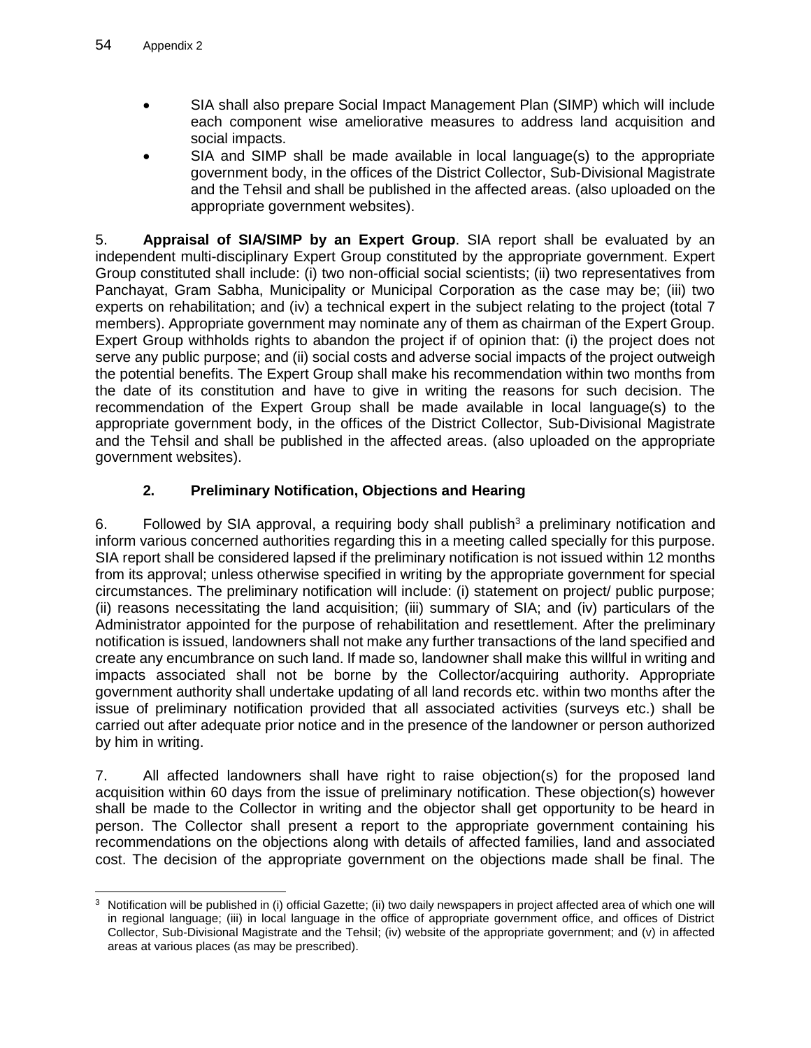- SIA shall also prepare Social Impact Management Plan (SIMP) which will include each component wise ameliorative measures to address land acquisition and social impacts.
- SIA and SIMP shall be made available in local language(s) to the appropriate government body, in the offices of the District Collector, Sub-Divisional Magistrate and the Tehsil and shall be published in the affected areas. (also uploaded on the appropriate government websites).

5. **Appraisal of SIA/SIMP by an Expert Group**. SIA report shall be evaluated by an independent multi-disciplinary Expert Group constituted by the appropriate government. Expert Group constituted shall include: (i) two non-official social scientists; (ii) two representatives from Panchayat, Gram Sabha, Municipality or Municipal Corporation as the case may be; (iii) two experts on rehabilitation; and (iv) a technical expert in the subject relating to the project (total 7 members). Appropriate government may nominate any of them as chairman of the Expert Group. Expert Group withholds rights to abandon the project if of opinion that: (i) the project does not serve any public purpose; and (ii) social costs and adverse social impacts of the project outweigh the potential benefits. The Expert Group shall make his recommendation within two months from the date of its constitution and have to give in writing the reasons for such decision. The recommendation of the Expert Group shall be made available in local language(s) to the appropriate government body, in the offices of the District Collector, Sub-Divisional Magistrate and the Tehsil and shall be published in the affected areas. (also uploaded on the appropriate government websites).

## 2. Preliminary Notification, Objections and Hearing

6. Followed by SIA approval, a requiring body shall publish[3] a preliminary notification and inform various concerned authorities regarding this in a meeting called specially for this purpose. SIA report shall be considered lapsed if the preliminary notification is not issued within 12 months from its approval; unless otherwise specified in writing by the appropriate government for special circumstances. The preliminary notification will include: (i) statement on project/ public purpose; (ii) reasons necessitating the land acquisition; (iii) summary of SIA; and (iv) particulars of the Administrator appointed for the purpose of rehabilitation and resettlement. After the preliminary notification is issued, landowners shall not make any further transactions of the land specified and create any encumbrance on such land. If made so, landowner shall make this willful in writing and impacts associated shall not be borne by the Collector/acquiring authority. Appropriate government authority shall undertake updating of all land records etc. within two months after the issue of preliminary notification provided that all associated activities (surveys etc.) shall be carried out after adequate prior notice and in the presence of the landowner or person authorized by him in writing.

7. All affected landowners shall have right to raise objection(s) for the proposed land acquisition within 60 days from the issue of preliminary notification. These objection(s) however shall be made to the Collector in writing and the objector shall get opportunity to be heard in person. The Collector shall present a report to the appropriate government containing his recommendations on the objections along with details of affected families, land and associated cost. The decision of the appropriate government on the objections made shall be final. The

[3] Notification will be published in (i) official Gazette; (ii) two daily newspapers in project affected area of which one will in regional language; (iii) in local language in the office of appropriate government office, and offices of District Collector, Sub-Divisional Magistrate and the Tehsil; (iv) website of the appropriate government; and (v) in affected areas at various places (as may be prescribed).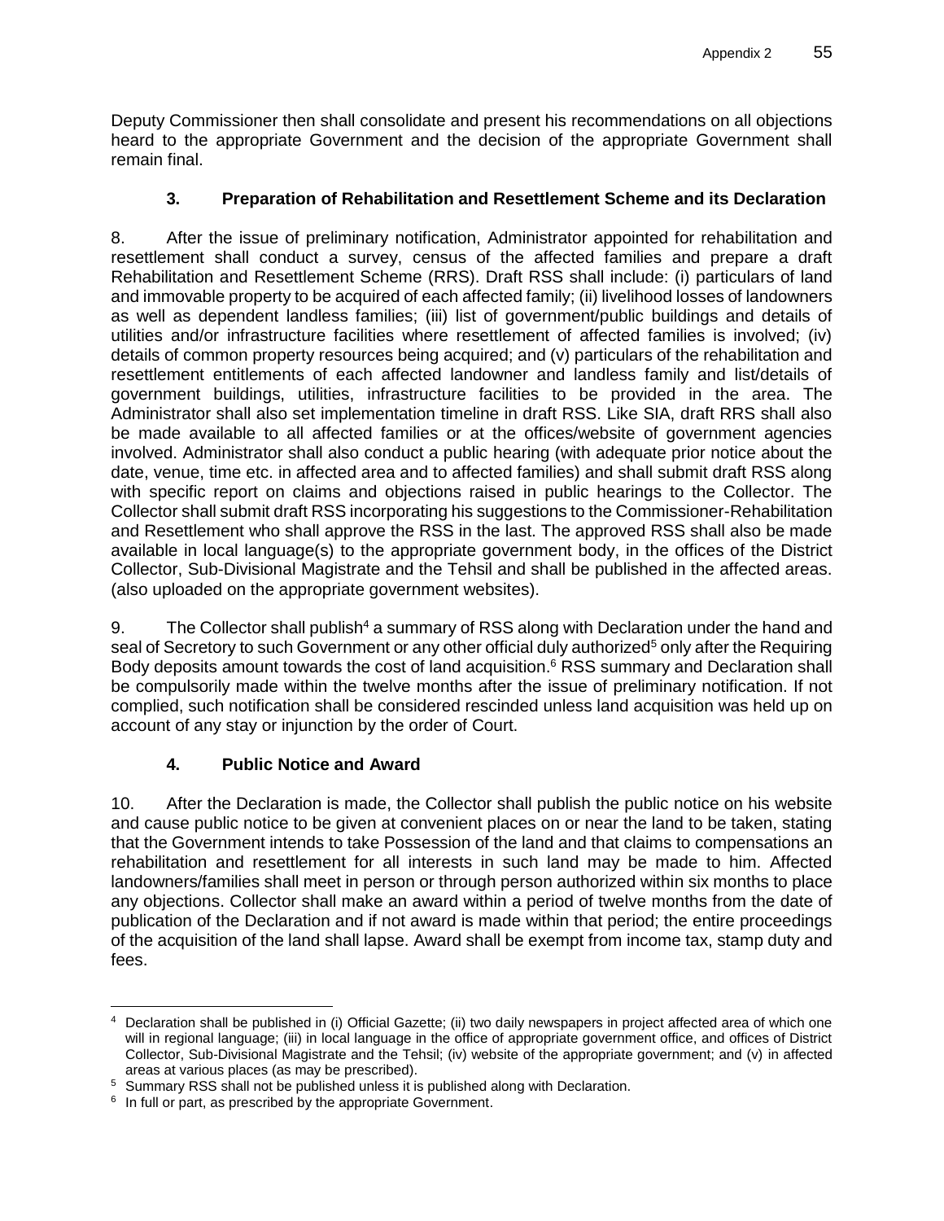Deputy Commissioner then shall consolidate and present his recommendations on all objections heard to the appropriate Government and the decision of the appropriate Government shall remain final.

### 3. Preparation of Rehabilitation and Resettlement Scheme and its Declaration

8. After the issue of preliminary notification, Administrator appointed for rehabilitation and resettlement shall conduct a survey, census of the affected families and prepare a draft Rehabilitation and Resettlement Scheme (RRS). Draft RSS shall include: (i) particulars of land and immovable property to be acquired of each affected family; (ii) livelihood losses of landowners as well as dependent landless families; (iii) list of government/public buildings and details of utilities and/or infrastructure facilities where resettlement of affected families is involved; (iv) details of common property resources being acquired; and (v) particulars of the rehabilitation and resettlement entitlements of each affected landowner and landless family and list/details of government buildings, utilities, infrastructure facilities to be provided in the area. The Administrator shall also set implementation timeline in draft RSS. Like SIA, draft RRS shall also be made available to all affected families or at the offices/website of government agencies involved. Administrator shall also conduct a public hearing (with adequate prior notice about the date, venue, time etc. in affected area and to affected families) and shall submit draft RSS along with specific report on claims and objections raised in public hearings to the Collector. The Collector shall submit draft RSS incorporating his suggestions to the Commissioner-Rehabilitation and Resettlement who shall approve the RSS in the last. The approved RSS shall also be made available in local language(s) to the appropriate government body, in the offices of the District Collector, Sub-Divisional Magistrate and the Tehsil and shall be published in the affected areas. (also uploaded on the appropriate government websites).

9. The Collector shall publish[4] a summary of RSS along with Declaration under the hand and seal of Secretory to such Government or any other official duly authorized[5] only after the Requiring Body deposits amount towards the cost of land acquisition.[6] RSS summary and Declaration shall be compulsorily made within the twelve months after the issue of preliminary notification. If not complied, such notification shall be considered rescinded unless land acquisition was held up on account of any stay or injunction by the order of Court.

### 4. Public Notice and Award

10. After the Declaration is made, the Collector shall publish the public notice on his website and cause public notice to be given at convenient places on or near the land to be taken, stating that the Government intends to take Possession of the land and that claims to compensations an rehabilitation and resettlement for all interests in such land may be made to him. Affected landowners/families shall meet in person or through person authorized within six months to place any objections. Collector shall make an award within a period of twelve months from the date of publication of the Declaration and if not award is made within that period; the entire proceedings of the acquisition of the land shall lapse. Award shall be exempt from income tax, stamp duty and fees.

---

[4] Declaration shall be published in (i) Official Gazette; (ii) two daily newspapers in project affected area of which one will in regional language; (iii) in local language in the office of appropriate government office, and offices of District Collector, Sub-Divisional Magistrate and the Tehsil; (iv) website of the appropriate government; and (v) in affected areas at various places (as may be prescribed).

[5] Summary RSS shall not be published unless it is published along with Declaration.

[6] In full or part, as prescribed by the appropriate Government.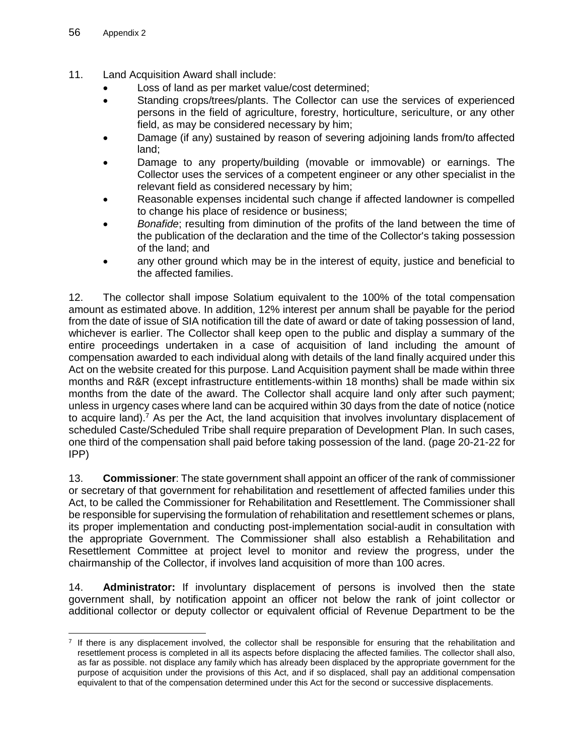11. Land Acquisition Award shall include:

- Loss of land as per market value/cost determined;
- Standing crops/trees/plants. The Collector can use the services of experienced persons in the field of agriculture, forestry, horticulture, sericulture, or any other field, as may be considered necessary by him;
- Damage (if any) sustained by reason of severing adjoining lands from/to affected land;
- Damage to any property/building (movable or immovable) or earnings. The Collector uses the services of a competent engineer or any other specialist in the relevant field as considered necessary by him;
- Reasonable expenses incidental such change if affected landowner is compelled to change his place of residence or business;
- *Bonafide*; resulting from diminution of the profits of the land between the time of the publication of the declaration and the time of the Collector's taking possession of the land; and
- any other ground which may be in the interest of equity, justice and beneficial to the affected families.

12. The collector shall impose Solatium equivalent to the 100% of the total compensation amount as estimated above. In addition, 12% interest per annum shall be payable for the period from the date of issue of SIA notification till the date of award or date of taking possession of land, whichever is earlier. The Collector shall keep open to the public and display a summary of the entire proceedings undertaken in a case of acquisition of land including the amount of compensation awarded to each individual along with details of the land finally acquired under this Act on the website created for this purpose. Land Acquisition payment shall be made within three months and R&R (except infrastructure entitlements-within 18 months) shall be made within six months from the date of the award. The Collector shall acquire land only after such payment; unless in urgency cases where land can be acquired within 30 days from the date of notice (notice to acquire land).[7] As per the Act, the land acquisition that involves involuntary displacement of scheduled Caste/Scheduled Tribe shall require preparation of Development Plan. In such cases, one third of the compensation shall paid before taking possession of the land. (page 20-21-22 for IPP)

13. **Commissioner**: The state government shall appoint an officer of the rank of commissioner or secretary of that government for rehabilitation and resettlement of affected families under this Act, to be called the Commissioner for Rehabilitation and Resettlement. The Commissioner shall be responsible for supervising the formulation of rehabilitation and resettlement schemes or plans, its proper implementation and conducting post-implementation social-audit in consultation with the appropriate Government. The Commissioner shall also establish a Rehabilitation and Resettlement Committee at project level to monitor and review the progress, under the chairmanship of the Collector, if involves land acquisition of more than 100 acres.

14. **Administrator:** If involuntary displacement of persons is involved then the state government shall, by notification appoint an officer not below the rank of joint collector or additional collector or deputy collector or equivalent official of Revenue Department to be the

[7] If there is any displacement involved, the collector shall be responsible for ensuring that the rehabilitation and resettlement process is completed in all its aspects before displacing the affected families. The collector shall also, as far as possible. not displace any family which has already been displaced by the appropriate government for the purpose of acquisition under the provisions of this Act, and if so displaced, shall pay an additional compensation equivalent to that of the compensation determined under this Act for the second or successive displacements.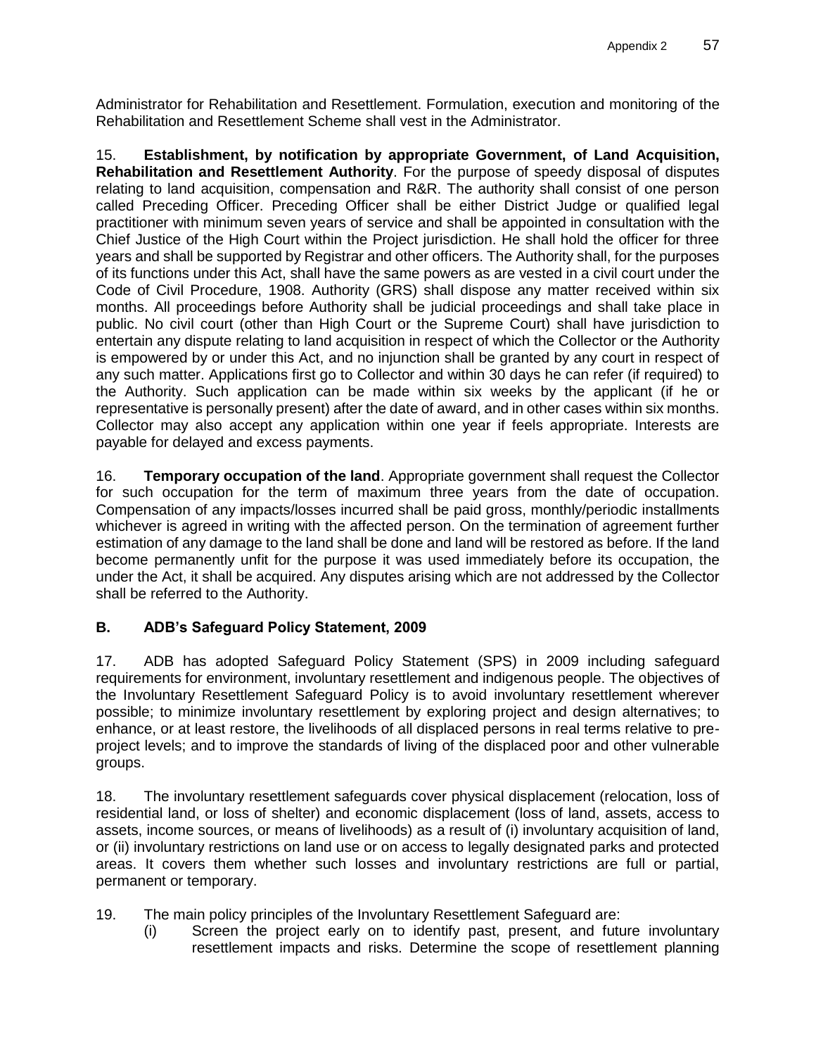Administrator for Rehabilitation and Resettlement. Formulation, execution and monitoring of the Rehabilitation and Resettlement Scheme shall vest in the Administrator.

15. **Establishment, by notification by appropriate Government, of Land Acquisition, Rehabilitation and Resettlement Authority**. For the purpose of speedy disposal of disputes relating to land acquisition, compensation and R&R. The authority shall consist of one person called Preceding Officer. Preceding Officer shall be either District Judge or qualified legal practitioner with minimum seven years of service and shall be appointed in consultation with the Chief Justice of the High Court within the Project jurisdiction. He shall hold the officer for three years and shall be supported by Registrar and other officers. The Authority shall, for the purposes of its functions under this Act, shall have the same powers as are vested in a civil court under the Code of Civil Procedure, 1908. Authority (GRS) shall dispose any matter received within six months. All proceedings before Authority shall be judicial proceedings and shall take place in public. No civil court (other than High Court or the Supreme Court) shall have jurisdiction to entertain any dispute relating to land acquisition in respect of which the Collector or the Authority is empowered by or under this Act, and no injunction shall be granted by any court in respect of any such matter. Applications first go to Collector and within 30 days he can refer (if required) to the Authority. Such application can be made within six weeks by the applicant (if he or representative is personally present) after the date of award, and in other cases within six months. Collector may also accept any application within one year if feels appropriate. Interests are payable for delayed and excess payments.

16. **Temporary occupation of the land**. Appropriate government shall request the Collector for such occupation for the term of maximum three years from the date of occupation. Compensation of any impacts/losses incurred shall be paid gross, monthly/periodic installments whichever is agreed in writing with the affected person. On the termination of agreement further estimation of any damage to the land shall be done and land will be restored as before. If the land become permanently unfit for the purpose it was used immediately before its occupation, the under the Act, it shall be acquired. Any disputes arising which are not addressed by the Collector shall be referred to the Authority.

## B. ADB's Safeguard Policy Statement, 2009

17. ADB has adopted Safeguard Policy Statement (SPS) in 2009 including safeguard requirements for environment, involuntary resettlement and indigenous people. The objectives of the Involuntary Resettlement Safeguard Policy is to avoid involuntary resettlement wherever possible; to minimize involuntary resettlement by exploring project and design alternatives; to enhance, or at least restore, the livelihoods of all displaced persons in real terms relative to pre-project levels; and to improve the standards of living of the displaced poor and other vulnerable groups.

18. The involuntary resettlement safeguards cover physical displacement (relocation, loss of residential land, or loss of shelter) and economic displacement (loss of land, assets, access to assets, income sources, or means of livelihoods) as a result of (i) involuntary acquisition of land, or (ii) involuntary restrictions on land use or on access to legally designated parks and protected areas. It covers them whether such losses and involuntary restrictions are full or partial, permanent or temporary.

19. The main policy principles of the Involuntary Resettlement Safeguard are:

(i) Screen the project early on to identify past, present, and future involuntary resettlement impacts and risks. Determine the scope of resettlement planning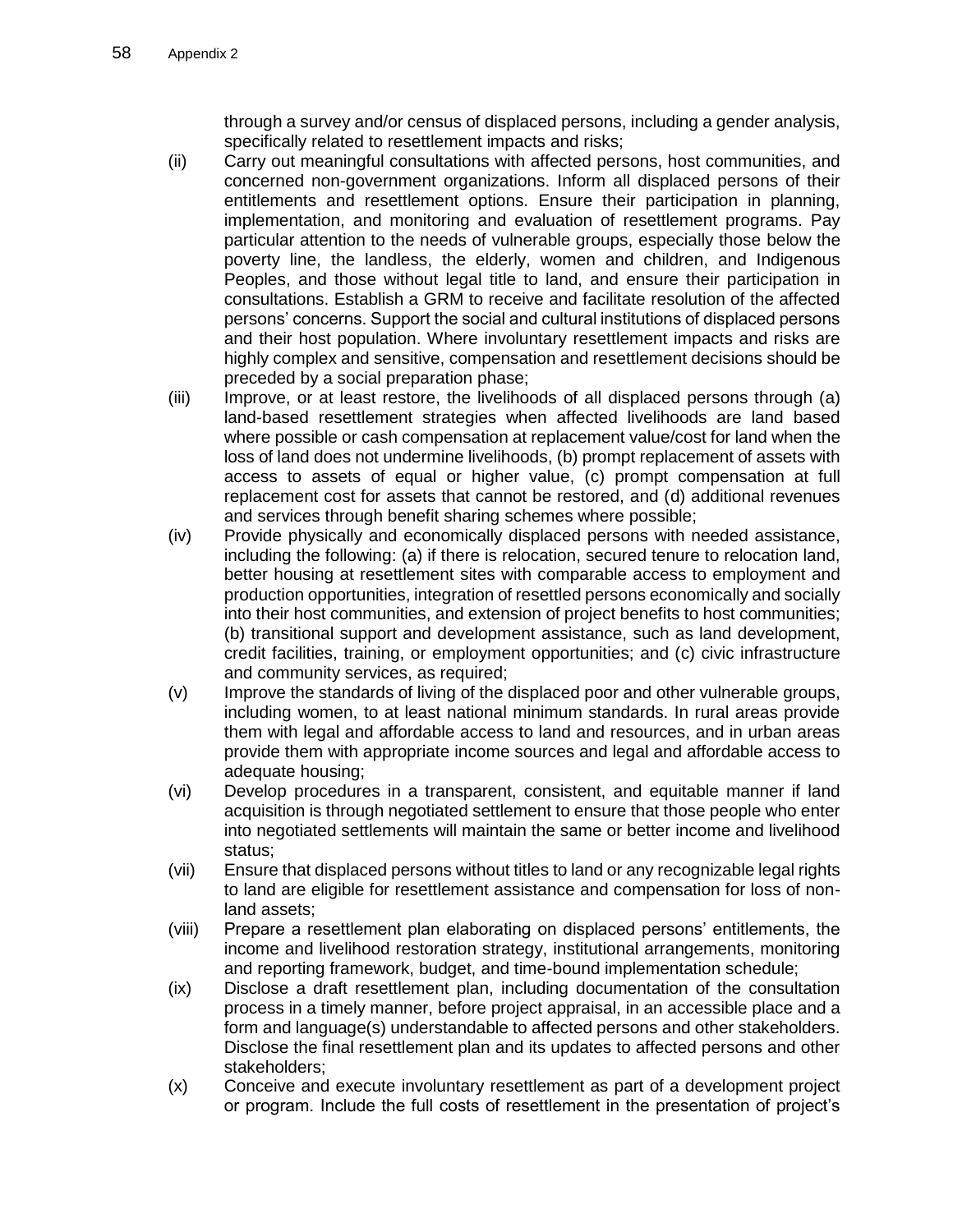through a survey and/or census of displaced persons, including a gender analysis, specifically related to resettlement impacts and risks;

(ii) Carry out meaningful consultations with affected persons, host communities, and concerned non-government organizations. Inform all displaced persons of their entitlements and resettlement options. Ensure their participation in planning, implementation, and monitoring and evaluation of resettlement programs. Pay particular attention to the needs of vulnerable groups, especially those below the poverty line, the landless, the elderly, women and children, and Indigenous Peoples, and those without legal title to land, and ensure their participation in consultations. Establish a GRM to receive and facilitate resolution of the affected persons' concerns. Support the social and cultural institutions of displaced persons and their host population. Where involuntary resettlement impacts and risks are highly complex and sensitive, compensation and resettlement decisions should be preceded by a social preparation phase;

(iii) Improve, or at least restore, the livelihoods of all displaced persons through (a) land-based resettlement strategies when affected livelihoods are land based where possible or cash compensation at replacement value/cost for land when the loss of land does not undermine livelihoods, (b) prompt replacement of assets with access to assets of equal or higher value, (c) prompt compensation at full replacement cost for assets that cannot be restored, and (d) additional revenues and services through benefit sharing schemes where possible;

(iv) Provide physically and economically displaced persons with needed assistance, including the following: (a) if there is relocation, secured tenure to relocation land, better housing at resettlement sites with comparable access to employment and production opportunities, integration of resettled persons economically and socially into their host communities, and extension of project benefits to host communities; (b) transitional support and development assistance, such as land development, credit facilities, training, or employment opportunities; and (c) civic infrastructure and community services, as required;

(v) Improve the standards of living of the displaced poor and other vulnerable groups, including women, to at least national minimum standards. In rural areas provide them with legal and affordable access to land and resources, and in urban areas provide them with appropriate income sources and legal and affordable access to adequate housing;

(vi) Develop procedures in a transparent, consistent, and equitable manner if land acquisition is through negotiated settlement to ensure that those people who enter into negotiated settlements will maintain the same or better income and livelihood status;

(vii) Ensure that displaced persons without titles to land or any recognizable legal rights to land are eligible for resettlement assistance and compensation for loss of non-land assets;

(viii) Prepare a resettlement plan elaborating on displaced persons' entitlements, the income and livelihood restoration strategy, institutional arrangements, monitoring and reporting framework, budget, and time-bound implementation schedule;

(ix) Disclose a draft resettlement plan, including documentation of the consultation process in a timely manner, before project appraisal, in an accessible place and a form and language(s) understandable to affected persons and other stakeholders. Disclose the final resettlement plan and its updates to affected persons and other stakeholders;

(x) Conceive and execute involuntary resettlement as part of a development project or program. Include the full costs of resettlement in the presentation of project's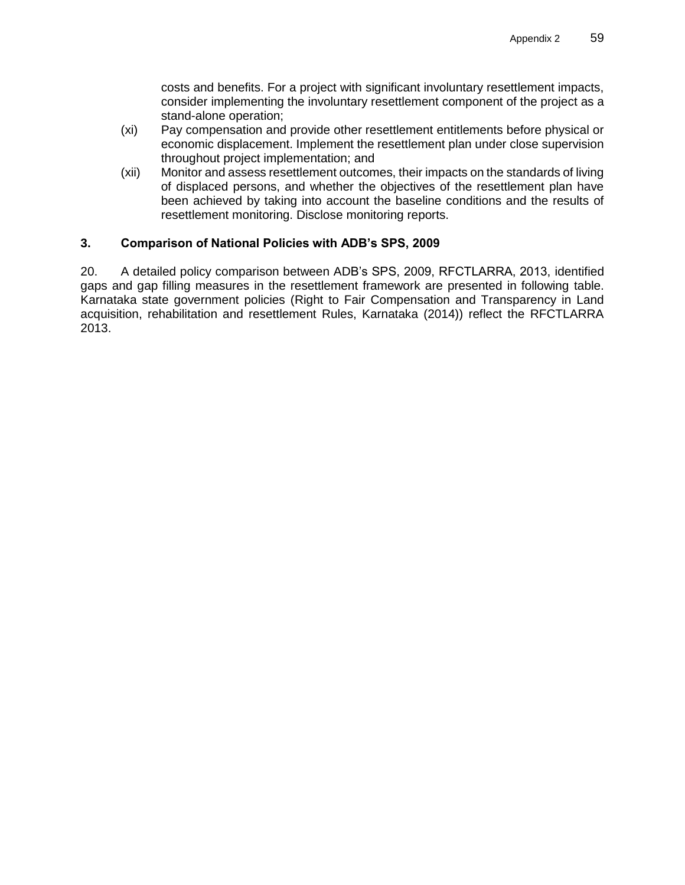costs and benefits. For a project with significant involuntary resettlement impacts, consider implementing the involuntary resettlement component of the project as a stand-alone operation;

(xi) Pay compensation and provide other resettlement entitlements before physical or economic displacement. Implement the resettlement plan under close supervision throughout project implementation; and

(xii) Monitor and assess resettlement outcomes, their impacts on the standards of living of displaced persons, and whether the objectives of the resettlement plan have been achieved by taking into account the baseline conditions and the results of resettlement monitoring. Disclose monitoring reports.

### 3. Comparison of National Policies with ADB's SPS, 2009

20. A detailed policy comparison between ADB's SPS, 2009, RFCTLARRA, 2013, identified gaps and gap filling measures in the resettlement framework are presented in following table. Karnataka state government policies (Right to Fair Compensation and Transparency in Land acquisition, rehabilitation and resettlement Rules, Karnataka (2014)) reflect the RFCTLARRA 2013.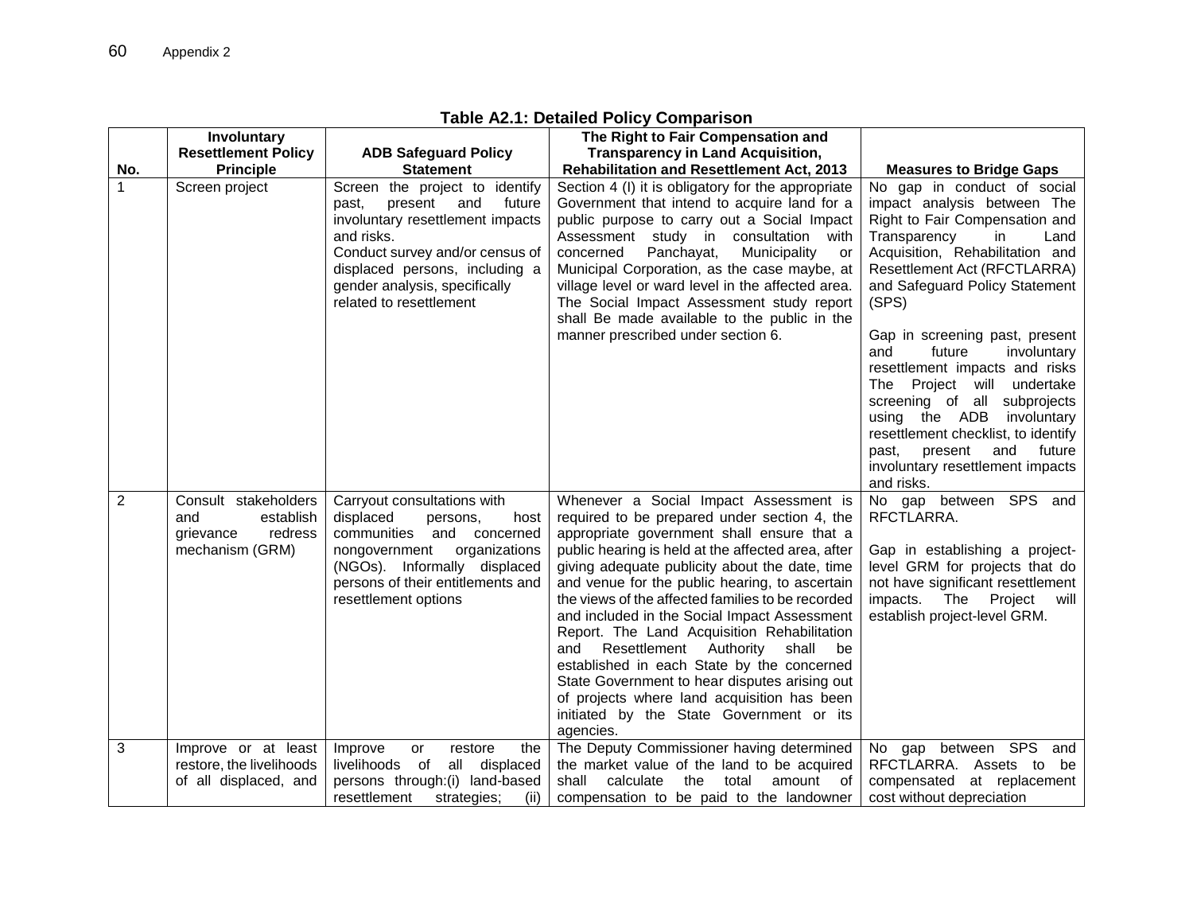**Table A2.1: Detailed Policy Comparison**

| No. | Involuntary Resettlement Policy Principle | ADB Safeguard Policy Statement | The Right to Fair Compensation and Transparency in Land Acquisition, Rehabilitation and Resettlement Act, 2013 | Measures to Bridge Gaps |
|---|---|---|---|---|
| 1 | Screen project | Screen the project to identify past, present and future involuntary resettlement impacts and risks.<br>Conduct survey and/or census of displaced persons, including a gender analysis, specifically related to resettlement | Section 4 (I) it is obligatory for the appropriate Government that intend to acquire land for a public purpose to carry out a Social Impact Assessment study in consultation with concerned Panchayat, Municipality or Municipal Corporation, as the case maybe, at village level or ward level in the affected area. The Social Impact Assessment study report shall Be made available to the public in the manner prescribed under section 6. | No gap in conduct of social impact analysis between The Right to Fair Compensation and Transparency in Land Acquisition, Rehabilitation and Resettlement Act (RFCTLARRA) and Safeguard Policy Statement (SPS)<br><br>Gap in screening past, present and future involuntary resettlement impacts and risks The Project will undertake screening of all subprojects using the ADB involuntary resettlement checklist, to identify past, present and future involuntary resettlement impacts and risks. |
| 2 | Consult stakeholders and establish grievance redress mechanism (GRM) | Carryout consultations with displaced persons, host communities and concerned nongovernment organizations (NGOs). Informally displaced persons of their entitlements and resettlement options | Whenever a Social Impact Assessment is required to be prepared under section 4, the appropriate government shall ensure that a public hearing is held at the affected area, after giving adequate publicity about the date, time and venue for the public hearing, to ascertain the views of the affected families to be recorded and included in the Social Impact Assessment Report. The Land Acquisition Rehabilitation and Resettlement Authority shall be established in each State by the concerned State Government to hear disputes arising out of projects where land acquisition has been initiated by the State Government or its agencies. | No gap between SPS and RFCTLARRA.<br><br>Gap in establishing a project-level GRM for projects that do not have significant resettlement impacts. The Project will establish project-level GRM. |
| 3 | Improve or at least restore, the livelihoods of all displaced, and | Improve or restore the livelihoods of all displaced persons through:(i) land-based resettlement strategies; (ii) | The Deputy Commissioner having determined the market value of the land to be acquired shall calculate the total amount of compensation to be paid to the landowner | No gap between SPS and RFCTLARRA. Assets to be compensated at replacement cost without depreciation |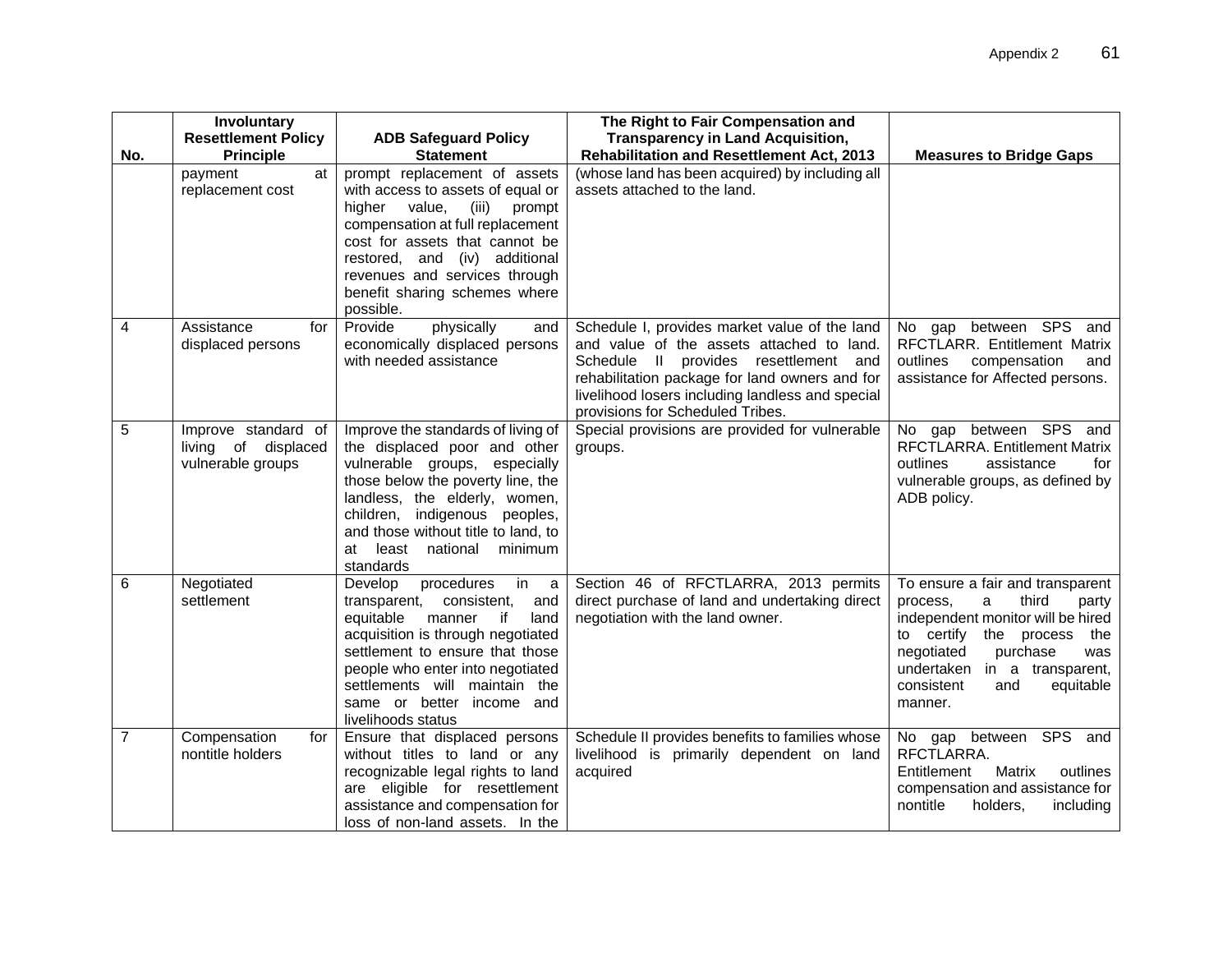| No. | Involuntary Resettlement Policy Principle | ADB Safeguard Policy Statement | The Right to Fair Compensation and Transparency in Land Acquisition, Rehabilitation and Resettlement Act, 2013 | Measures to Bridge Gaps |
|---|---|---|---|---|
| | payment at replacement cost | prompt replacement of assets with access to assets of equal or higher value, (iii) prompt compensation at full replacement cost for assets that cannot be restored, and (iv) additional revenues and services through benefit sharing schemes where possible. | (whose land has been acquired) by including all assets attached to the land. | |
| 4 | Assistance for displaced persons | Provide physically and economically displaced persons with needed assistance | Schedule I, provides market value of the land and value of the assets attached to land. Schedule II provides resettlement and rehabilitation package for land owners and for livelihood losers including landless and special provisions for Scheduled Tribes. | No gap between SPS and RFCTLARR. Entitlement Matrix outlines compensation and assistance for Affected persons. |
| 5 | Improve standard of living of displaced vulnerable groups | Improve the standards of living of the displaced poor and other vulnerable groups, especially those below the poverty line, the landless, the elderly, women, children, indigenous peoples, and those without title to land, to at least national minimum standards | Special provisions are provided for vulnerable groups. | No gap between SPS and RFCTLARRA. Entitlement Matrix outlines assistance for vulnerable groups, as defined by ADB policy. |
| 6 | Negotiated settlement | Develop procedures in a transparent, consistent, and equitable manner if land acquisition is through negotiated settlement to ensure that those people who enter into negotiated settlements will maintain the same or better income and livelihoods status | Section 46 of RFCTLARRA, 2013 permits direct purchase of land and undertaking direct negotiation with the land owner. | To ensure a fair and transparent process, a third party independent monitor will be hired to certify the process the negotiated purchase was undertaken in a transparent, consistent and equitable manner. |
| 7 | Compensation for nontitle holders | Ensure that displaced persons without titles to land or any recognizable legal rights to land are eligible for resettlement assistance and compensation for loss of non-land assets. In the | Schedule II provides benefits to families whose livelihood is primarily dependent on land acquired | No gap between SPS and RFCTLARRA. Entitlement Matrix outlines compensation and assistance for nontitle holders, including |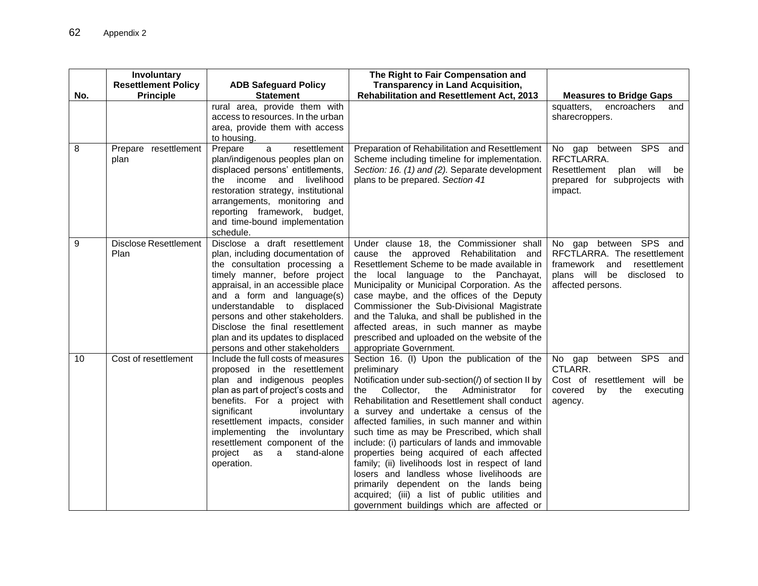| No. | Involuntary Resettlement Policy Principle | ADB Safeguard Policy Statement | The Right to Fair Compensation and Transparency in Land Acquisition, Rehabilitation and Resettlement Act, 2013 | Measures to Bridge Gaps |
|---|---|---|---|---|
| | | rural area, provide them with access to resources. In the urban area, provide them with access to housing. | | squatters, encroachers and sharecroppers. |
| 8 | Prepare resettlement plan | Prepare a resettlement plan/indigenous peoples plan on displaced persons' entitlements, the income and livelihood restoration strategy, institutional arrangements, monitoring and reporting framework, budget, and time-bound implementation schedule. | Preparation of Rehabilitation and Resettlement Scheme including timeline for implementation. *Section: 16. (1) and (2).* Separate development plans to be prepared. *Section 41* | No gap between SPS and RFCTLARRA. Resettlement plan will be prepared for subprojects with impact. |
| 9 | Disclose Resettlement Plan | Disclose a draft resettlement plan, including documentation of the consultation processing a timely manner, before project appraisal, in an accessible place and a form and language(s) understandable to displaced persons and other stakeholders. Disclose the final resettlement plan and its updates to displaced persons and other stakeholders | Under clause 18, the Commissioner shall cause the approved Rehabilitation and Resettlement Scheme to be made available in the local language to the Panchayat, Municipality or Municipal Corporation. As the case maybe, and the offices of the Deputy Commissioner the Sub-Divisional Magistrate and the Taluka, and shall be published in the affected areas, in such manner as maybe prescribed and uploaded on the website of the appropriate Government. | No gap between SPS and RFCTLARRA. The resettlement framework and resettlement plans will be disclosed to affected persons. |
| 10 | Cost of resettlement | Include the full costs of measures proposed in the resettlement plan and indigenous peoples plan as part of project's costs and benefits. For a project with significant involuntary resettlement impacts, consider implementing the involuntary resettlement component of the project as a stand-alone operation. | Section 16. (I) Upon the publication of the preliminary Notification under sub-section(/) of section II by the Collector, the Administrator for Rehabilitation and Resettlement shall conduct a survey and undertake a census of the affected families, in such manner and within such time as may be Prescribed, which shall include: (i) particulars of lands and immovable properties being acquired of each affected family; (ii) livelihoods lost in respect of land losers and landless whose livelihoods are primarily dependent on the lands being acquired; (iii) a list of public utilities and government buildings which are affected or | No gap between SPS and CTLARR. Cost of resettlement will be covered by the executing agency. |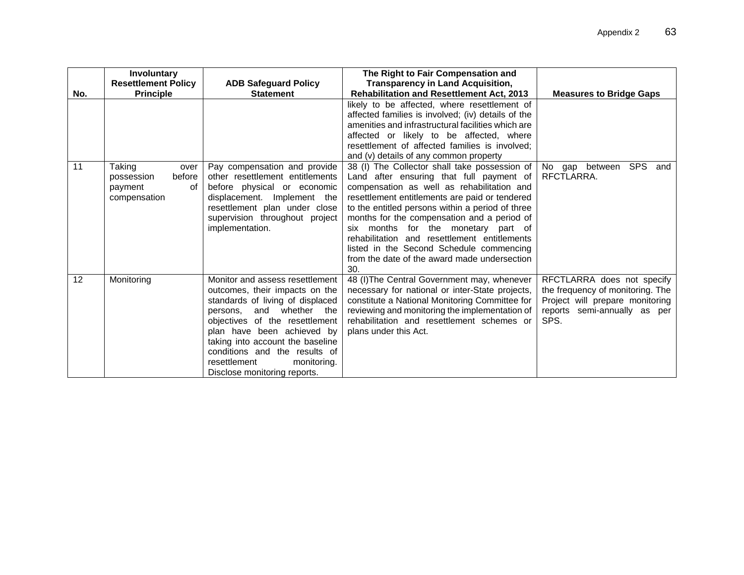| No. | Involuntary Resettlement Policy Principle | ADB Safeguard Policy Statement | The Right to Fair Compensation and Transparency in Land Acquisition, Rehabilitation and Resettlement Act, 2013 | Measures to Bridge Gaps |
|---|---|---|---|---|
| | | | likely to be affected, where resettlement of affected families is involved; (iv) details of the amenities and infrastructural facilities which are affected or likely to be affected, where resettlement of affected families is involved; and (v) details of any common property | |
| 11 | Taking over possession before payment of compensation | Pay compensation and provide other resettlement entitlements before physical or economic displacement. Implement the resettlement plan under close supervision throughout project implementation. | 38 (I) The Collector shall take possession of Land after ensuring that full payment of compensation as well as rehabilitation and resettlement entitlements are paid or tendered to the entitled persons within a period of three months for the compensation and a period of six months for the monetary part of rehabilitation and resettlement entitlements listed in the Second Schedule commencing from the date of the award made undersection 30. | No gap between SPS and RFCTLARRA. |
| 12 | Monitoring | Monitor and assess resettlement outcomes, their impacts on the standards of living of displaced persons, and whether the objectives of the resettlement plan have been achieved by taking into account the baseline conditions and the results of resettlement monitoring. Disclose monitoring reports. | 48 (I)The Central Government may, whenever necessary for national or inter-State projects, constitute a National Monitoring Committee for reviewing and monitoring the implementation of rehabilitation and resettlement schemes or plans under this Act. | RFCTLARRA does not specify the frequency of monitoring. The Project will prepare monitoring reports semi-annually as per SPS. |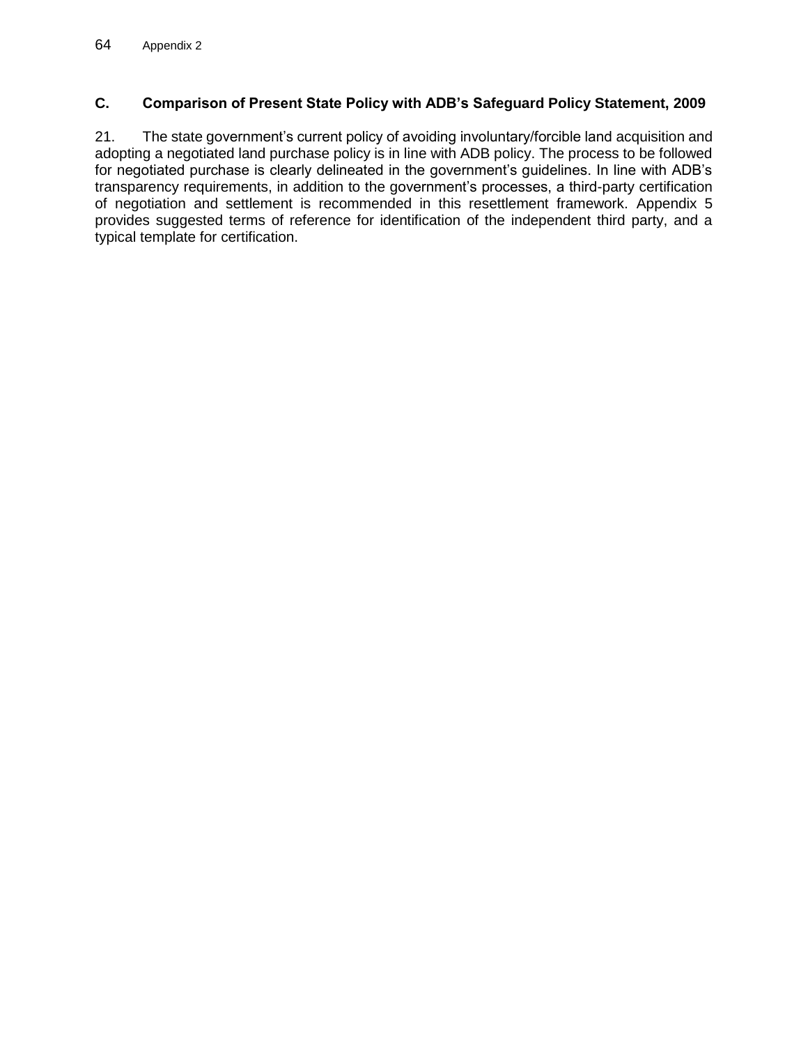## C. Comparison of Present State Policy with ADB's Safeguard Policy Statement, 2009

21. The state government's current policy of avoiding involuntary/forcible land acquisition and adopting a negotiated land purchase policy is in line with ADB policy. The process to be followed for negotiated purchase is clearly delineated in the government's guidelines. In line with ADB's transparency requirements, in addition to the government's processes, a third-party certification of negotiation and settlement is recommended in this resettlement framework. Appendix 5 provides suggested terms of reference for identification of the independent third party, and a typical template for certification.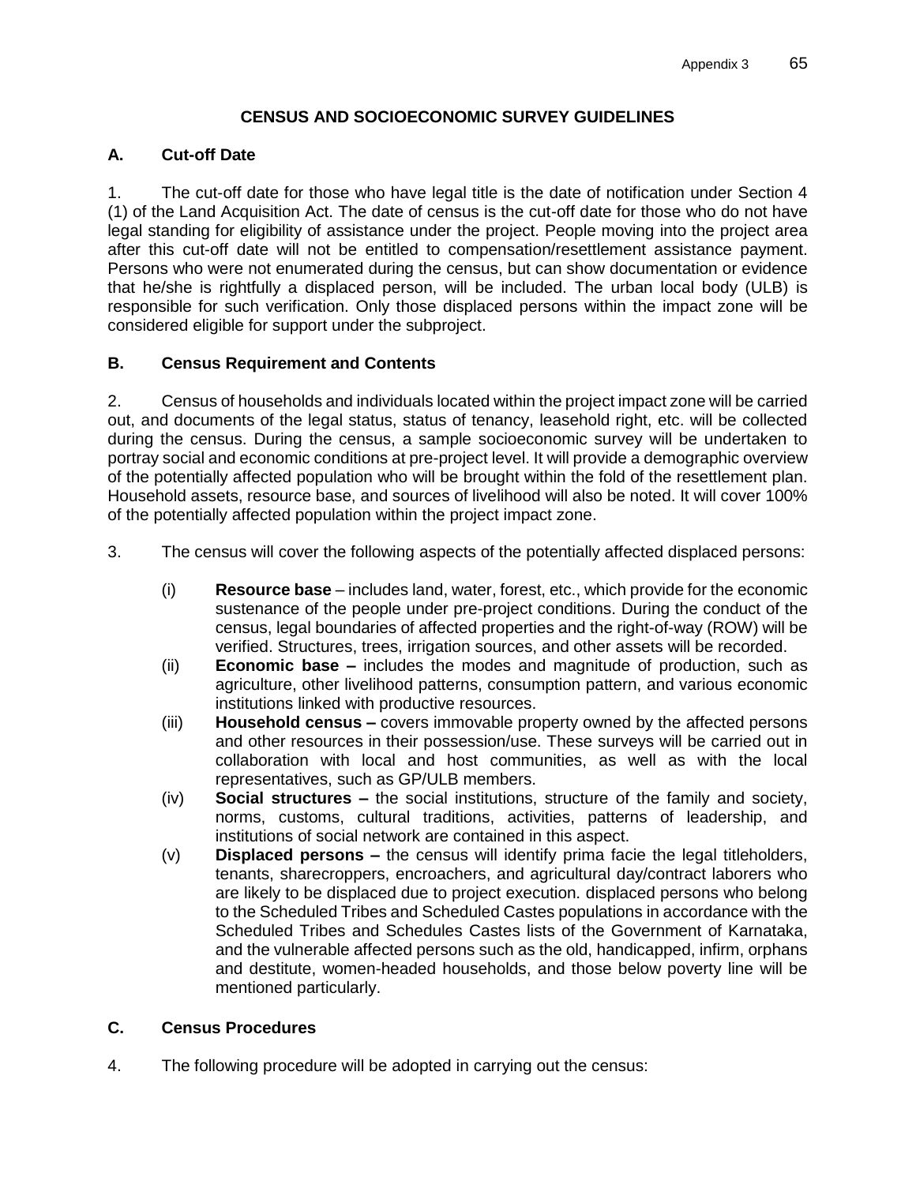## CENSUS AND SOCIOECONOMIC SURVEY GUIDELINES

### A. Cut-off Date

1. The cut-off date for those who have legal title is the date of notification under Section 4 (1) of the Land Acquisition Act. The date of census is the cut-off date for those who do not have legal standing for eligibility of assistance under the project. People moving into the project area after this cut-off date will not be entitled to compensation/resettlement assistance payment. Persons who were not enumerated during the census, but can show documentation or evidence that he/she is rightfully a displaced person, will be included. The urban local body (ULB) is responsible for such verification. Only those displaced persons within the impact zone will be considered eligible for support under the subproject.

### B. Census Requirement and Contents

2. Census of households and individuals located within the project impact zone will be carried out, and documents of the legal status, status of tenancy, leasehold right, etc. will be collected during the census. During the census, a sample socioeconomic survey will be undertaken to portray social and economic conditions at pre-project level. It will provide a demographic overview of the potentially affected population who will be brought within the fold of the resettlement plan. Household assets, resource base, and sources of livelihood will also be noted. It will cover 100% of the potentially affected population within the project impact zone.

3. The census will cover the following aspects of the potentially affected displaced persons:

(i) **Resource base** – includes land, water, forest, etc., which provide for the economic sustenance of the people under pre-project conditions. During the conduct of the census, legal boundaries of affected properties and the right-of-way (ROW) will be verified. Structures, trees, irrigation sources, and other assets will be recorded.

(ii) **Economic base –** includes the modes and magnitude of production, such as agriculture, other livelihood patterns, consumption pattern, and various economic institutions linked with productive resources.

(iii) **Household census –** covers immovable property owned by the affected persons and other resources in their possession/use. These surveys will be carried out in collaboration with local and host communities, as well as with the local representatives, such as GP/ULB members.

(iv) **Social structures –** the social institutions, structure of the family and society, norms, customs, cultural traditions, activities, patterns of leadership, and institutions of social network are contained in this aspect.

(v) **Displaced persons –** the census will identify prima facie the legal titleholders, tenants, sharecroppers, encroachers, and agricultural day/contract laborers who are likely to be displaced due to project execution. displaced persons who belong to the Scheduled Tribes and Scheduled Castes populations in accordance with the Scheduled Tribes and Schedules Castes lists of the Government of Karnataka, and the vulnerable affected persons such as the old, handicapped, infirm, orphans and destitute, women-headed households, and those below poverty line will be mentioned particularly.

### C. Census Procedures

4. The following procedure will be adopted in carrying out the census: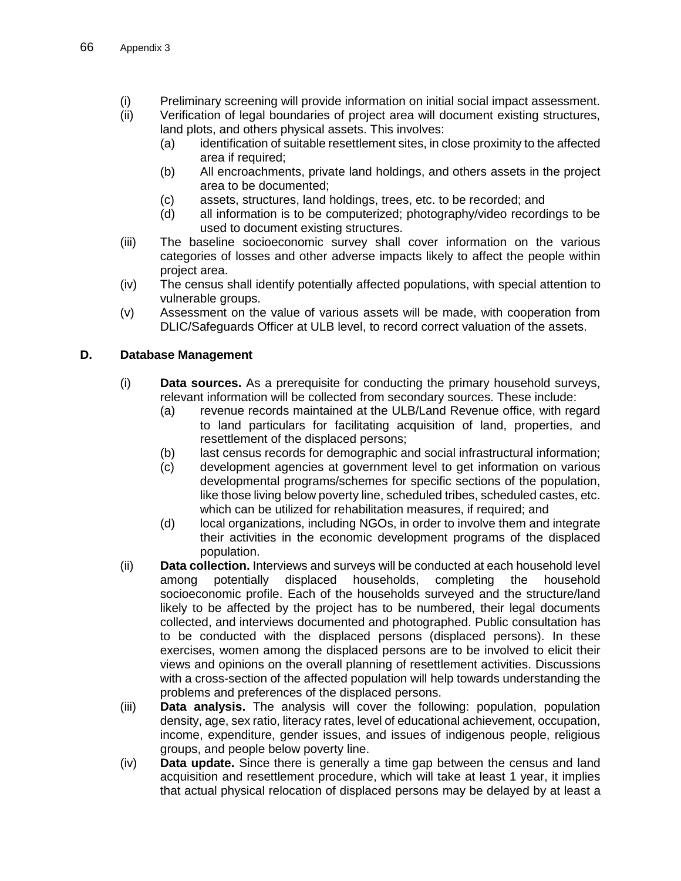(i) Preliminary screening will provide information on initial social impact assessment.

(ii) Verification of legal boundaries of project area will document existing structures, land plots, and others physical assets. This involves:

   (a) identification of suitable resettlement sites, in close proximity to the affected area if required;

   (b) All encroachments, private land holdings, and others assets in the project area to be documented;

   (c) assets, structures, land holdings, trees, etc. to be recorded; and

   (d) all information is to be computerized; photography/video recordings to be used to document existing structures.

(iii) The baseline socioeconomic survey shall cover information on the various categories of losses and other adverse impacts likely to affect the people within project area.

(iv) The census shall identify potentially affected populations, with special attention to vulnerable groups.

(v) Assessment on the value of various assets will be made, with cooperation from DLIC/Safeguards Officer at ULB level, to record correct valuation of the assets.

## D. Database Management

(i) **Data sources.** As a prerequisite for conducting the primary household surveys, relevant information will be collected from secondary sources. These include:

   (a) revenue records maintained at the ULB/Land Revenue office, with regard to land particulars for facilitating acquisition of land, properties, and resettlement of the displaced persons;

   (b) last census records for demographic and social infrastructural information;

   (c) development agencies at government level to get information on various developmental programs/schemes for specific sections of the population, like those living below poverty line, scheduled tribes, scheduled castes, etc. which can be utilized for rehabilitation measures, if required; and

   (d) local organizations, including NGOs, in order to involve them and integrate their activities in the economic development programs of the displaced population.

(ii) **Data collection.** Interviews and surveys will be conducted at each household level among potentially displaced households, completing the household socioeconomic profile. Each of the households surveyed and the structure/land likely to be affected by the project has to be numbered, their legal documents collected, and interviews documented and photographed. Public consultation has to be conducted with the displaced persons (displaced persons). In these exercises, women among the displaced persons are to be involved to elicit their views and opinions on the overall planning of resettlement activities. Discussions with a cross-section of the affected population will help towards understanding the problems and preferences of the displaced persons.

(iii) **Data analysis.** The analysis will cover the following: population, population density, age, sex ratio, literacy rates, level of educational achievement, occupation, income, expenditure, gender issues, and issues of indigenous people, religious groups, and people below poverty line.

(iv) **Data update.** Since there is generally a time gap between the census and land acquisition and resettlement procedure, which will take at least 1 year, it implies that actual physical relocation of displaced persons may be delayed by at least a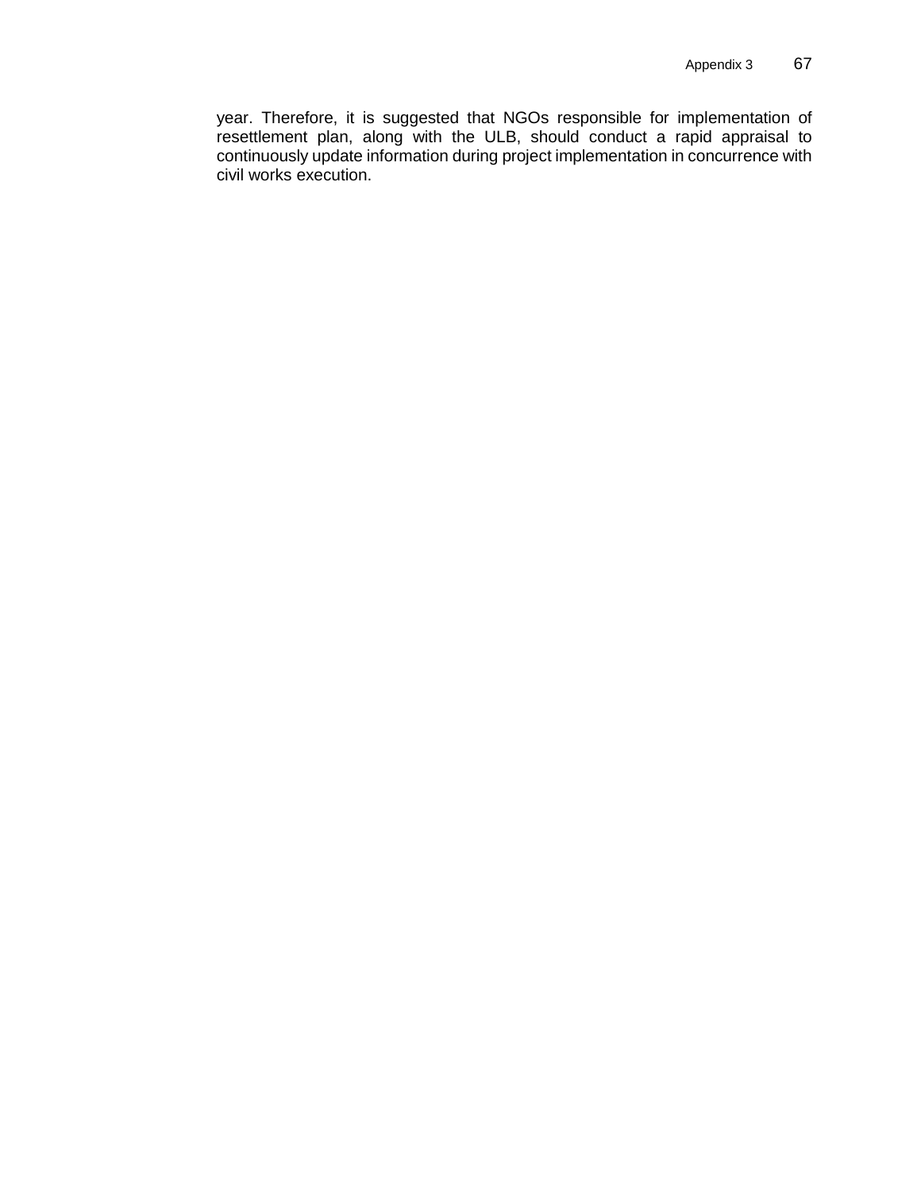year. Therefore, it is suggested that NGOs responsible for implementation of resettlement plan, along with the ULB, should conduct a rapid appraisal to continuously update information during project implementation in concurrence with civil works execution.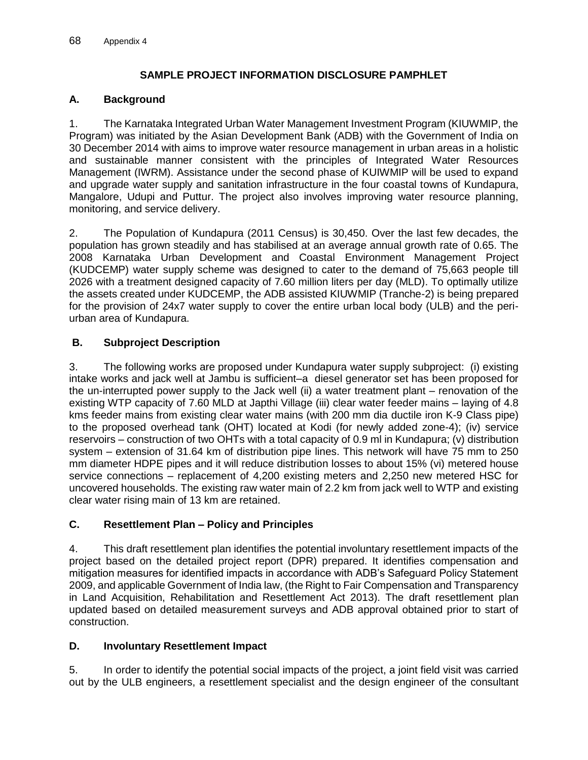## SAMPLE PROJECT INFORMATION DISCLOSURE PAMPHLET

### A. Background

1. The Karnataka Integrated Urban Water Management Investment Program (KIUWMIP, the Program) was initiated by the Asian Development Bank (ADB) with the Government of India on 30 December 2014 with aims to improve water resource management in urban areas in a holistic and sustainable manner consistent with the principles of Integrated Water Resources Management (IWRM). Assistance under the second phase of KUIWMIP will be used to expand and upgrade water supply and sanitation infrastructure in the four coastal towns of Kundapura, Mangalore, Udupi and Puttur. The project also involves improving water resource planning, monitoring, and service delivery.

2. The Population of Kundapura (2011 Census) is 30,450. Over the last few decades, the population has grown steadily and has stabilised at an average annual growth rate of 0.65. The 2008 Karnataka Urban Development and Coastal Environment Management Project (KUDCEMP) water supply scheme was designed to cater to the demand of 75,663 people till 2026 with a treatment designed capacity of 7.60 million liters per day (MLD). To optimally utilize the assets created under KUDCEMP, the ADB assisted KIUWMIP (Tranche-2) is being prepared for the provision of 24x7 water supply to cover the entire urban local body (ULB) and the peri-urban area of Kundapura.

### B. Subproject Description

3. The following works are proposed under Kundapura water supply subproject: (i) existing intake works and jack well at Jambu is sufficient–a diesel generator set has been proposed for the un-interrupted power supply to the Jack well (ii) a water treatment plant – renovation of the existing WTP capacity of 7.60 MLD at Japthi Village (iii) clear water feeder mains – laying of 4.8 kms feeder mains from existing clear water mains (with 200 mm dia ductile iron K-9 Class pipe) to the proposed overhead tank (OHT) located at Kodi (for newly added zone-4); (iv) service reservoirs – construction of two OHTs with a total capacity of 0.9 ml in Kundapura; (v) distribution system – extension of 31.64 km of distribution pipe lines. This network will have 75 mm to 250 mm diameter HDPE pipes and it will reduce distribution losses to about 15% (vi) metered house service connections – replacement of 4,200 existing meters and 2,250 new metered HSC for uncovered households. The existing raw water main of 2.2 km from jack well to WTP and existing clear water rising main of 13 km are retained.

### C. Resettlement Plan – Policy and Principles

4. This draft resettlement plan identifies the potential involuntary resettlement impacts of the project based on the detailed project report (DPR) prepared. It identifies compensation and mitigation measures for identified impacts in accordance with ADB's Safeguard Policy Statement 2009, and applicable Government of India law, (the Right to Fair Compensation and Transparency in Land Acquisition, Rehabilitation and Resettlement Act 2013). The draft resettlement plan updated based on detailed measurement surveys and ADB approval obtained prior to start of construction.

### D. Involuntary Resettlement Impact

5. In order to identify the potential social impacts of the project, a joint field visit was carried out by the ULB engineers, a resettlement specialist and the design engineer of the consultant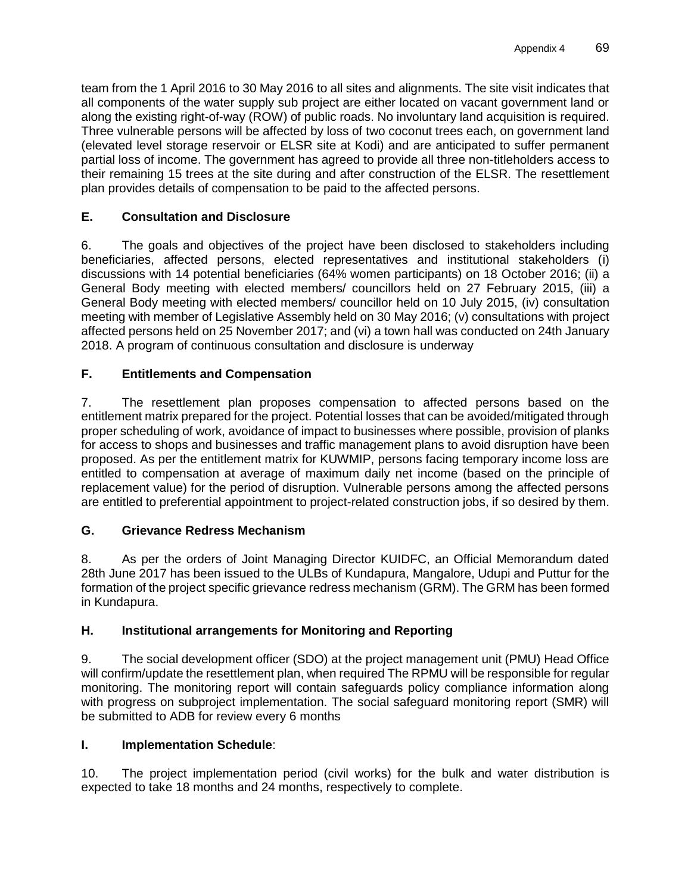team from the 1 April 2016 to 30 May 2016 to all sites and alignments. The site visit indicates that all components of the water supply sub project are either located on vacant government land or along the existing right-of-way (ROW) of public roads. No involuntary land acquisition is required. Three vulnerable persons will be affected by loss of two coconut trees each, on government land (elevated level storage reservoir or ELSR site at Kodi) and are anticipated to suffer permanent partial loss of income. The government has agreed to provide all three non-titleholders access to their remaining 15 trees at the site during and after construction of the ELSR. The resettlement plan provides details of compensation to be paid to the affected persons.

## E. Consultation and Disclosure

6. The goals and objectives of the project have been disclosed to stakeholders including beneficiaries, affected persons, elected representatives and institutional stakeholders (i) discussions with 14 potential beneficiaries (64% women participants) on 18 October 2016; (ii) a General Body meeting with elected members/ councillors held on 27 February 2015, (iii) a General Body meeting with elected members/ councillor held on 10 July 2015, (iv) consultation meeting with member of Legislative Assembly held on 30 May 2016; (v) consultations with project affected persons held on 25 November 2017; and (vi) a town hall was conducted on 24th January 2018. A program of continuous consultation and disclosure is underway

## F. Entitlements and Compensation

7. The resettlement plan proposes compensation to affected persons based on the entitlement matrix prepared for the project. Potential losses that can be avoided/mitigated through proper scheduling of work, avoidance of impact to businesses where possible, provision of planks for access to shops and businesses and traffic management plans to avoid disruption have been proposed. As per the entitlement matrix for KUWMIP, persons facing temporary income loss are entitled to compensation at average of maximum daily net income (based on the principle of replacement value) for the period of disruption. Vulnerable persons among the affected persons are entitled to preferential appointment to project-related construction jobs, if so desired by them.

## G. Grievance Redress Mechanism

8. As per the orders of Joint Managing Director KUIDFC, an Official Memorandum dated 28th June 2017 has been issued to the ULBs of Kundapura, Mangalore, Udupi and Puttur for the formation of the project specific grievance redress mechanism (GRM). The GRM has been formed in Kundapura.

## H. Institutional arrangements for Monitoring and Reporting

9. The social development officer (SDO) at the project management unit (PMU) Head Office will confirm/update the resettlement plan, when required The RPMU will be responsible for regular monitoring. The monitoring report will contain safeguards policy compliance information along with progress on subproject implementation. The social safeguard monitoring report (SMR) will be submitted to ADB for review every 6 months

## I. Implementation Schedule:

10. The project implementation period (civil works) for the bulk and water distribution is expected to take 18 months and 24 months, respectively to complete.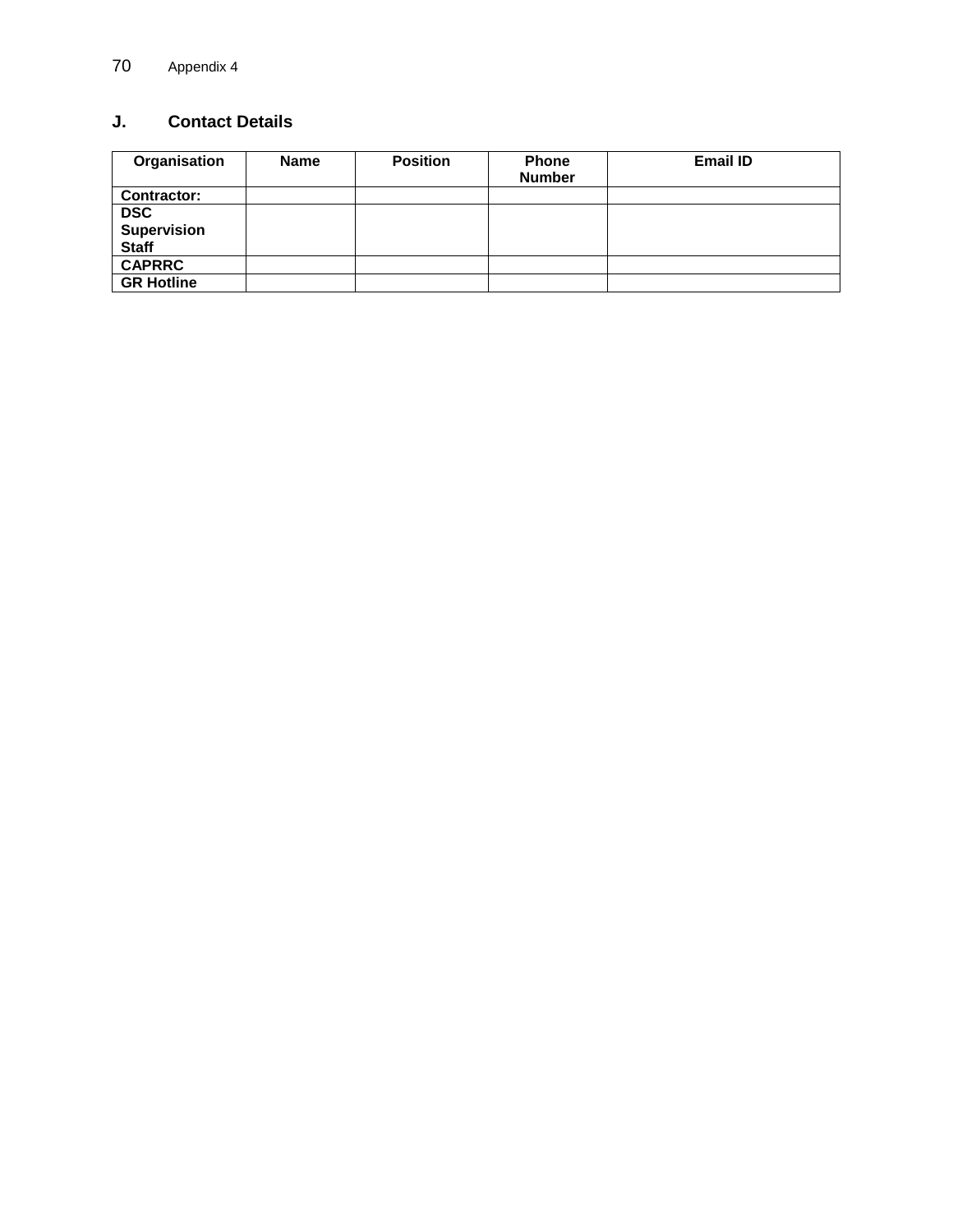## J. Contact Details

| Organisation | Name | Position | Phone Number | Email ID |
|---|---|---|---|---|
| **Contractor:** | | | | |
| **DSC Supervision Staff** | | | | |
| **CAPRRC** | | | | |
| **GR Hotline** | | | | |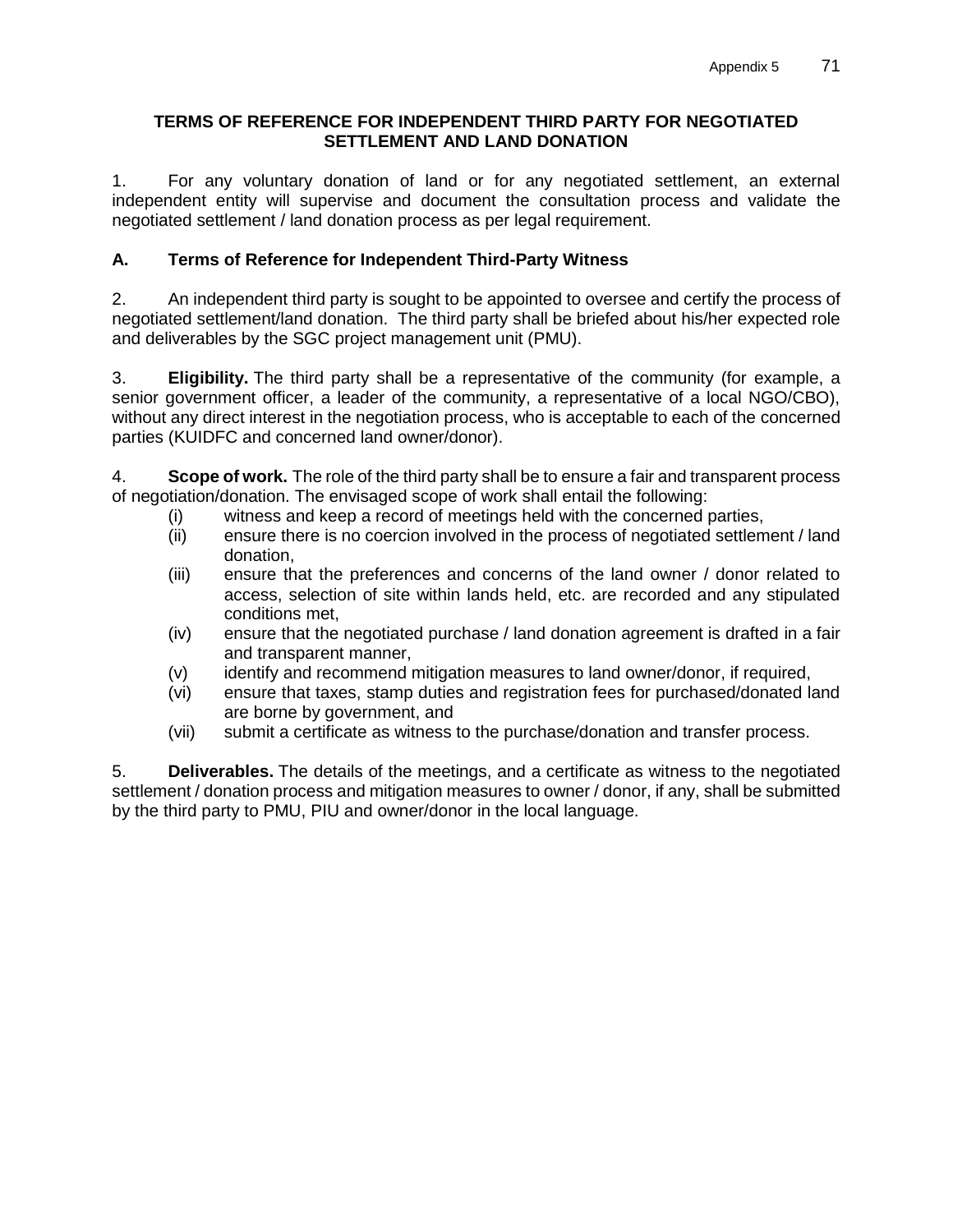# TERMS OF REFERENCE FOR INDEPENDENT THIRD PARTY FOR NEGOTIATED SETTLEMENT AND LAND DONATION

1. For any voluntary donation of land or for any negotiated settlement, an external independent entity will supervise and document the consultation process and validate the negotiated settlement / land donation process as per legal requirement.

## A. Terms of Reference for Independent Third-Party Witness

2. An independent third party is sought to be appointed to oversee and certify the process of negotiated settlement/land donation. The third party shall be briefed about his/her expected role and deliverables by the SGC project management unit (PMU).

3. **Eligibility.** The third party shall be a representative of the community (for example, a senior government officer, a leader of the community, a representative of a local NGO/CBO), without any direct interest in the negotiation process, who is acceptable to each of the concerned parties (KUIDFC and concerned land owner/donor).

4. **Scope of work.** The role of the third party shall be to ensure a fair and transparent process of negotiation/donation. The envisaged scope of work shall entail the following:

   (i) witness and keep a record of meetings held with the concerned parties,

   (ii) ensure there is no coercion involved in the process of negotiated settlement / land donation,

   (iii) ensure that the preferences and concerns of the land owner / donor related to access, selection of site within lands held, etc. are recorded and any stipulated conditions met,

   (iv) ensure that the negotiated purchase / land donation agreement is drafted in a fair and transparent manner,

   (v) identify and recommend mitigation measures to land owner/donor, if required,

   (vi) ensure that taxes, stamp duties and registration fees for purchased/donated land are borne by government, and

   (vii) submit a certificate as witness to the purchase/donation and transfer process.

5. **Deliverables.** The details of the meetings, and a certificate as witness to the negotiated settlement / donation process and mitigation measures to owner / donor, if any, shall be submitted by the third party to PMU, PIU and owner/donor in the local language.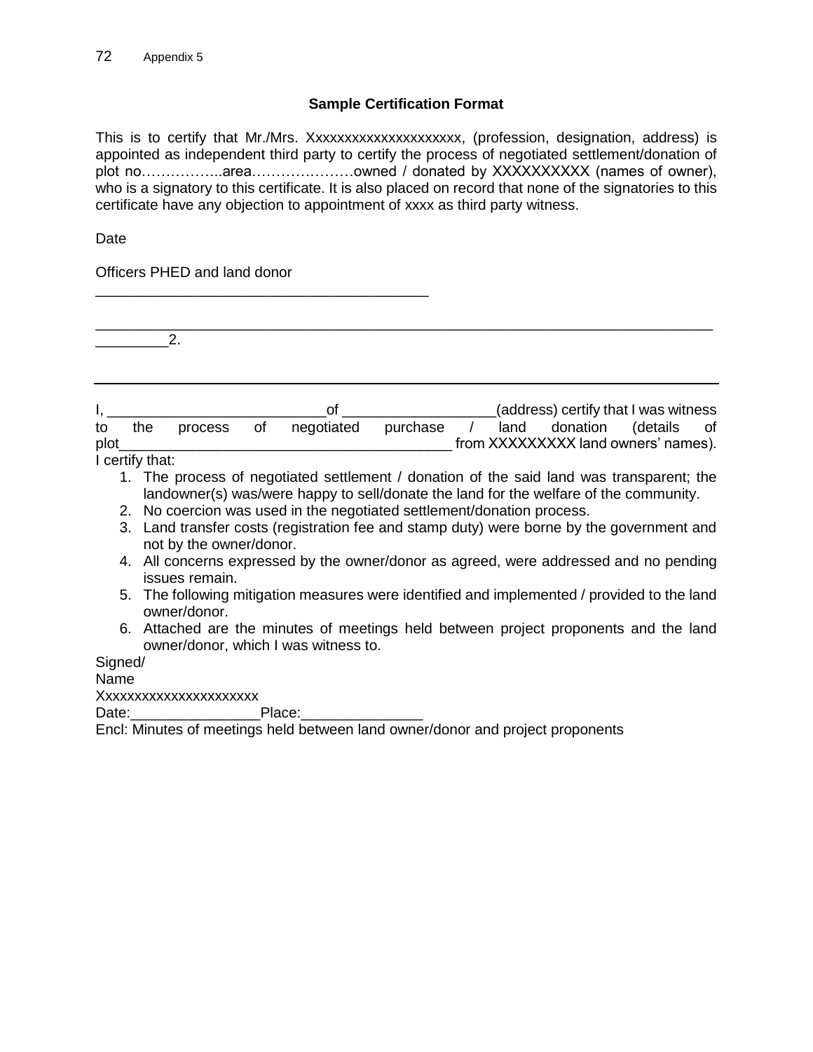Appendix 5

### Sample Certification Format

This is to certify that Mr./Mrs. Xxxxxxxxxxxxxxxxxxxxx, (profession, designation, address) is appointed as independent third party to certify the process of negotiated settlement/donation of plot no……………..area…………………owned / donated by XXXXXXXXXX (names of owner), who is a signatory to this certificate. It is also placed on record that none of the signatories to this certificate have any objection to appointment of xxxx as third party witness.

Date

Officers PHED and land donor

________________________________________

________________________________________________________________________________________2.

---

I, ___________________________of ___________________(address) certify that I was witness to the process of negotiated purchase / land donation (details of plot_________________________________________ from XXXXXXXXX land owners' names).

I certify that:

1. The process of negotiated settlement / donation of the said land was transparent; the landowner(s) was/were happy to sell/donate the land for the welfare of the community.
2. No coercion was used in the negotiated settlement/donation process.
3. Land transfer costs (registration fee and stamp duty) were borne by the government and not by the owner/donor.
4. All concerns expressed by the owner/donor as agreed, were addressed and no pending issues remain.
5. The following mitigation measures were identified and implemented / provided to the land owner/donor.
6. Attached are the minutes of meetings held between project proponents and the land owner/donor, which I was witness to.

Signed/

Name

Xxxxxxxxxxxxxxxxxxxxxx

Date:________________Place:_______________

Encl: Minutes of meetings held between land owner/donor and project proponents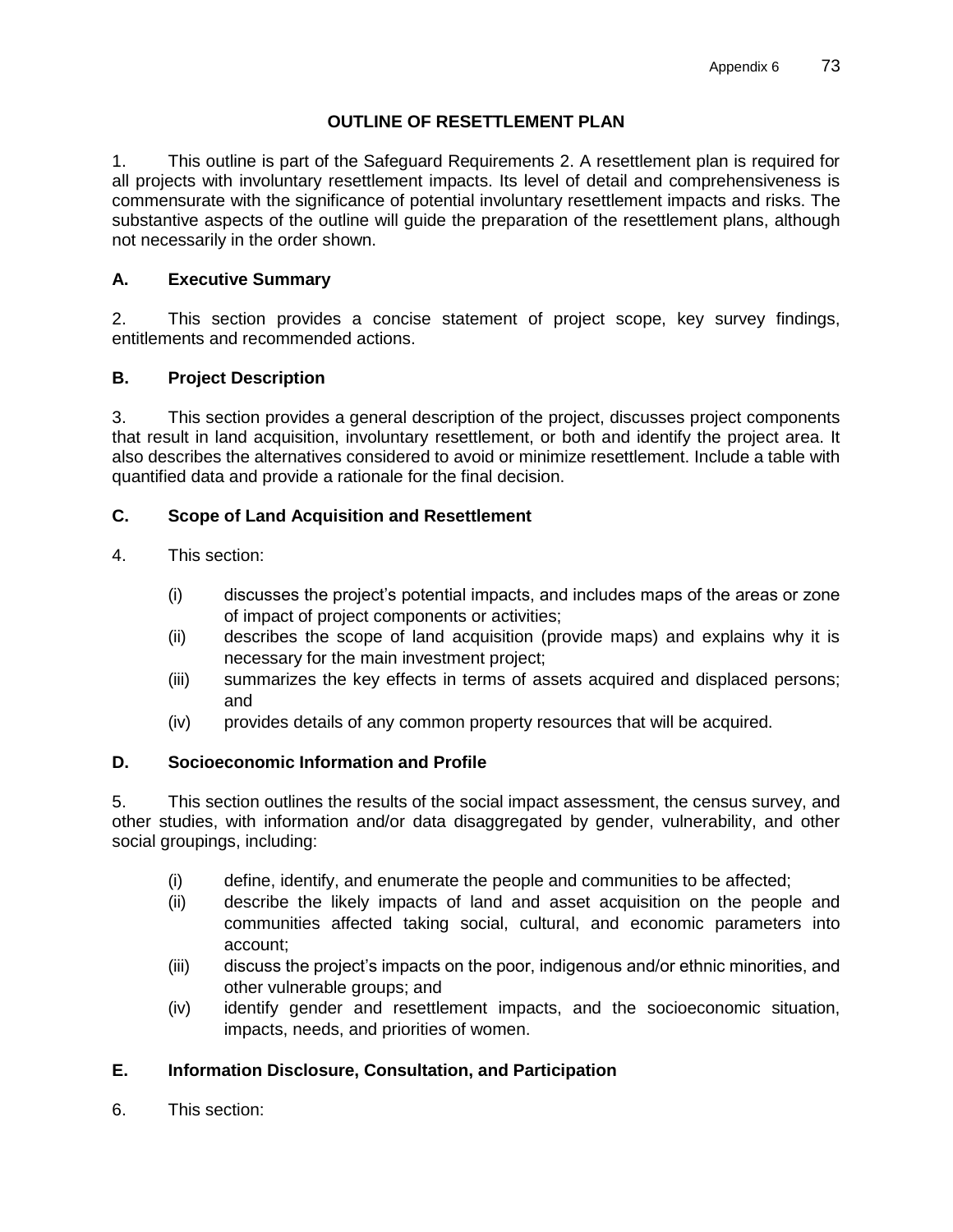## OUTLINE OF RESETTLEMENT PLAN

1. This outline is part of the Safeguard Requirements 2. A resettlement plan is required for all projects with involuntary resettlement impacts. Its level of detail and comprehensiveness is commensurate with the significance of potential involuntary resettlement impacts and risks. The substantive aspects of the outline will guide the preparation of the resettlement plans, although not necessarily in the order shown.

### A. Executive Summary

2. This section provides a concise statement of project scope, key survey findings, entitlements and recommended actions.

### B. Project Description

3. This section provides a general description of the project, discusses project components that result in land acquisition, involuntary resettlement, or both and identify the project area. It also describes the alternatives considered to avoid or minimize resettlement. Include a table with quantified data and provide a rationale for the final decision.

### C. Scope of Land Acquisition and Resettlement

4. This section:

- (i) discusses the project's potential impacts, and includes maps of the areas or zone of impact of project components or activities;
- (ii) describes the scope of land acquisition (provide maps) and explains why it is necessary for the main investment project;
- (iii) summarizes the key effects in terms of assets acquired and displaced persons; and
- (iv) provides details of any common property resources that will be acquired.

### D. Socioeconomic Information and Profile

5. This section outlines the results of the social impact assessment, the census survey, and other studies, with information and/or data disaggregated by gender, vulnerability, and other social groupings, including:

- (i) define, identify, and enumerate the people and communities to be affected;
- (ii) describe the likely impacts of land and asset acquisition on the people and communities affected taking social, cultural, and economic parameters into account;
- (iii) discuss the project's impacts on the poor, indigenous and/or ethnic minorities, and other vulnerable groups; and
- (iv) identify gender and resettlement impacts, and the socioeconomic situation, impacts, needs, and priorities of women.

### E. Information Disclosure, Consultation, and Participation

6. This section: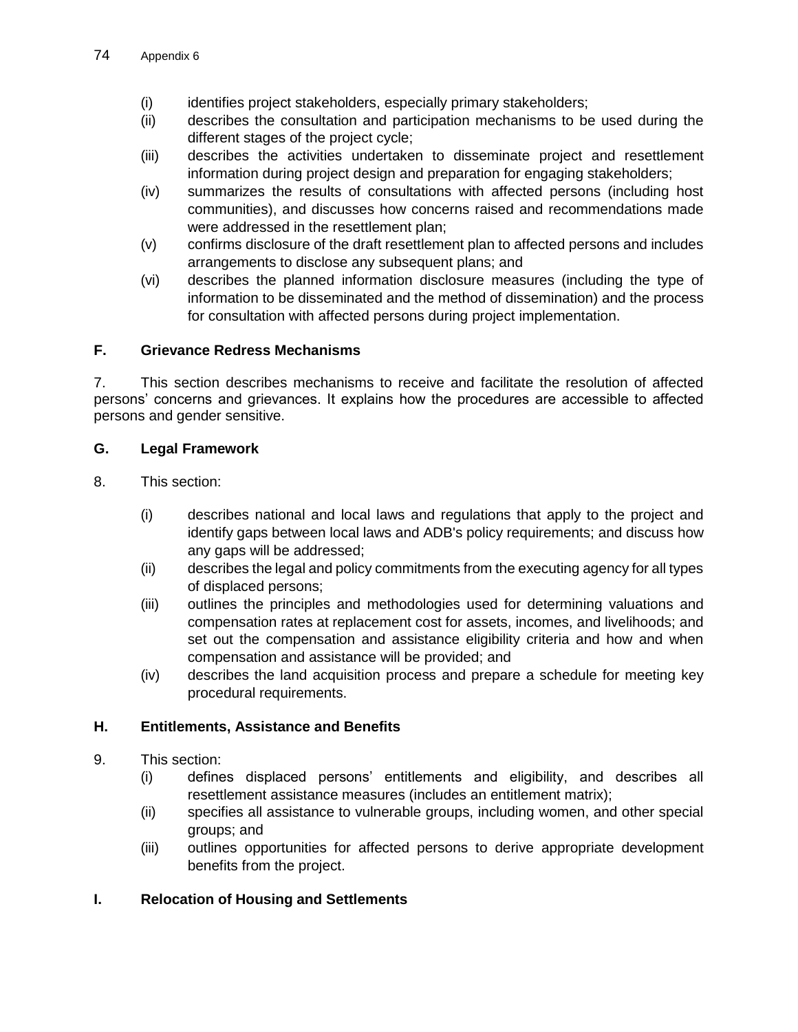(i) identifies project stakeholders, especially primary stakeholders;
(ii) describes the consultation and participation mechanisms to be used during the different stages of the project cycle;
(iii) describes the activities undertaken to disseminate project and resettlement information during project design and preparation for engaging stakeholders;
(iv) summarizes the results of consultations with affected persons (including host communities), and discusses how concerns raised and recommendations made were addressed in the resettlement plan;
(v) confirms disclosure of the draft resettlement plan to affected persons and includes arrangements to disclose any subsequent plans; and
(vi) describes the planned information disclosure measures (including the type of information to be disseminated and the method of dissemination) and the process for consultation with affected persons during project implementation.

### F. Grievance Redress Mechanisms

7. This section describes mechanisms to receive and facilitate the resolution of affected persons' concerns and grievances. It explains how the procedures are accessible to affected persons and gender sensitive.

### G. Legal Framework

8. This section:

(i) describes national and local laws and regulations that apply to the project and identify gaps between local laws and ADB's policy requirements; and discuss how any gaps will be addressed;
(ii) describes the legal and policy commitments from the executing agency for all types of displaced persons;
(iii) outlines the principles and methodologies used for determining valuations and compensation rates at replacement cost for assets, incomes, and livelihoods; and set out the compensation and assistance eligibility criteria and how and when compensation and assistance will be provided; and
(iv) describes the land acquisition process and prepare a schedule for meeting key procedural requirements.

### H. Entitlements, Assistance and Benefits

9. This section:

(i) defines displaced persons' entitlements and eligibility, and describes all resettlement assistance measures (includes an entitlement matrix);
(ii) specifies all assistance to vulnerable groups, including women, and other special groups; and
(iii) outlines opportunities for affected persons to derive appropriate development benefits from the project.

### I. Relocation of Housing and Settlements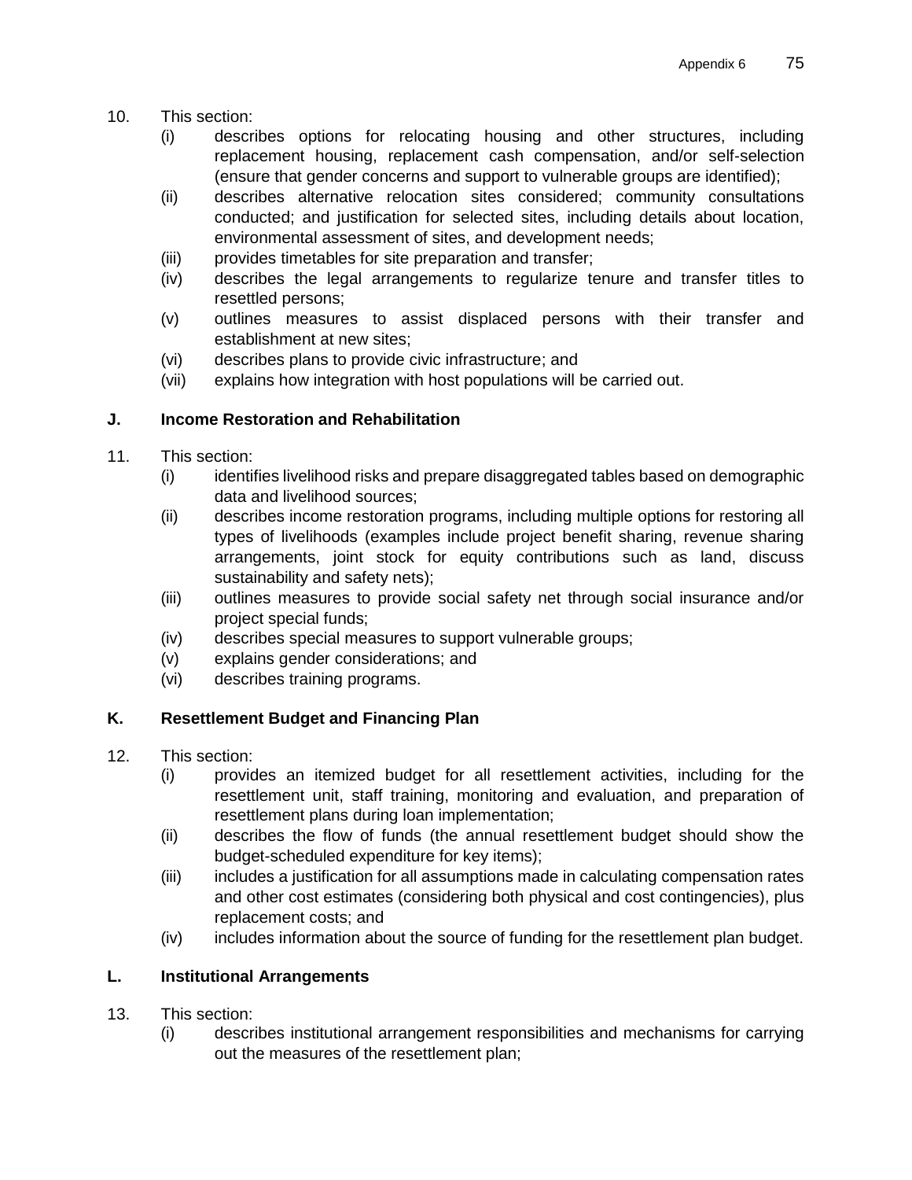10. This section:
    (i) describes options for relocating housing and other structures, including replacement housing, replacement cash compensation, and/or self-selection (ensure that gender concerns and support to vulnerable groups are identified);
    (ii) describes alternative relocation sites considered; community consultations conducted; and justification for selected sites, including details about location, environmental assessment of sites, and development needs;
    (iii) provides timetables for site preparation and transfer;
    (iv) describes the legal arrangements to regularize tenure and transfer titles to resettled persons;
    (v) outlines measures to assist displaced persons with their transfer and establishment at new sites;
    (vi) describes plans to provide civic infrastructure; and
    (vii) explains how integration with host populations will be carried out.

### J. Income Restoration and Rehabilitation

11. This section:
    (i) identifies livelihood risks and prepare disaggregated tables based on demographic data and livelihood sources;
    (ii) describes income restoration programs, including multiple options for restoring all types of livelihoods (examples include project benefit sharing, revenue sharing arrangements, joint stock for equity contributions such as land, discuss sustainability and safety nets);
    (iii) outlines measures to provide social safety net through social insurance and/or project special funds;
    (iv) describes special measures to support vulnerable groups;
    (v) explains gender considerations; and
    (vi) describes training programs.

### K. Resettlement Budget and Financing Plan

12. This section:
    (i) provides an itemized budget for all resettlement activities, including for the resettlement unit, staff training, monitoring and evaluation, and preparation of resettlement plans during loan implementation;
    (ii) describes the flow of funds (the annual resettlement budget should show the budget-scheduled expenditure for key items);
    (iii) includes a justification for all assumptions made in calculating compensation rates and other cost estimates (considering both physical and cost contingencies), plus replacement costs; and
    (iv) includes information about the source of funding for the resettlement plan budget.

### L. Institutional Arrangements

13. This section:
    (i) describes institutional arrangement responsibilities and mechanisms for carrying out the measures of the resettlement plan;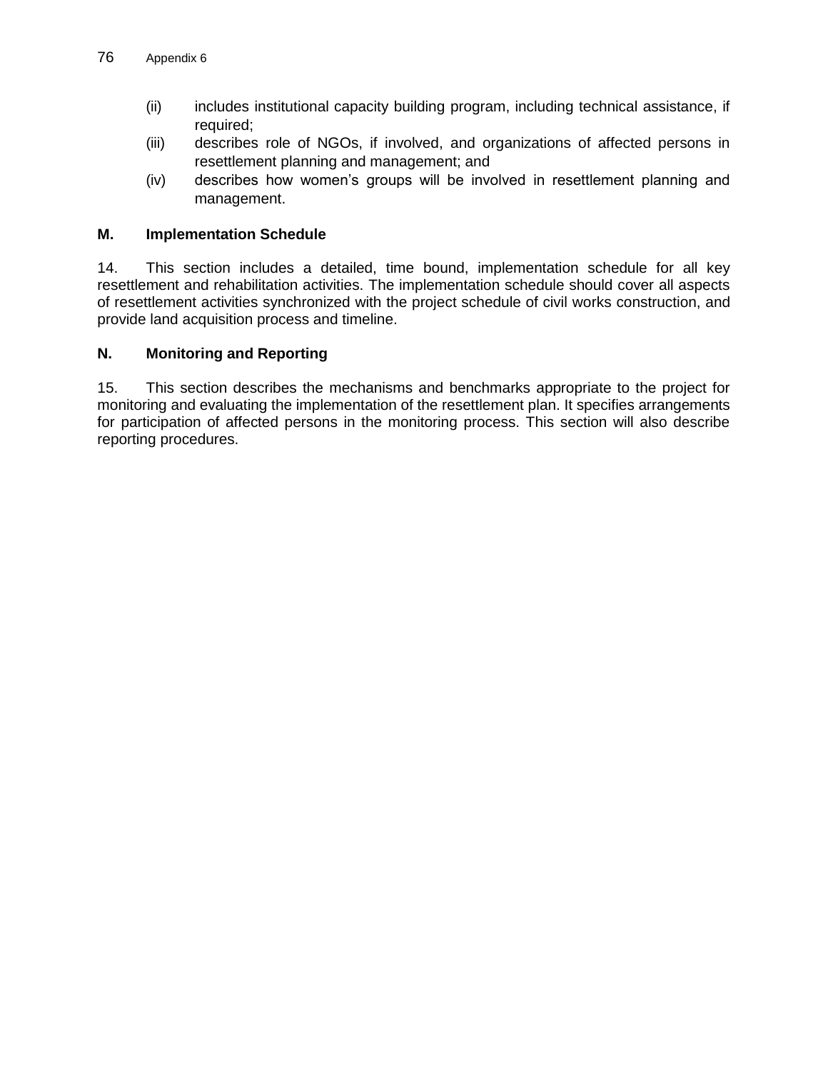(ii) includes institutional capacity building program, including technical assistance, if required;

(iii) describes role of NGOs, if involved, and organizations of affected persons in resettlement planning and management; and

(iv) describes how women's groups will be involved in resettlement planning and management.

## M. Implementation Schedule

14. This section includes a detailed, time bound, implementation schedule for all key resettlement and rehabilitation activities. The implementation schedule should cover all aspects of resettlement activities synchronized with the project schedule of civil works construction, and provide land acquisition process and timeline.

## N. Monitoring and Reporting

15. This section describes the mechanisms and benchmarks appropriate to the project for monitoring and evaluating the implementation of the resettlement plan. It specifies arrangements for participation of affected persons in the monitoring process. This section will also describe reporting procedures.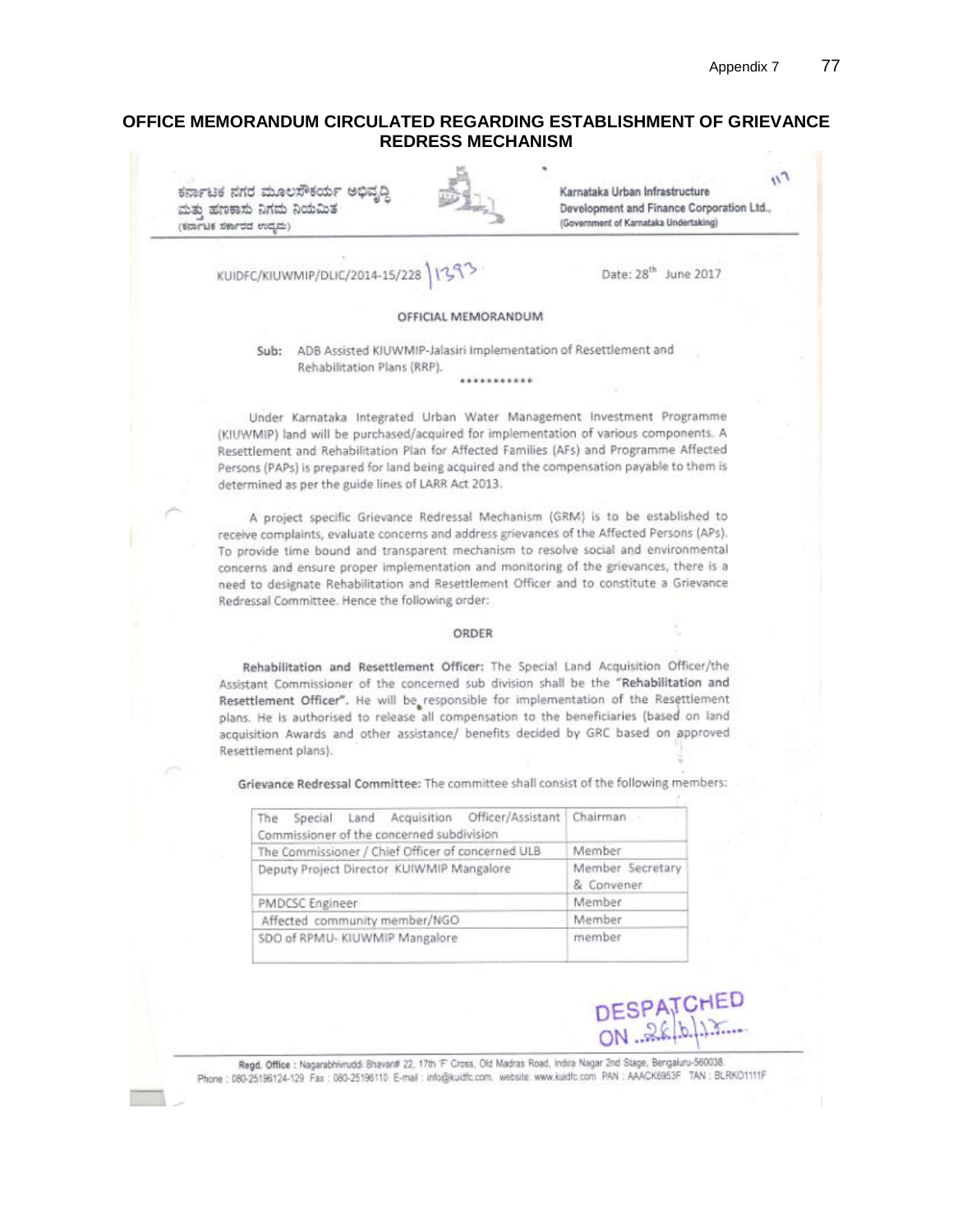# OFFICE MEMORANDUM CIRCULATED REGARDING ESTABLISHMENT OF GRIEVANCE REDRESS MECHANISM

ಕರ್ನಾಟಕ ನಗರ ಮೂಲಸೌಕರ್ಯ ಅಭಿವೃದ್ಧಿ ಮತ್ತು ಹಣಕಾಸು ನಿಗಮ ನಿಯಮಿತ
(ಕರ್ನಾಟಕ ಸರ್ಕಾರದ ಉದ್ಯಮ)

Karnataka Urban Infrastructure Development and Finance Corporation Ltd.,
(Government of Karnataka Undertaking)

KUIDFC/KIUWMIP/DLIC/2014-15/228 | 1393

Date: 28th June 2017

## OFFICIAL MEMORANDUM

**Sub:** ADB Assisted KIUWMIP-Jalasiri Implementation of Resettlement and Rehabilitation Plans (RRP).

\*\*\*\*\*\*\*\*\*\*\*\*

Under Karnataka Integrated Urban Water Management Investment Programme (KIUWMIP) land will be purchased/acquired for implementation of various components. A Resettlement and Rehabilitation Plan for Affected Families (AFs) and Programme Affected Persons (PAPs) is prepared for land being acquired and the compensation payable to them is determined as per the guide lines of LARR Act 2013.

A project specific Grievance Redressal Mechanism (GRM) is to be established to receive complaints, evaluate concerns and address grievances of the Affected Persons (APs). To provide time bound and transparent mechanism to resolve social and environmental concerns and ensure proper implementation and monitoring of the grievances, there is a need to designate Rehabilitation and Resettlement Officer and to constitute a Grievance Redressal Committee. Hence the following order:

## ORDER

**Rehabilitation and Resettlement Officer:** The Special Land Acquisition Officer/the Assistant Commissioner of the concerned sub division shall be the **"Rehabilitation and Resettlement Officer"**. He will be responsible for implementation of the Resettlement plans. He is authorised to release all compensation to the beneficiaries (based on land acquisition Awards and other assistance/ benefits decided by GRC based on approved Resettlement plans).

**Grievance Redressal Committee:** The committee shall consist of the following members:

| | |
|---|---|
| The Special Land Acquisition Officer/Assistant Commissioner of the concerned subdivision | Chairman |
| The Commissioner / Chief Officer of concerned ULB | Member |
| Deputy Project Director KUIWMIP Mangalore | Member Secretary & Convener |
| PMDCSC Engineer | Member |
| Affected community member/NGO | Member |
| SDO of RPMU- KIUWMIP Mangalore | member |

DESPATCHED ON 28/6/17

**Regd. Office:** Nagarabhivruddi Bhavan# 22, 17th 'F' Cross, Old Madras Road, Indira Nagar 2nd Stage, Bengaluru-560038.
Phone: 080-25196124-129 Fax: 080-25196110 E-mail: info@kuidfc.com, website: www.kuidfc.com PAN: AAACK6953F TAN: BLRK01111F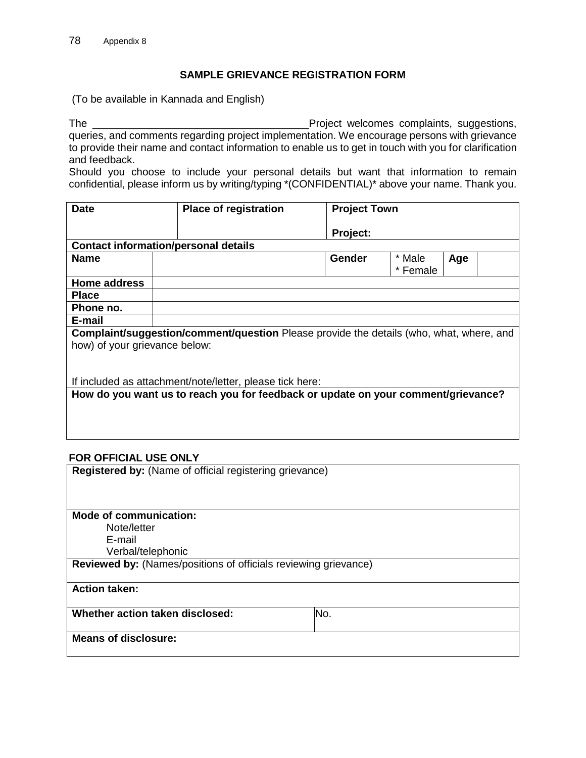Appendix 8

## SAMPLE GRIEVANCE REGISTRATION FORM

(To be available in Kannada and English)

The ____________________________________Project welcomes complaints, suggestions, queries, and comments regarding project implementation. We encourage persons with grievance to provide their name and contact information to enable us to get in touch with you for clarification and feedback.

Should you choose to include your personal details but want that information to remain confidential, please inform us by writing/typing *(CONFIDENTIAL)* above your name. Thank you.

| **Date** | **Place of registration** | **Project Town**<br><br>**Project:** | | | |
|---|---|---|---|---|---|
| **Contact information/personal details** | | | | | |
| **Name** | | **Gender** | * Male<br>* Female | **Age** | |
| **Home address** | | | | | |
| **Place** | | | | | |
| **Phone no.** | | | | | |
| **E-mail** | | | | | |
| **Complaint/suggestion/comment/question** Please provide the details (who, what, where, and how) of your grievance below:<br><br>If included as attachment/note/letter, please tick here: | | | | | |
| **How do you want us to reach you for feedback or update on your comment/grievance?** | | | | | |

**FOR OFFICIAL USE ONLY**

| **Registered by:** (Name of official registering grievance) | |
|---|---|
| **Mode of communication:**<br>Note/letter<br>E-mail<br>Verbal/telephonic | |
| **Reviewed by:** (Names/positions of officials reviewing grievance) | |
| **Action taken:** | |
| **Whether action taken disclosed:** | No. |
| **Means of disclosure:** | |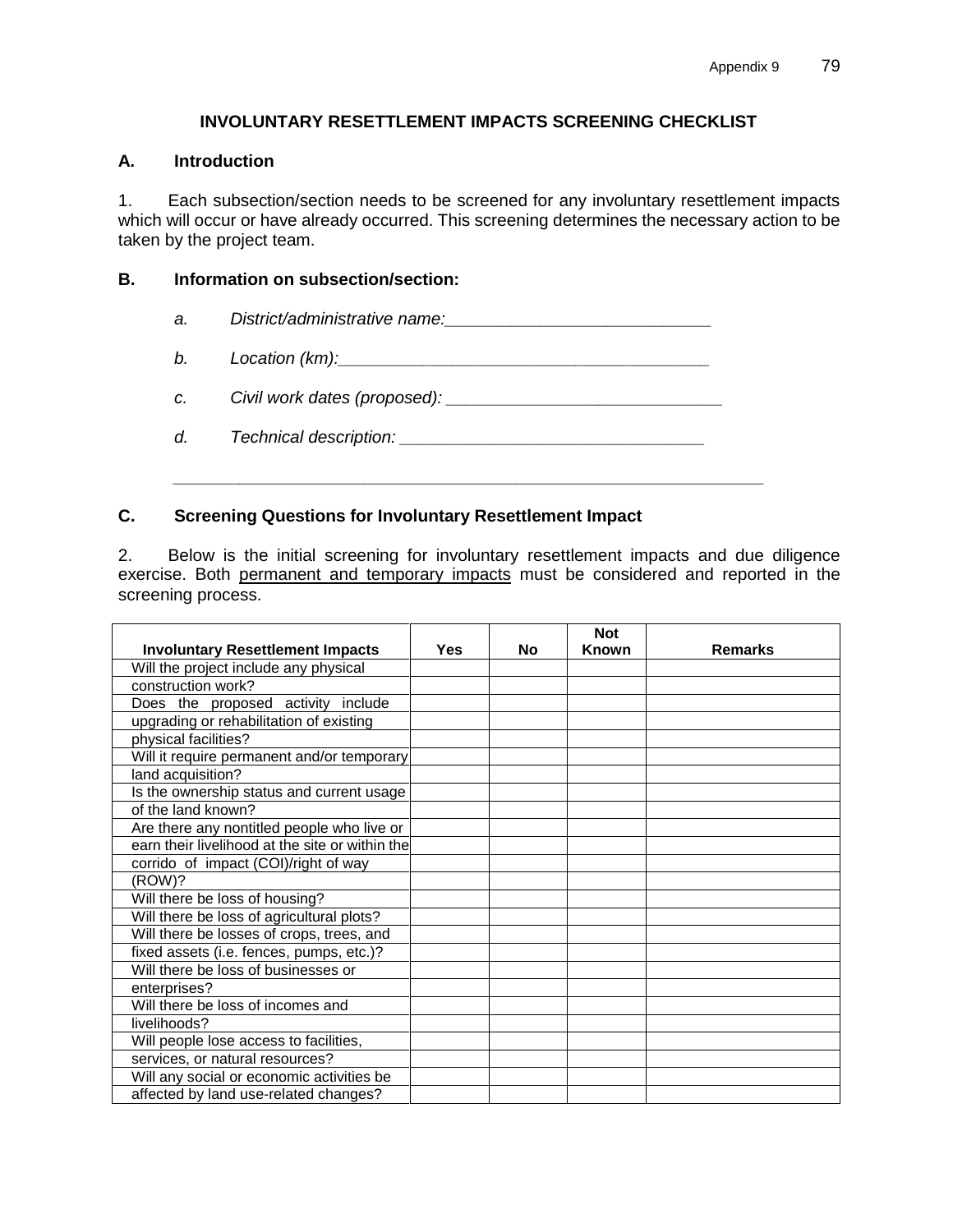## INVOLUNTARY RESETTLEMENT IMPACTS SCREENING CHECKLIST

### A. Introduction

1. Each subsection/section needs to be screened for any involuntary resettlement impacts which will occur or have already occurred. This screening determines the necessary action to be taken by the project team.

### B. Information on subsection/section:

*a. District/administrative name:____________________________*

*b. Location (km):________________________________________*

*c. Civil work dates (proposed): _____________________________*

*d. Technical description: ________________________________*

*_________________________________________________________________*

### C. Screening Questions for Involuntary Resettlement Impact

2. Below is the initial screening for involuntary resettlement impacts and due diligence exercise. Both <u>permanent and temporary impacts</u> must be considered and reported in the screening process.

| Involuntary Resettlement Impacts | Yes | No | Not Known | Remarks |
|---|---|---|---|---|
| Will the project include any physical construction work? | | | | |
| Does the proposed activity include upgrading or rehabilitation of existing physical facilities? | | | | |
| Will it require permanent and/or temporary land acquisition? | | | | |
| Is the ownership status and current usage of the land known? | | | | |
| Are there any nontitled people who live or earn their livelihood at the site or within the corrido of impact (COI)/right of way (ROW)? | | | | |
| Will there be loss of housing? | | | | |
| Will there be loss of agricultural plots? | | | | |
| Will there be losses of crops, trees, and fixed assets (i.e. fences, pumps, etc.)? | | | | |
| Will there be loss of businesses or enterprises? | | | | |
| Will there be loss of incomes and livelihoods? | | | | |
| Will people lose access to facilities, services, or natural resources? | | | | |
| Will any social or economic activities be affected by land use-related changes? | | | | |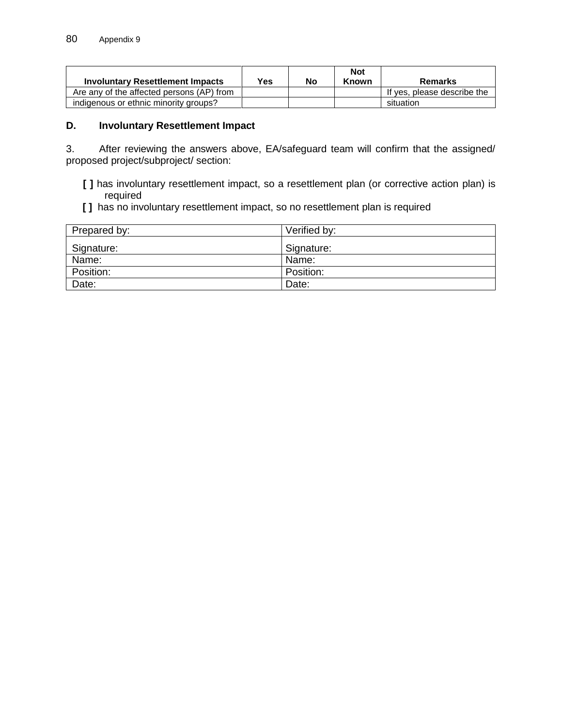| Involuntary Resettlement Impacts | Yes | No | Not Known | Remarks |
|---|---|---|---|---|
| Are any of the affected persons (AP) from indigenous or ethnic minority groups? | | | | If yes, please describe the situation |

**D. Involuntary Resettlement Impact**

3. After reviewing the answers above, EA/safeguard team will confirm that the assigned/ proposed project/subproject/ section:

**[ ]** has involuntary resettlement impact, so a resettlement plan (or corrective action plan) is required

**[ ]** has no involuntary resettlement impact, so no resettlement plan is required

| Prepared by: | Verified by: |
|---|---|
| Signature: | Signature: |
| Name: | Name: |
| Position: | Position: |
| Date: | Date: |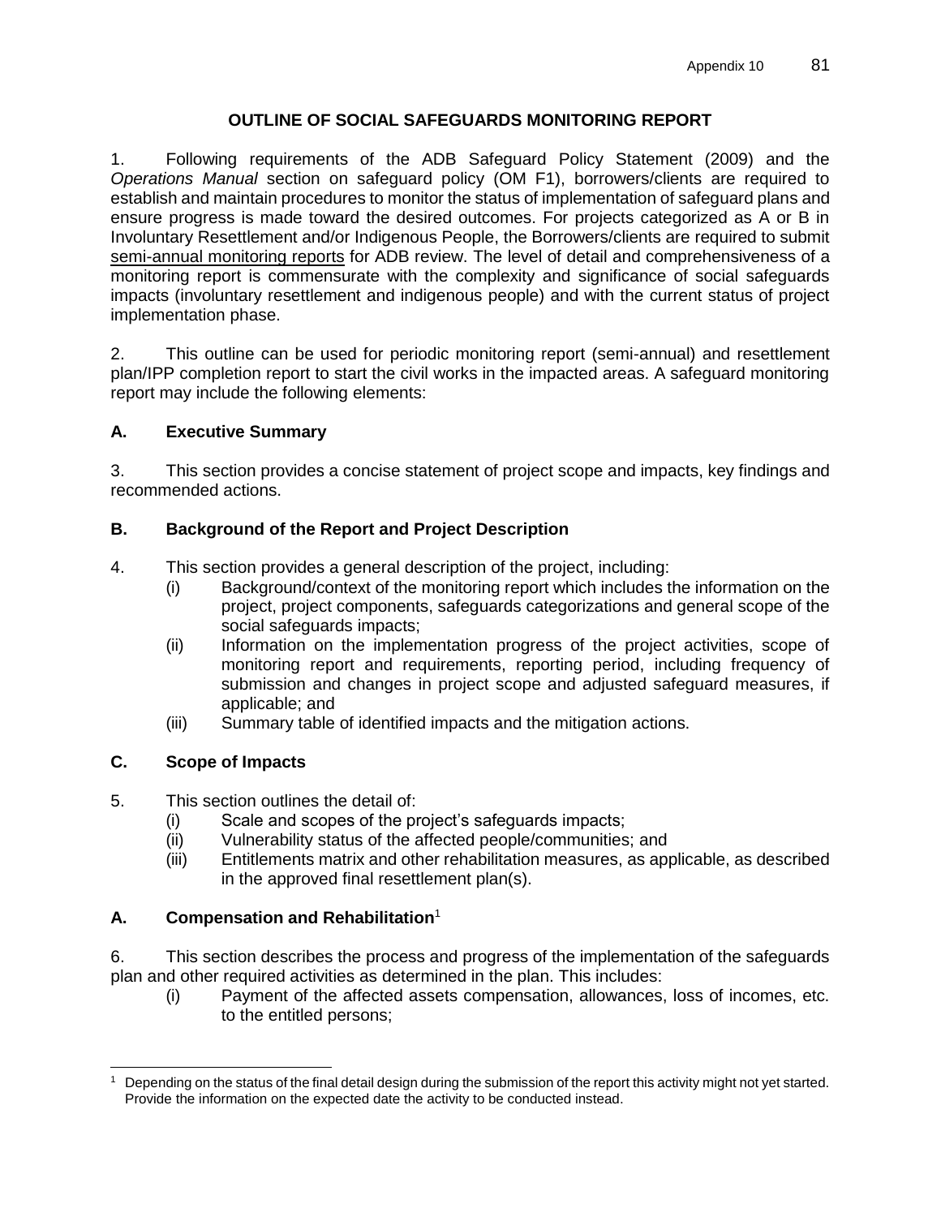## OUTLINE OF SOCIAL SAFEGUARDS MONITORING REPORT

1. Following requirements of the ADB Safeguard Policy Statement (2009) and the *Operations Manual* section on safeguard policy (OM F1), borrowers/clients are required to establish and maintain procedures to monitor the status of implementation of safeguard plans and ensure progress is made toward the desired outcomes. For projects categorized as A or B in Involuntary Resettlement and/or Indigenous People, the Borrowers/clients are required to submit semi-annual monitoring reports for ADB review. The level of detail and comprehensiveness of a monitoring report is commensurate with the complexity and significance of social safeguards impacts (involuntary resettlement and indigenous people) and with the current status of project implementation phase.

2. This outline can be used for periodic monitoring report (semi-annual) and resettlement plan/IPP completion report to start the civil works in the impacted areas. A safeguard monitoring report may include the following elements:

### A. Executive Summary

3. This section provides a concise statement of project scope and impacts, key findings and recommended actions.

### B. Background of the Report and Project Description

4. This section provides a general description of the project, including:
   (i) Background/context of the monitoring report which includes the information on the project, project components, safeguards categorizations and general scope of the social safeguards impacts;
   (ii) Information on the implementation progress of the project activities, scope of monitoring report and requirements, reporting period, including frequency of submission and changes in project scope and adjusted safeguard measures, if applicable; and
   (iii) Summary table of identified impacts and the mitigation actions.

### C. Scope of Impacts

5. This section outlines the detail of:
   (i) Scale and scopes of the project's safeguards impacts;
   (ii) Vulnerability status of the affected people/communities; and
   (iii) Entitlements matrix and other rehabilitation measures, as applicable, as described in the approved final resettlement plan(s).

### A. Compensation and Rehabilitation[1]

6. This section describes the process and progress of the implementation of the safeguards plan and other required activities as determined in the plan. This includes:
   (i) Payment of the affected assets compensation, allowances, loss of incomes, etc. to the entitled persons;

[1] Depending on the status of the final detail design during the submission of the report this activity might not yet started. Provide the information on the expected date the activity to be conducted instead.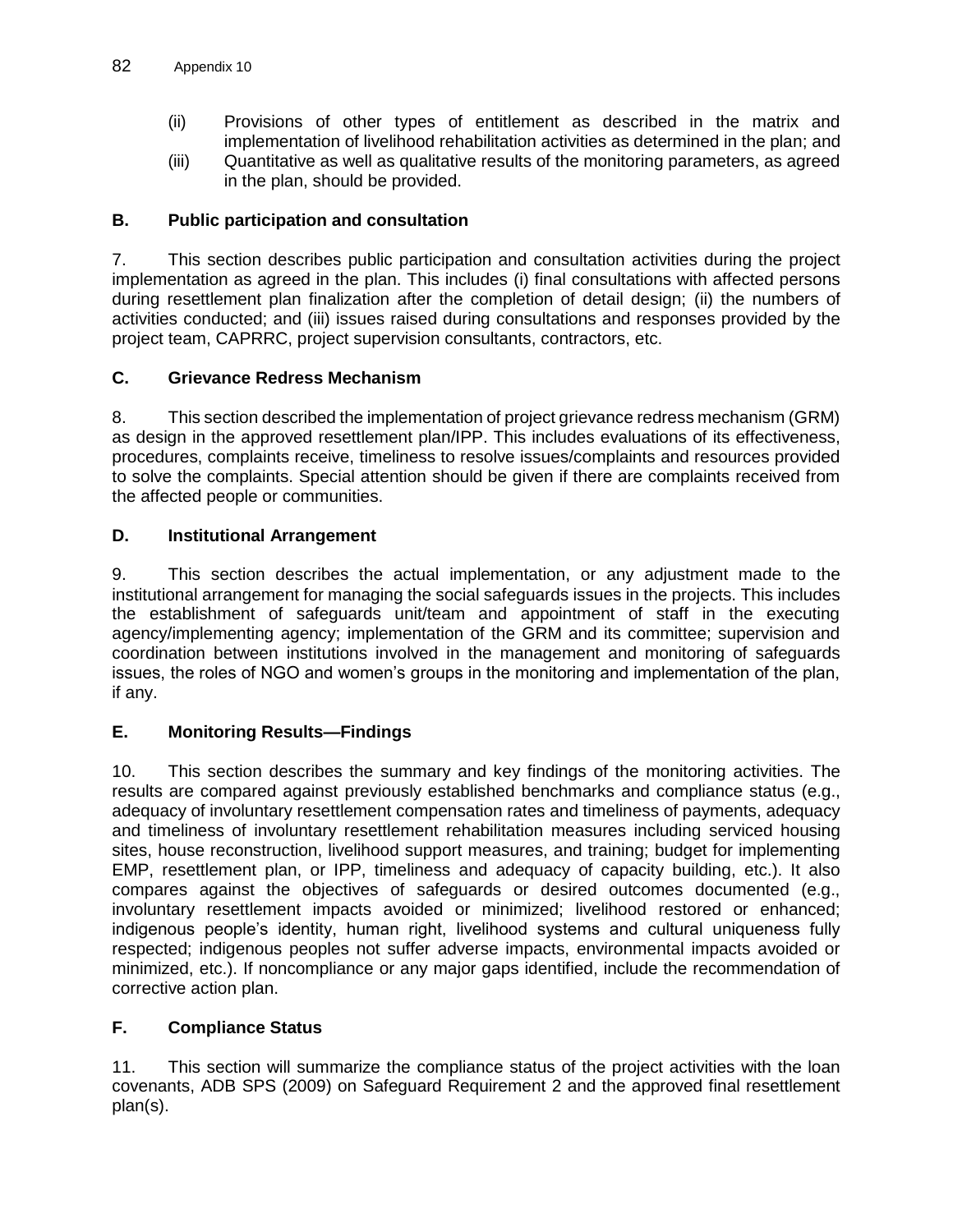(ii) Provisions of other types of entitlement as described in the matrix and implementation of livelihood rehabilitation activities as determined in the plan; and

(iii) Quantitative as well as qualitative results of the monitoring parameters, as agreed in the plan, should be provided.

### B. Public participation and consultation

7. This section describes public participation and consultation activities during the project implementation as agreed in the plan. This includes (i) final consultations with affected persons during resettlement plan finalization after the completion of detail design; (ii) the numbers of activities conducted; and (iii) issues raised during consultations and responses provided by the project team, CAPRRC, project supervision consultants, contractors, etc.

### C. Grievance Redress Mechanism

8. This section described the implementation of project grievance redress mechanism (GRM) as design in the approved resettlement plan/IPP. This includes evaluations of its effectiveness, procedures, complaints receive, timeliness to resolve issues/complaints and resources provided to solve the complaints. Special attention should be given if there are complaints received from the affected people or communities.

### D. Institutional Arrangement

9. This section describes the actual implementation, or any adjustment made to the institutional arrangement for managing the social safeguards issues in the projects. This includes the establishment of safeguards unit/team and appointment of staff in the executing agency/implementing agency; implementation of the GRM and its committee; supervision and coordination between institutions involved in the management and monitoring of safeguards issues, the roles of NGO and women's groups in the monitoring and implementation of the plan, if any.

### E. Monitoring Results—Findings

10. This section describes the summary and key findings of the monitoring activities. The results are compared against previously established benchmarks and compliance status (e.g., adequacy of involuntary resettlement compensation rates and timeliness of payments, adequacy and timeliness of involuntary resettlement rehabilitation measures including serviced housing sites, house reconstruction, livelihood support measures, and training; budget for implementing EMP, resettlement plan, or IPP, timeliness and adequacy of capacity building, etc.). It also compares against the objectives of safeguards or desired outcomes documented (e.g., involuntary resettlement impacts avoided or minimized; livelihood restored or enhanced; indigenous people's identity, human right, livelihood systems and cultural uniqueness fully respected; indigenous peoples not suffer adverse impacts, environmental impacts avoided or minimized, etc.). If noncompliance or any major gaps identified, include the recommendation of corrective action plan.

### F. Compliance Status

11. This section will summarize the compliance status of the project activities with the loan covenants, ADB SPS (2009) on Safeguard Requirement 2 and the approved final resettlement plan(s).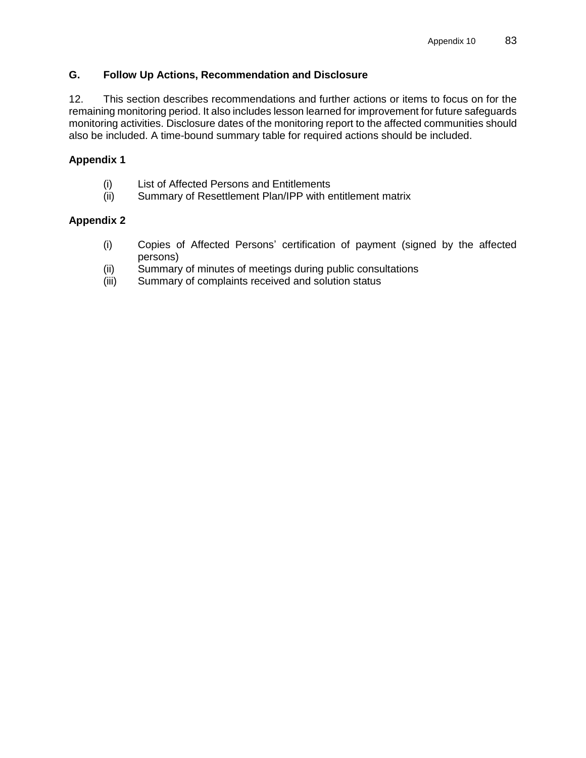## G. Follow Up Actions, Recommendation and Disclosure

12. This section describes recommendations and further actions or items to focus on for the remaining monitoring period. It also includes lesson learned for improvement for future safeguards monitoring activities. Disclosure dates of the monitoring report to the affected communities should also be included. A time-bound summary table for required actions should be included.

**Appendix 1**

(i) List of Affected Persons and Entitlements
(ii) Summary of Resettlement Plan/IPP with entitlement matrix

**Appendix 2**

(i) Copies of Affected Persons' certification of payment (signed by the affected persons)
(ii) Summary of minutes of meetings during public consultations
(iii) Summary of complaints received and solution status